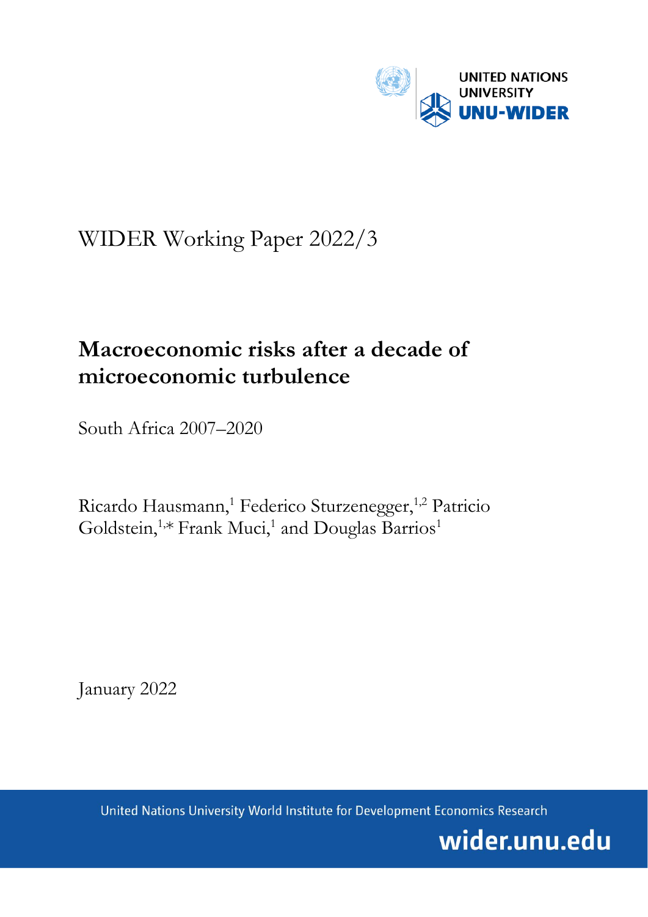UNITED NATIONS UNIVERSITY

UNU-WIDER

WIDER Working Paper 2022/3

# Macroeconomic risks after a decade of microeconomic turbulence

South Africa 2007–2020

Ricardo Hausmann,[1] Federico Sturzenegger,[1,2] Patricio Goldstein,[1,*] Frank Muci,[1] and Douglas Barrios[1]

January 2022

United Nations University World Institute for Development Economics Research

wider.unu.edu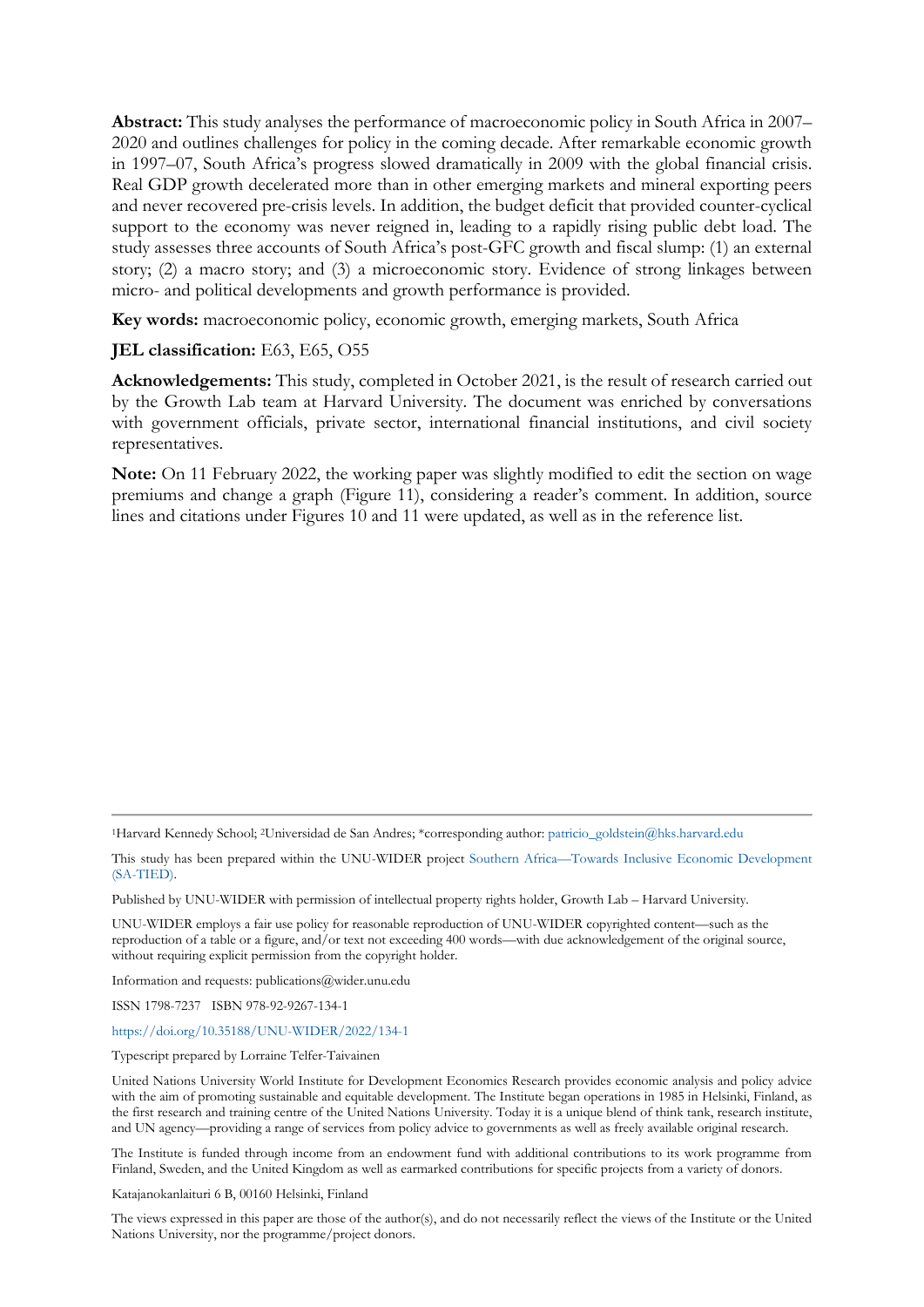**Abstract:** This study analyses the performance of macroeconomic policy in South Africa in 2007–2020 and outlines challenges for policy in the coming decade. After remarkable economic growth in 1997–07, South Africa's progress slowed dramatically in 2009 with the global financial crisis. Real GDP growth decelerated more than in other emerging markets and mineral exporting peers and never recovered pre-crisis levels. In addition, the budget deficit that provided counter-cyclical support to the economy was never reigned in, leading to a rapidly rising public debt load. The study assesses three accounts of South Africa's post-GFC growth and fiscal slump: (1) an external story; (2) a macro story; and (3) a microeconomic story. Evidence of strong linkages between micro- and political developments and growth performance is provided.

**Key words:** macroeconomic policy, economic growth, emerging markets, South Africa

**JEL classification:** E63, E65, O55

**Acknowledgements:** This study, completed in October 2021, is the result of research carried out by the Growth Lab team at Harvard University. The document was enriched by conversations with government officials, private sector, international financial institutions, and civil society representatives.

**Note:** On 11 February 2022, the working paper was slightly modified to edit the section on wage premiums and change a graph (Figure 11), considering a reader's comment. In addition, source lines and citations under Figures 10 and 11 were updated, as well as in the reference list.

---

[1]Harvard Kennedy School; [2]Universidad de San Andres; *corresponding author: patricio_goldstein@hks.harvard.edu

This study has been prepared within the UNU-WIDER project Southern Africa—Towards Inclusive Economic Development (SA-TIED).

Published by UNU-WIDER with permission of intellectual property rights holder, Growth Lab – Harvard University.

UNU-WIDER employs a fair use policy for reasonable reproduction of UNU-WIDER copyrighted content—such as the reproduction of a table or a figure, and/or text not exceeding 400 words—with due acknowledgement of the original source, without requiring explicit permission from the copyright holder.

Information and requests: publications@wider.unu.edu

ISSN 1798-7237 ISBN 978-92-9267-134-1

https://doi.org/10.35188/UNU-WIDER/2022/134-1

Typescript prepared by Lorraine Telfer-Taivainen

United Nations University World Institute for Development Economics Research provides economic analysis and policy advice with the aim of promoting sustainable and equitable development. The Institute began operations in 1985 in Helsinki, Finland, as the first research and training centre of the United Nations University. Today it is a unique blend of think tank, research institute, and UN agency—providing a range of services from policy advice to governments as well as freely available original research.

The Institute is funded through income from an endowment fund with additional contributions to its work programme from Finland, Sweden, and the United Kingdom as well as earmarked contributions for specific projects from a variety of donors.

Katajanokanlaituri 6 B, 00160 Helsinki, Finland

The views expressed in this paper are those of the author(s), and do not necessarily reflect the views of the Institute or the United Nations University, nor the programme/project donors.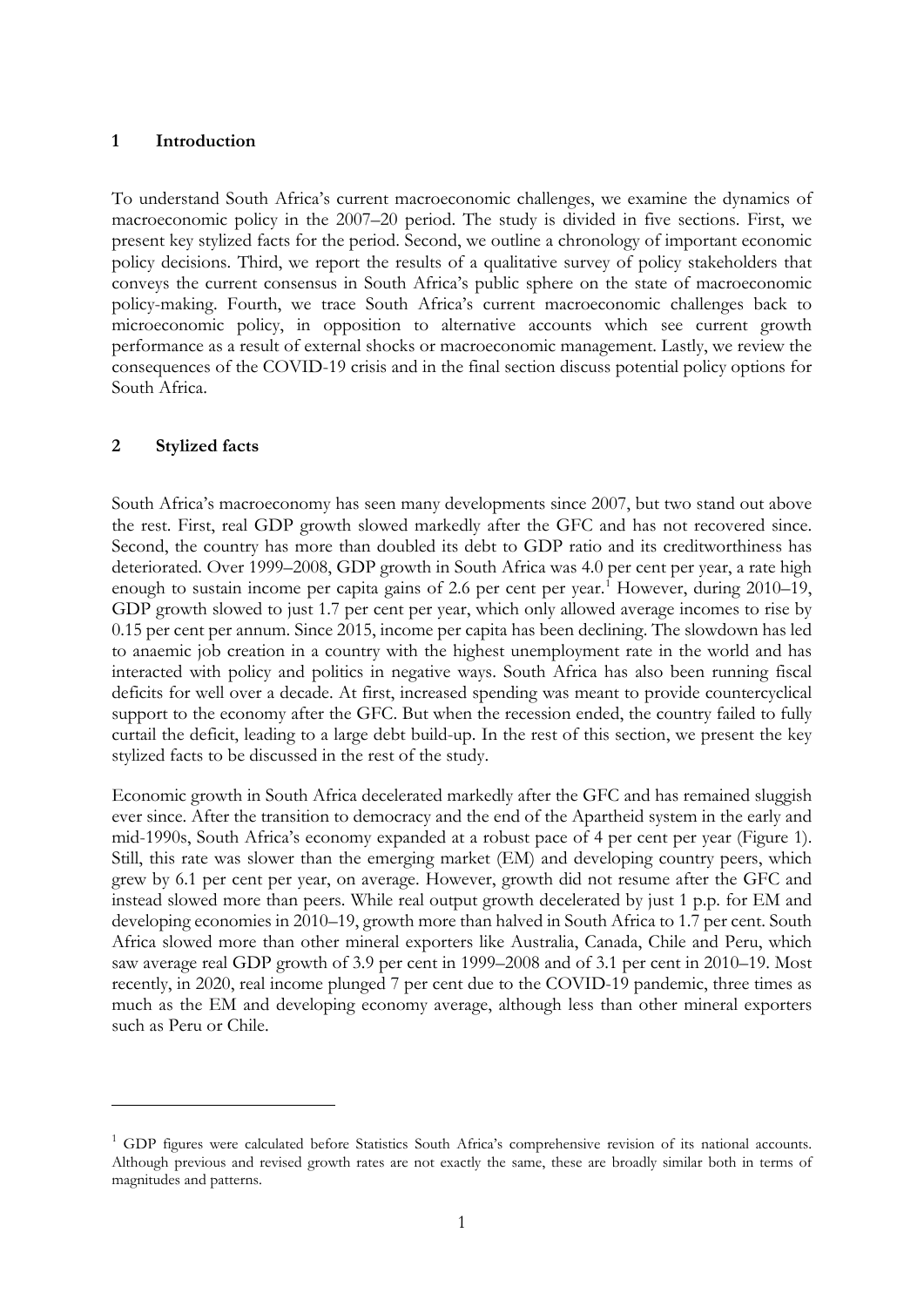## 1 Introduction

To understand South Africa's current macroeconomic challenges, we examine the dynamics of macroeconomic policy in the 2007–20 period. The study is divided in five sections. First, we present key stylized facts for the period. Second, we outline a chronology of important economic policy decisions. Third, we report the results of a qualitative survey of policy stakeholders that conveys the current consensus in South Africa's public sphere on the state of macroeconomic policy-making. Fourth, we trace South Africa's current macroeconomic challenges back to microeconomic policy, in opposition to alternative accounts which see current growth performance as a result of external shocks or macroeconomic management. Lastly, we review the consequences of the COVID-19 crisis and in the final section discuss potential policy options for South Africa.

## 2 Stylized facts

South Africa's macroeconomy has seen many developments since 2007, but two stand out above the rest. First, real GDP growth slowed markedly after the GFC and has not recovered since. Second, the country has more than doubled its debt to GDP ratio and its creditworthiness has deteriorated. Over 1999–2008, GDP growth in South Africa was 4.0 per cent per year, a rate high enough to sustain income per capita gains of 2.6 per cent per year.[1] However, during 2010–19, GDP growth slowed to just 1.7 per cent per year, which only allowed average incomes to rise by 0.15 per cent per annum. Since 2015, income per capita has been declining. The slowdown has led to anaemic job creation in a country with the highest unemployment rate in the world and has interacted with policy and politics in negative ways. South Africa has also been running fiscal deficits for well over a decade. At first, increased spending was meant to provide countercyclical support to the economy after the GFC. But when the recession ended, the country failed to fully curtail the deficit, leading to a large debt build-up. In the rest of this section, we present the key stylized facts to be discussed in the rest of the study.

Economic growth in South Africa decelerated markedly after the GFC and has remained sluggish ever since. After the transition to democracy and the end of the Apartheid system in the early and mid-1990s, South Africa's economy expanded at a robust pace of 4 per cent per year (Figure 1). Still, this rate was slower than the emerging market (EM) and developing country peers, which grew by 6.1 per cent per year, on average. However, growth did not resume after the GFC and instead slowed more than peers. While real output growth decelerated by just 1 p.p. for EM and developing economies in 2010–19, growth more than halved in South Africa to 1.7 per cent. South Africa slowed more than other mineral exporters like Australia, Canada, Chile and Peru, which saw average real GDP growth of 3.9 per cent in 1999–2008 and of 3.1 per cent in 2010–19. Most recently, in 2020, real income plunged 7 per cent due to the COVID-19 pandemic, three times as much as the EM and developing economy average, although less than other mineral exporters such as Peru or Chile.

---

[1] GDP figures were calculated before Statistics South Africa's comprehensive revision of its national accounts. Although previous and revised growth rates are not exactly the same, these are broadly similar both in terms of magnitudes and patterns.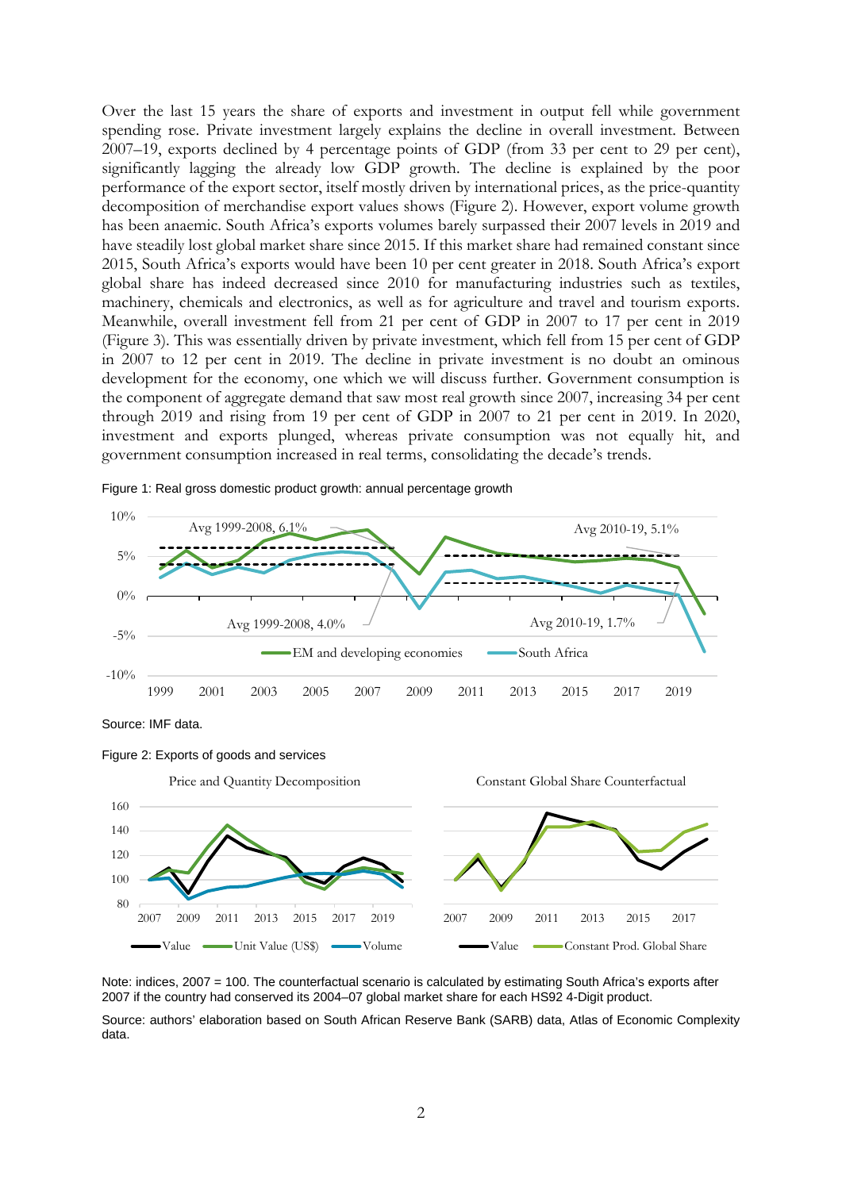Over the last 15 years the share of exports and investment in output fell while government spending rose. Private investment largely explains the decline in overall investment. Between 2007–19, exports declined by 4 percentage points of GDP (from 33 per cent to 29 per cent), significantly lagging the already low GDP growth. The decline is explained by the poor performance of the export sector, itself mostly driven by international prices, as the price-quantity decomposition of merchandise export values shows (Figure 2). However, export volume growth has been anaemic. South Africa's exports volumes barely surpassed their 2007 levels in 2019 and have steadily lost global market share since 2015. If this market share had remained constant since 2015, South Africa's exports would have been 10 per cent greater in 2018. South Africa's export global share has indeed decreased since 2010 for manufacturing industries such as textiles, machinery, chemicals and electronics, as well as for agriculture and travel and tourism exports. Meanwhile, overall investment fell from 21 per cent of GDP in 2007 to 17 per cent in 2019 (Figure 3). This was essentially driven by private investment, which fell from 15 per cent of GDP in 2007 to 12 per cent in 2019. The decline in private investment is no doubt an ominous development for the economy, one which we will discuss further. Government consumption is the component of aggregate demand that saw most real growth since 2007, increasing 34 per cent through 2019 and rising from 19 per cent of GDP in 2007 to 21 per cent in 2019. In 2020, investment and exports plunged, whereas private consumption was not equally hit, and government consumption increased in real terms, consolidating the decade's trends.

Figure 1: Real gross domestic product growth: annual percentage growth

Source: IMF data.

Figure 2: Exports of goods and services

Note: indices, 2007 = 100. The counterfactual scenario is calculated by estimating South Africa's exports after 2007 if the country had conserved its 2004–07 global market share for each HS92 4-Digit product.

Source: authors' elaboration based on South African Reserve Bank (SARB) data, Atlas of Economic Complexity data.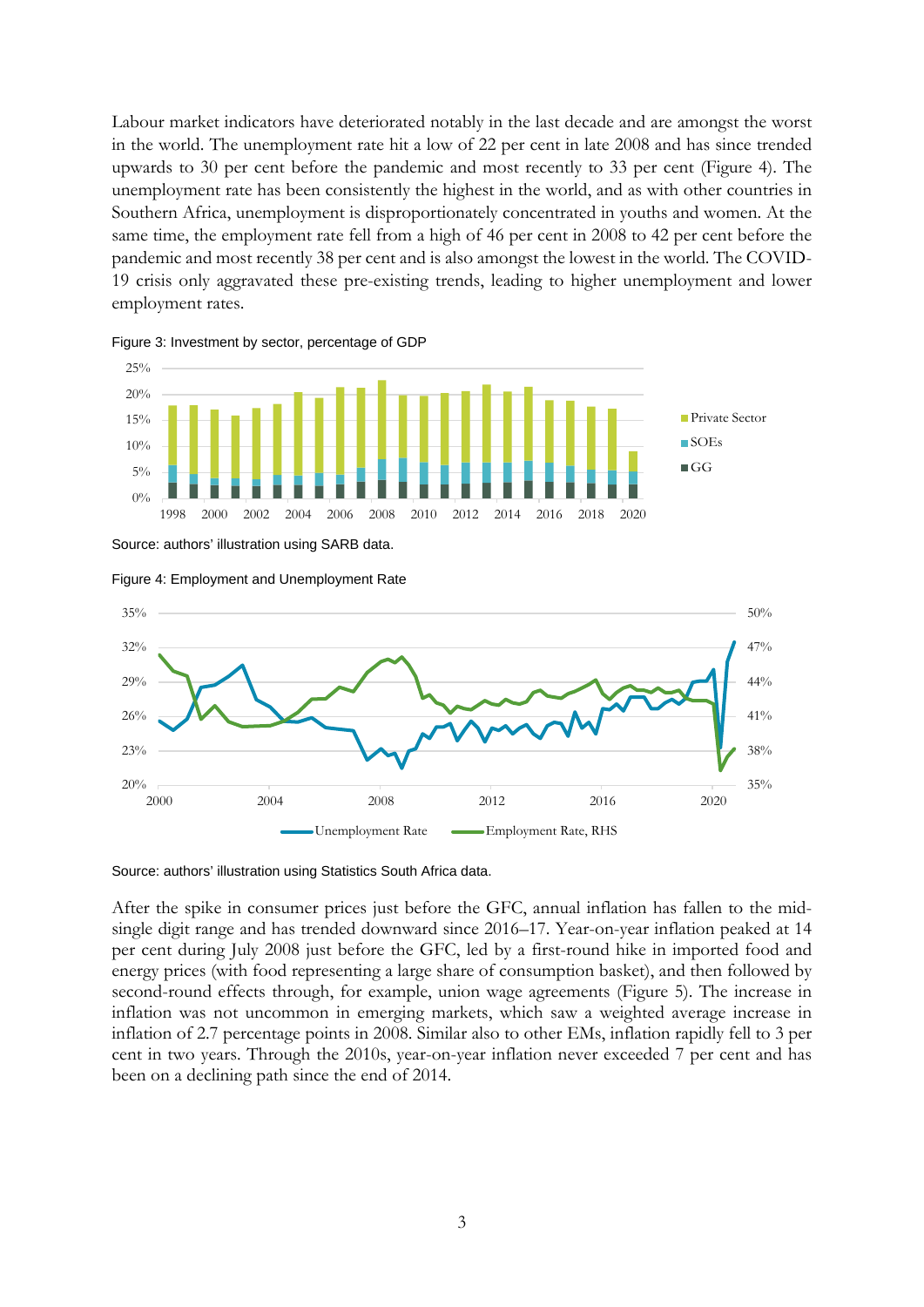Labour market indicators have deteriorated notably in the last decade and are amongst the worst in the world. The unemployment rate hit a low of 22 per cent in late 2008 and has since trended upwards to 30 per cent before the pandemic and most recently to 33 per cent (Figure 4). The unemployment rate has been consistently the highest in the world, and as with other countries in Southern Africa, unemployment is disproportionately concentrated in youths and women. At the same time, the employment rate fell from a high of 46 per cent in 2008 to 42 per cent before the pandemic and most recently 38 per cent and is also amongst the lowest in the world. The COVID-19 crisis only aggravated these pre-existing trends, leading to higher unemployment and lower employment rates.

Figure 3: Investment by sector, percentage of GDP

Source: authors' illustration using SARB data.

Figure 4: Employment and Unemployment Rate

Source: authors' illustration using Statistics South Africa data.

After the spike in consumer prices just before the GFC, annual inflation has fallen to the mid-single digit range and has trended downward since 2016–17. Year-on-year inflation peaked at 14 per cent during July 2008 just before the GFC, led by a first-round hike in imported food and energy prices (with food representing a large share of consumption basket), and then followed by second-round effects through, for example, union wage agreements (Figure 5). The increase in inflation was not uncommon in emerging markets, which saw a weighted average increase in inflation of 2.7 percentage points in 2008. Similar also to other EMs, inflation rapidly fell to 3 per cent in two years. Through the 2010s, year-on-year inflation never exceeded 7 per cent and has been on a declining path since the end of 2014.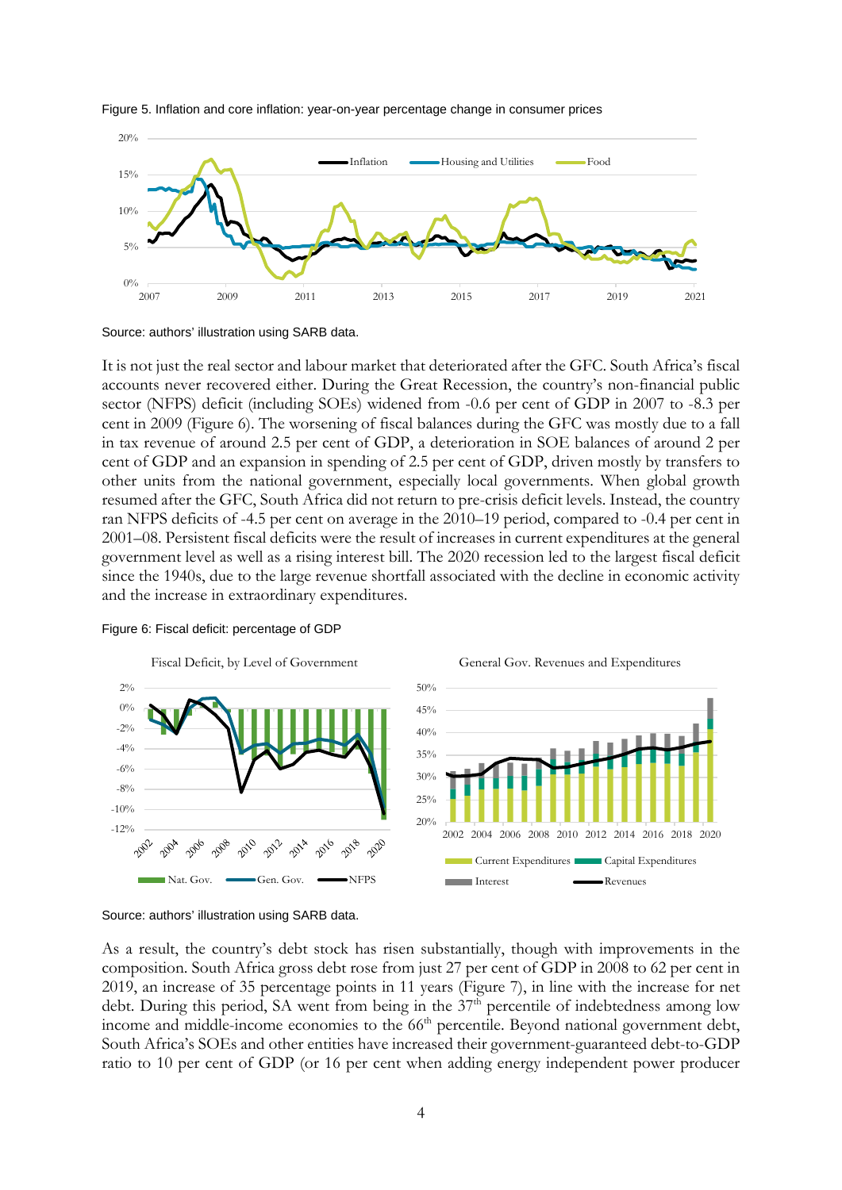Figure 5. Inflation and core inflation: year-on-year percentage change in consumer prices

Source: authors' illustration using SARB data.

It is not just the real sector and labour market that deteriorated after the GFC. South Africa's fiscal accounts never recovered either. During the Great Recession, the country's non-financial public sector (NFPS) deficit (including SOEs) widened from -0.6 per cent of GDP in 2007 to -8.3 per cent in 2009 (Figure 6). The worsening of fiscal balances during the GFC was mostly due to a fall in tax revenue of around 2.5 per cent of GDP, a deterioration in SOE balances of around 2 per cent of GDP and an expansion in spending of 2.5 per cent of GDP, driven mostly by transfers to other units from the national government, especially local governments. When global growth resumed after the GFC, South Africa did not return to pre-crisis deficit levels. Instead, the country ran NFPS deficits of -4.5 per cent on average in the 2010–19 period, compared to -0.4 per cent in 2001–08. Persistent fiscal deficits were the result of increases in current expenditures at the general government level as well as a rising interest bill. The 2020 recession led to the largest fiscal deficit since the 1940s, due to the large revenue shortfall associated with the decline in economic activity and the increase in extraordinary expenditures.

Figure 6: Fiscal deficit: percentage of GDP

Source: authors' illustration using SARB data.

As a result, the country's debt stock has risen substantially, though with improvements in the composition. South Africa gross debt rose from just 27 per cent of GDP in 2008 to 62 per cent in 2019, an increase of 35 percentage points in 11 years (Figure 7), in line with the increase for net debt. During this period, SA went from being in the 37th percentile of indebtedness among low income and middle-income economies to the 66th percentile. Beyond national government debt, South Africa's SOEs and other entities have increased their government-guaranteed debt-to-GDP ratio to 10 per cent of GDP (or 16 per cent when adding energy independent power producer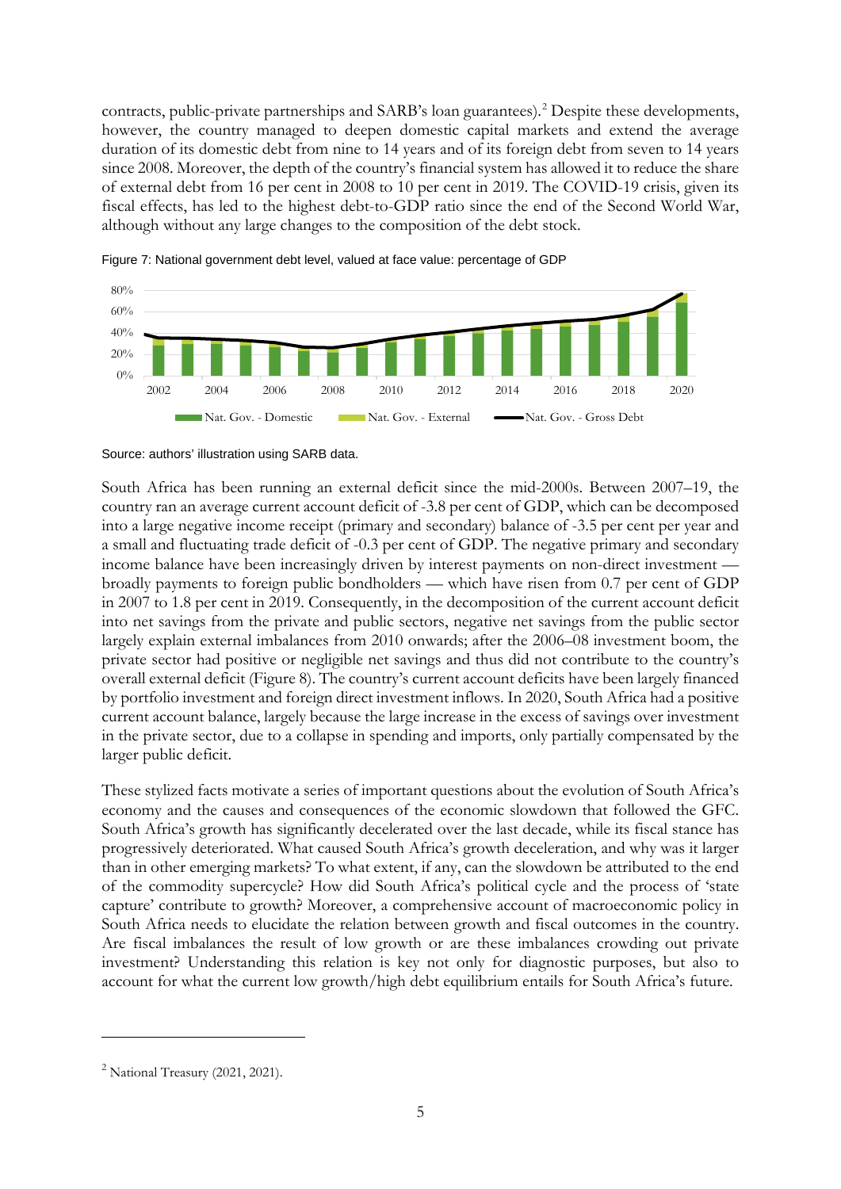contracts, public-private partnerships and SARB's loan guarantees).[2] Despite these developments, however, the country managed to deepen domestic capital markets and extend the average duration of its domestic debt from nine to 14 years and of its foreign debt from seven to 14 years since 2008. Moreover, the depth of the country's financial system has allowed it to reduce the share of external debt from 16 per cent in 2008 to 10 per cent in 2019. The COVID-19 crisis, given its fiscal effects, has led to the highest debt-to-GDP ratio since the end of the Second World War, although without any large changes to the composition of the debt stock.

Figure 7: National government debt level, valued at face value: percentage of GDP

Source: authors' illustration using SARB data.

South Africa has been running an external deficit since the mid-2000s. Between 2007–19, the country ran an average current account deficit of -3.8 per cent of GDP, which can be decomposed into a large negative income receipt (primary and secondary) balance of -3.5 per cent per year and a small and fluctuating trade deficit of -0.3 per cent of GDP. The negative primary and secondary income balance have been increasingly driven by interest payments on non-direct investment — broadly payments to foreign public bondholders — which have risen from 0.7 per cent of GDP in 2007 to 1.8 per cent in 2019. Consequently, in the decomposition of the current account deficit into net savings from the private and public sectors, negative net savings from the public sector largely explain external imbalances from 2010 onwards; after the 2006–08 investment boom, the private sector had positive or negligible net savings and thus did not contribute to the country's overall external deficit (Figure 8). The country's current account deficits have been largely financed by portfolio investment and foreign direct investment inflows. In 2020, South Africa had a positive current account balance, largely because the large increase in the excess of savings over investment in the private sector, due to a collapse in spending and imports, only partially compensated by the larger public deficit.

These stylized facts motivate a series of important questions about the evolution of South Africa's economy and the causes and consequences of the economic slowdown that followed the GFC. South Africa's growth has significantly decelerated over the last decade, while its fiscal stance has progressively deteriorated. What caused South Africa's growth deceleration, and why was it larger than in other emerging markets? To what extent, if any, can the slowdown be attributed to the end of the commodity supercycle? How did South Africa's political cycle and the process of 'state capture' contribute to growth? Moreover, a comprehensive account of macroeconomic policy in South Africa needs to elucidate the relation between growth and fiscal outcomes in the country. Are fiscal imbalances the result of low growth or are these imbalances crowding out private investment? Understanding this relation is key not only for diagnostic purposes, but also to account for what the current low growth/high debt equilibrium entails for South Africa's future.

[2] National Treasury (2021, 2021).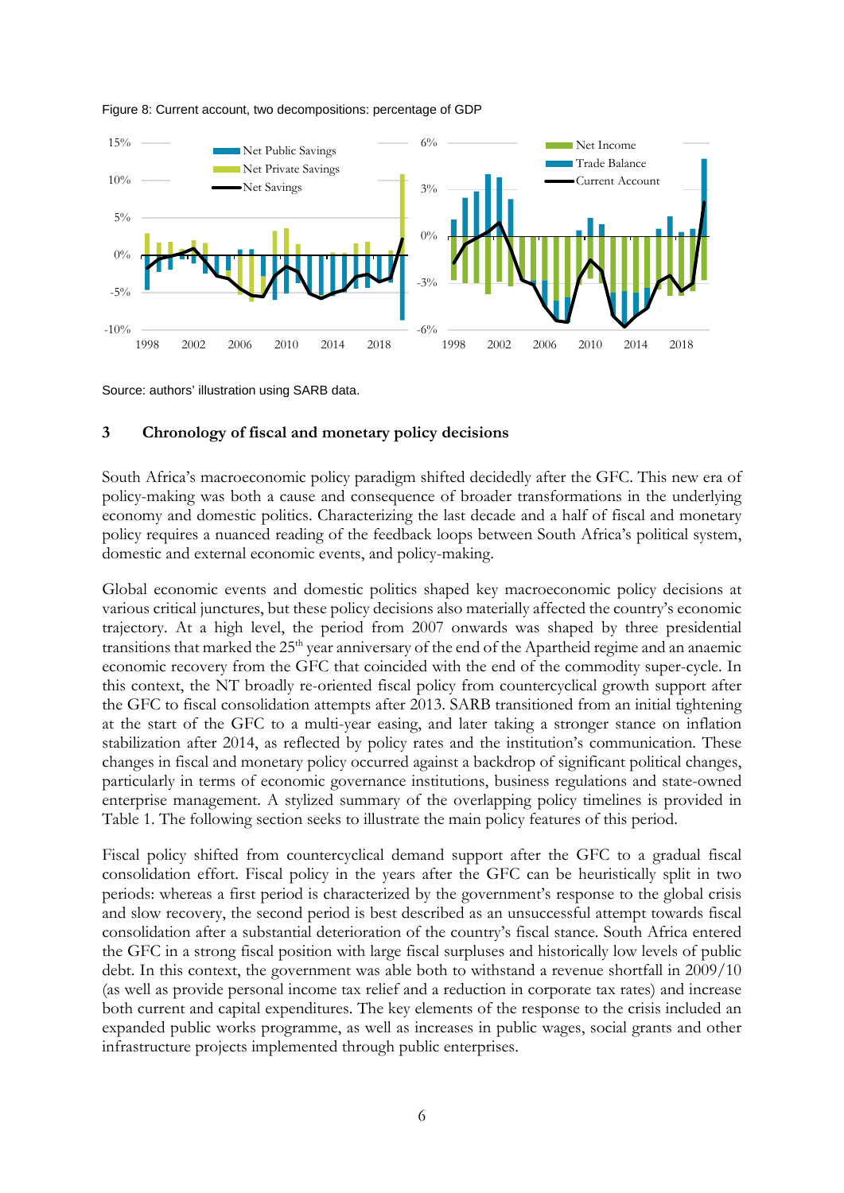Figure 8: Current account, two decompositions: percentage of GDP

Source: authors' illustration using SARB data.

## 3 Chronology of fiscal and monetary policy decisions

South Africa's macroeconomic policy paradigm shifted decidedly after the GFC. This new era of policy-making was both a cause and consequence of broader transformations in the underlying economy and domestic politics. Characterizing the last decade and a half of fiscal and monetary policy requires a nuanced reading of the feedback loops between South Africa's political system, domestic and external economic events, and policy-making.

Global economic events and domestic politics shaped key macroeconomic policy decisions at various critical junctures, but these policy decisions also materially affected the country's economic trajectory. At a high level, the period from 2007 onwards was shaped by three presidential transitions that marked the 25th year anniversary of the end of the Apartheid regime and an anaemic economic recovery from the GFC that coincided with the end of the commodity super-cycle. In this context, the NT broadly re-oriented fiscal policy from countercyclical growth support after the GFC to fiscal consolidation attempts after 2013. SARB transitioned from an initial tightening at the start of the GFC to a multi-year easing, and later taking a stronger stance on inflation stabilization after 2014, as reflected by policy rates and the institution's communication. These changes in fiscal and monetary policy occurred against a backdrop of significant political changes, particularly in terms of economic governance institutions, business regulations and state-owned enterprise management. A stylized summary of the overlapping policy timelines is provided in Table 1. The following section seeks to illustrate the main policy features of this period.

Fiscal policy shifted from countercyclical demand support after the GFC to a gradual fiscal consolidation effort. Fiscal policy in the years after the GFC can be heuristically split in two periods: whereas a first period is characterized by the government's response to the global crisis and slow recovery, the second period is best described as an unsuccessful attempt towards fiscal consolidation after a substantial deterioration of the country's fiscal stance. South Africa entered the GFC in a strong fiscal position with large fiscal surpluses and historically low levels of public debt. In this context, the government was able both to withstand a revenue shortfall in 2009/10 (as well as provide personal income tax relief and a reduction in corporate tax rates) and increase both current and capital expenditures. The key elements of the response to the crisis included an expanded public works programme, as well as increases in public wages, social grants and other infrastructure projects implemented through public enterprises.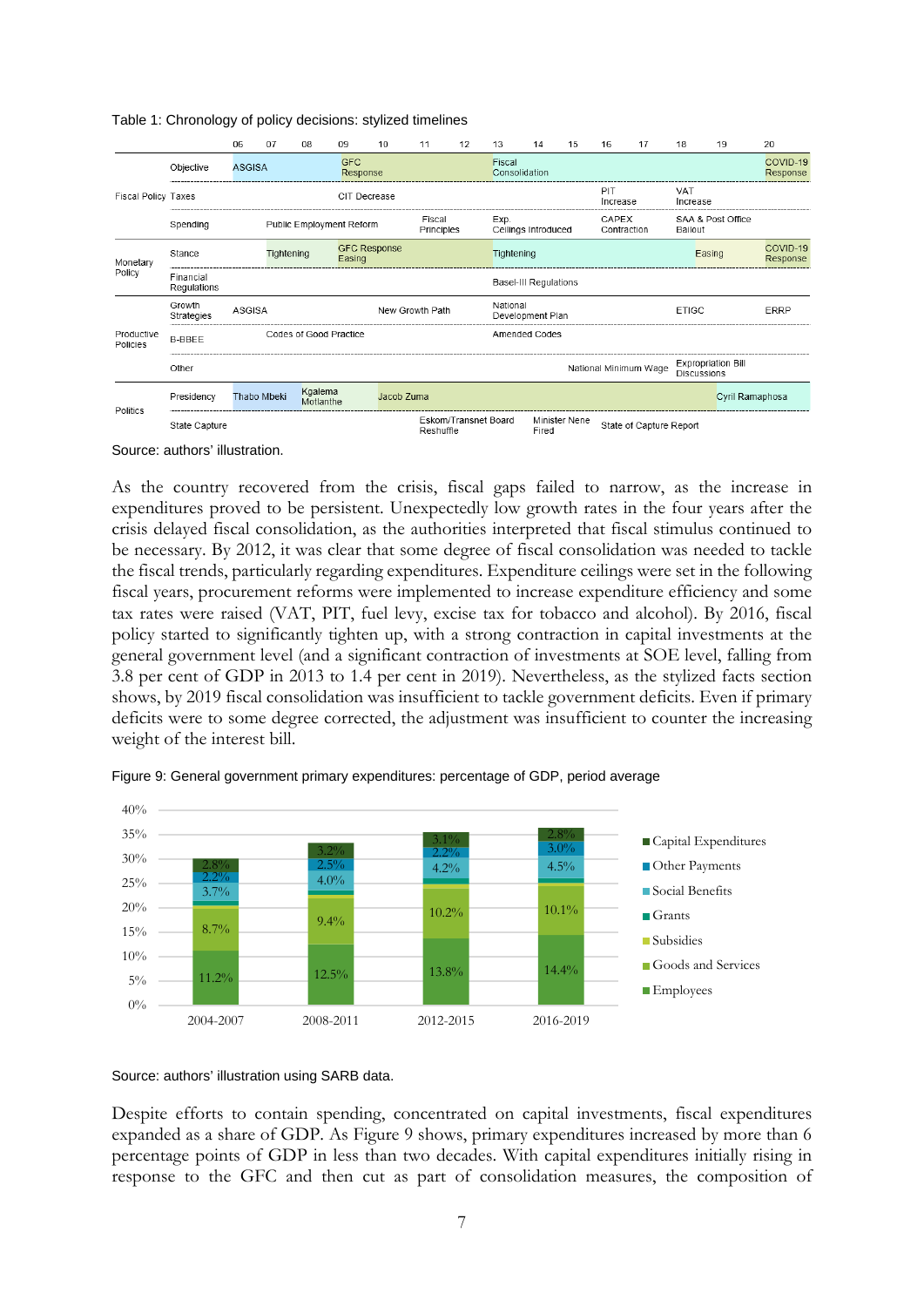Table 1: Chronology of policy decisions: stylized timelines

| | | 06 | 07 | 08 | 09 | 10 | 11 | 12 | 13 | 14 | 15 | 16 | 17 | 18 | 19 | 20 |
|---|---|---|---|---|---|---|---|---|---|---|---|---|---|---|---|---|
| Fiscal Policy | Objective | ASGISA | | | GFC Response | | | | Fiscal Consolidation | | | | | | | COVID-19 Response |
| | Taxes | | | | CIT Decrease | | | | | | | PIT Increase | | VAT Increase | | |
| | Spending | | Public Employment Reform | | | | Fiscal Principles | | Exp Ceilings Introduced | | | CAPEX Contraction | | SAA & Post Office Bailout | | |
| Monetary Policy | Stance | | Tightening | | GFC Response Easing | | | | Tightening | | | | | | Easing | COVID-19 Response |
| | Financial Regulations | | | | | | | | Basel-III Regulations | | | | | | | |
| Productive Policies | Growth Strategies | ASGISA | | | | New Growth Path | | | National Development Plan | | | | | ETIGC | | ERRP |
| | B-BBEE | | Codes of Good Practice | | | | | | Amended Codes | | | | | | | |
| | Other | | | | | | | | | | National Minimum Wage | | | Expropriation Bill Discussions | | |
| Politics | Presidency | Thabo Mbeki | | Kgalema Motlanthe | | Jacob Zuma | | | | | | | | | Cyril Ramaphosa | |
| | State Capture | | | | | | Eskom/Transnet Board Reshuffle | | | Minister Nene Fired | | State of Capture Report | | | | |

Source: authors' illustration.

As the country recovered from the crisis, fiscal gaps failed to narrow, as the increase in expenditures proved to be persistent. Unexpectedly low growth rates in the four years after the crisis delayed fiscal consolidation, as the authorities interpreted that fiscal stimulus continued to be necessary. By 2012, it was clear that some degree of fiscal consolidation was needed to tackle the fiscal trends, particularly regarding expenditures. Expenditure ceilings were set in the following fiscal years, procurement reforms were implemented to increase expenditure efficiency and some tax rates were raised (VAT, PIT, fuel levy, excise tax for tobacco and alcohol). By 2016, fiscal policy started to significantly tighten up, with a strong contraction in capital investments at the general government level (and a significant contraction of investments at SOE level, falling from 3.8 per cent of GDP in 2013 to 1.4 per cent in 2019). Nevertheless, as the stylized facts section shows, by 2019 fiscal consolidation was insufficient to tackle government deficits. Even if primary deficits were to some degree corrected, the adjustment was insufficient to counter the increasing weight of the interest bill.

Figure 9: General government primary expenditures: percentage of GDP, period average

| | 2004-2007 | 2008-2011 | 2012-2015 | 2016-2019 |
|---|---|---|---|---|
| Capital Expenditures | 2.8% | 3.2% | 3.1% | 2.8% |
| Other Payments | 2.2% | 2.5% | 2.2% | 3.0% |
| Social Benefits | 3.7% | 4.0% | 4.2% | 4.5% |
| Grants | | | | |
| Subsidies | | | | |
| Goods and Services | 8.7% | 9.4% | 10.2% | 10.1% |
| Employees | 11.2% | 12.5% | 13.8% | 14.4% |

Source: authors' illustration using SARB data.

Despite efforts to contain spending, concentrated on capital investments, fiscal expenditures expanded as a share of GDP. As Figure 9 shows, primary expenditures increased by more than 6 percentage points of GDP in less than two decades. With capital expenditures initially rising in response to the GFC and then cut as part of consolidation measures, the composition of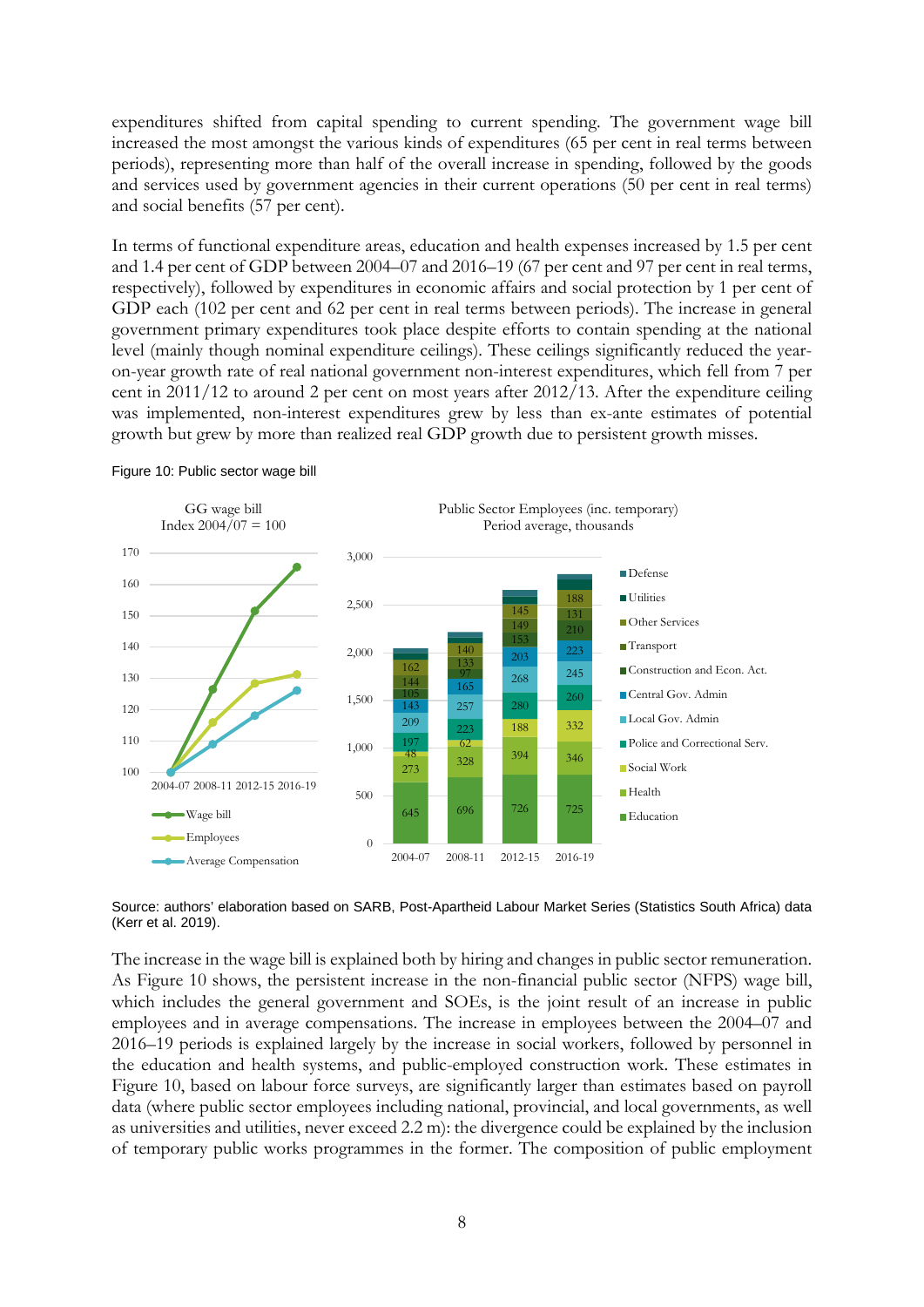expenditures shifted from capital spending to current spending. The government wage bill increased the most amongst the various kinds of expenditures (65 per cent in real terms between periods), representing more than half of the overall increase in spending, followed by the goods and services used by government agencies in their current operations (50 per cent in real terms) and social benefits (57 per cent).

In terms of functional expenditure areas, education and health expenses increased by 1.5 per cent and 1.4 per cent of GDP between 2004–07 and 2016–19 (67 per cent and 97 per cent in real terms, respectively), followed by expenditures in economic affairs and social protection by 1 per cent of GDP each (102 per cent and 62 per cent in real terms between periods). The increase in general government primary expenditures took place despite efforts to contain spending at the national level (mainly though nominal expenditure ceilings). These ceilings significantly reduced the year-on-year growth rate of real national government non-interest expenditures, which fell from 7 per cent in 2011/12 to around 2 per cent on most years after 2012/13. After the expenditure ceiling was implemented, non-interest expenditures grew by less than ex-ante estimates of potential growth but grew by more than realized real GDP growth due to persistent growth misses.

Figure 10: Public sector wage bill

Source: authors' elaboration based on SARB, Post-Apartheid Labour Market Series (Statistics South Africa) data (Kerr et al. 2019).

The increase in the wage bill is explained both by hiring and changes in public sector remuneration. As Figure 10 shows, the persistent increase in the non-financial public sector (NFPS) wage bill, which includes the general government and SOEs, is the joint result of an increase in public employees and in average compensations. The increase in employees between the 2004–07 and 2016–19 periods is explained largely by the increase in social workers, followed by personnel in the education and health systems, and public-employed construction work. These estimates in Figure 10, based on labour force surveys, are significantly larger than estimates based on payroll data (where public sector employees including national, provincial, and local governments, as well as universities and utilities, never exceed 2.2 m): the divergence could be explained by the inclusion of temporary public works programmes in the former. The composition of public employment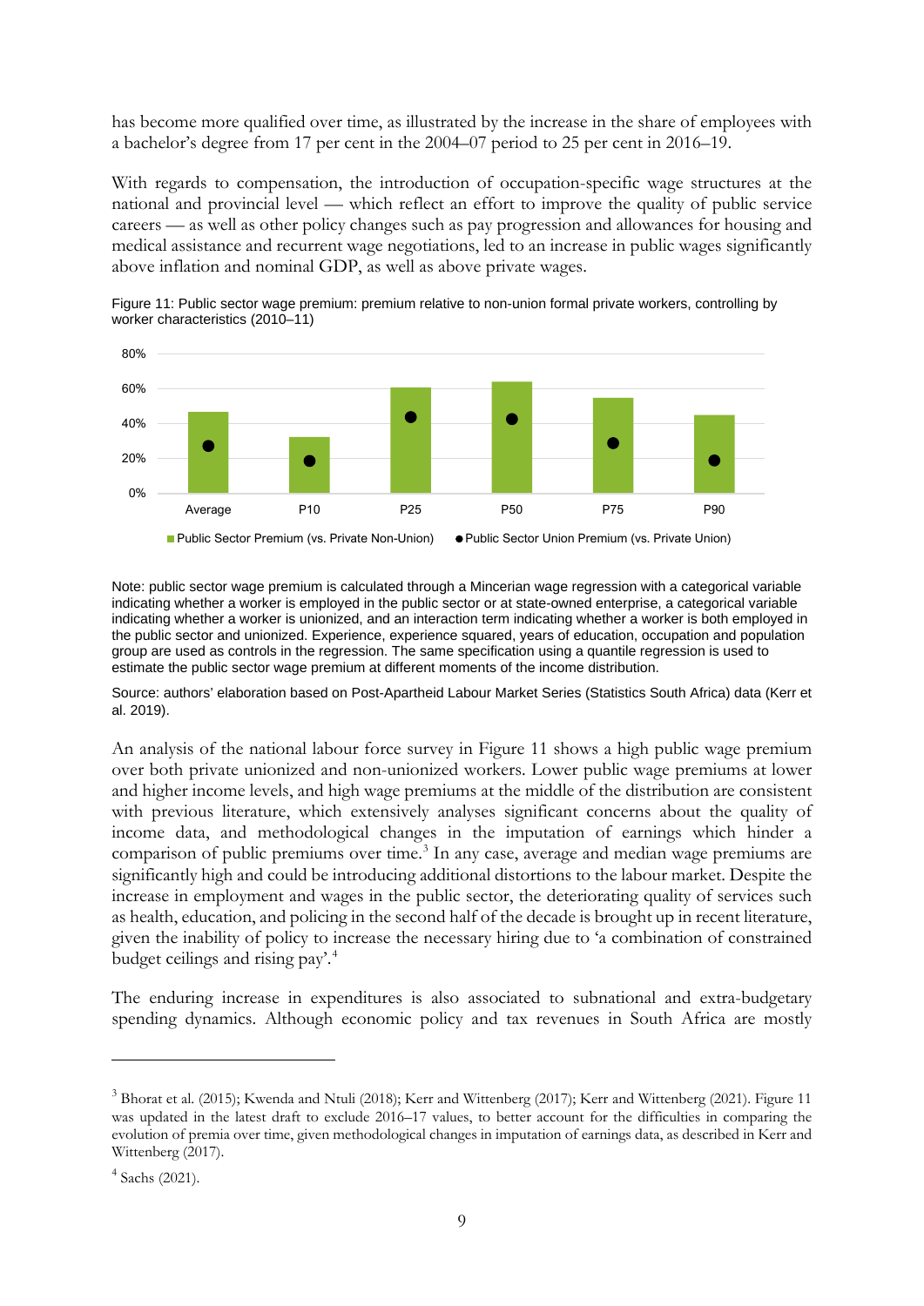has become more qualified over time, as illustrated by the increase in the share of employees with a bachelor's degree from 17 per cent in the 2004–07 period to 25 per cent in 2016–19.

With regards to compensation, the introduction of occupation-specific wage structures at the national and provincial level — which reflect an effort to improve the quality of public service careers — as well as other policy changes such as pay progression and allowances for housing and medical assistance and recurrent wage negotiations, led to an increase in public wages significantly above inflation and nominal GDP, as well as above private wages.

Figure 11: Public sector wage premium: premium relative to non-union formal private workers, controlling by worker characteristics (2010–11)

Note: public sector wage premium is calculated through a Mincerian wage regression with a categorical variable indicating whether a worker is employed in the public sector or at state-owned enterprise, a categorical variable indicating whether a worker is unionized, and an interaction term indicating whether a worker is both employed in the public sector and unionized. Experience, experience squared, years of education, occupation and population group are used as controls in the regression. The same specification using a quantile regression is used to estimate the public sector wage premium at different moments of the income distribution.

Source: authors' elaboration based on Post-Apartheid Labour Market Series (Statistics South Africa) data (Kerr et al. 2019).

An analysis of the national labour force survey in Figure 11 shows a high public wage premium over both private unionized and non-unionized workers. Lower public wage premiums at lower and higher income levels, and high wage premiums at the middle of the distribution are consistent with previous literature, which extensively analyses significant concerns about the quality of income data, and methodological changes in the imputation of earnings which hinder a comparison of public premiums over time.[3] In any case, average and median wage premiums are significantly high and could be introducing additional distortions to the labour market. Despite the increase in employment and wages in the public sector, the deteriorating quality of services such as health, education, and policing in the second half of the decade is brought up in recent literature, given the inability of policy to increase the necessary hiring due to 'a combination of constrained budget ceilings and rising pay'.[4]

The enduring increase in expenditures is also associated to subnational and extra-budgetary spending dynamics. Although economic policy and tax revenues in South Africa are mostly

---

[3] Bhorat et al. (2015); Kwenda and Ntuli (2018); Kerr and Wittenberg (2017); Kerr and Wittenberg (2021). Figure 11 was updated in the latest draft to exclude 2016–17 values, to better account for the difficulties in comparing the evolution of premia over time, given methodological changes in imputation of earnings data, as described in Kerr and Wittenberg (2017).

[4] Sachs (2021).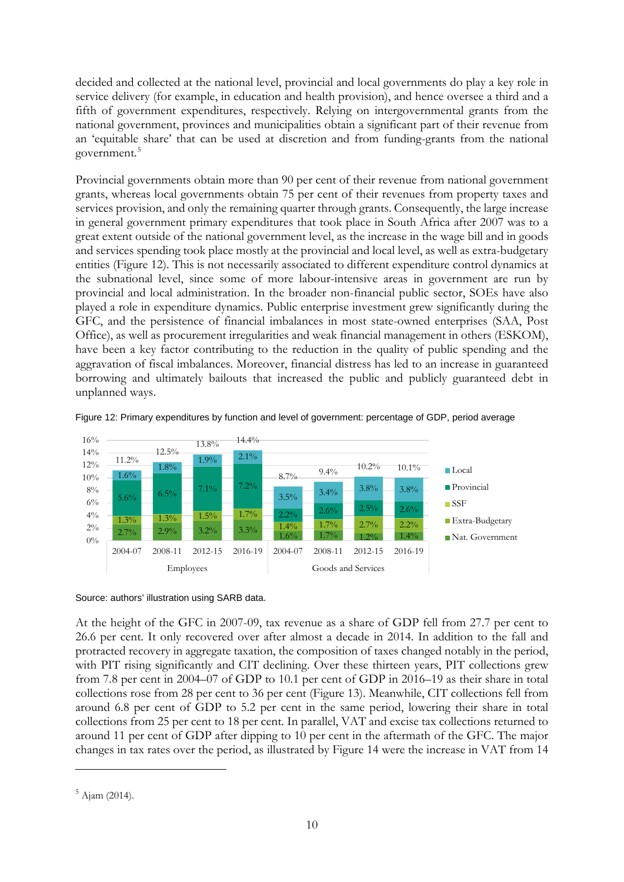decided and collected at the national level, provincial and local governments do play a key role in service delivery (for example, in education and health provision), and hence oversee a third and a fifth of government expenditures, respectively. Relying on intergovernmental grants from the national government, provinces and municipalities obtain a significant part of their revenue from an 'equitable share' that can be used at discretion and from funding-grants from the national government.[5]

Provincial governments obtain more than 90 per cent of their revenue from national government grants, whereas local governments obtain 75 per cent of their revenues from property taxes and services provision, and only the remaining quarter through grants. Consequently, the large increase in general government primary expenditures that took place in South Africa after 2007 was to a great extent outside of the national government level, as the increase in the wage bill and in goods and services spending took place mostly at the provincial and local level, as well as extra-budgetary entities (Figure 12). This is not necessarily associated to different expenditure control dynamics at the subnational level, since some of more labour-intensive areas in government are run by provincial and local administration. In the broader non-financial public sector, SOEs have also played a role in expenditure dynamics. Public enterprise investment grew significantly during the GFC, and the persistence of financial imbalances in most state-owned enterprises (SAA, Post Office), as well as procurement irregularities and weak financial management in others (ESKOM), have been a key factor contributing to the reduction in the quality of public spending and the aggravation of fiscal imbalances. Moreover, financial distress has led to an increase in guaranteed borrowing and ultimately bailouts that increased the public and publicly guaranteed debt in unplanned ways.

Figure 12: Primary expenditures by function and level of government: percentage of GDP, period average

| | Employees | | | | Goods and Services | | | |
|---|---|---|---|---|---|---|---|---|
| | 2004-07 | 2008-11 | 2012-15 | 2016-19 | 2004-07 | 2008-11 | 2012-15 | 2016-19 |
| Local | 1.6% | 1.8% | 1.9% | 2.1% | 3.5% | 3.4% | 3.8% | 3.8% |
| Provincial | 5.6% | 6.5% | 7.1% | 7.2% | 2.2% | 2.6% | 2.5% | 2.6% |
| SSF | | | | | | | | |
| Extra-Budgetary | 1.3% | 1.3% | 1.5% | 1.7% | 1.4% | 1.7% | 2.7% | 2.2% |
| Nat. Government | 2.7% | 2.9% | 3.2% | 3.3% | 1.6% | 1.7% | 1.2% | 1.4% |
| Total | 11.2% | 12.5% | 13.8% | 14.4% | 8.7% | 9.4% | 10.2% | 10.1% |

Source: authors' illustration using SARB data.

At the height of the GFC in 2007-09, tax revenue as a share of GDP fell from 27.7 per cent to 26.6 per cent. It only recovered over after almost a decade in 2014. In addition to the fall and protracted recovery in aggregate taxation, the composition of taxes changed notably in the period, with PIT rising significantly and CIT declining. Over these thirteen years, PIT collections grew from 7.8 per cent in 2004–07 of GDP to 10.1 per cent of GDP in 2016–19 as their share in total collections rose from 28 per cent to 36 per cent (Figure 13). Meanwhile, CIT collections fell from around 6.8 per cent of GDP to 5.2 per cent in the same period, lowering their share in total collections from 25 per cent to 18 per cent. In parallel, VAT and excise tax collections returned to around 11 per cent of GDP after dipping to 10 per cent in the aftermath of the GFC. The major changes in tax rates over the period, as illustrated by Figure 14 were the increase in VAT from 14

[5] Ajam (2014).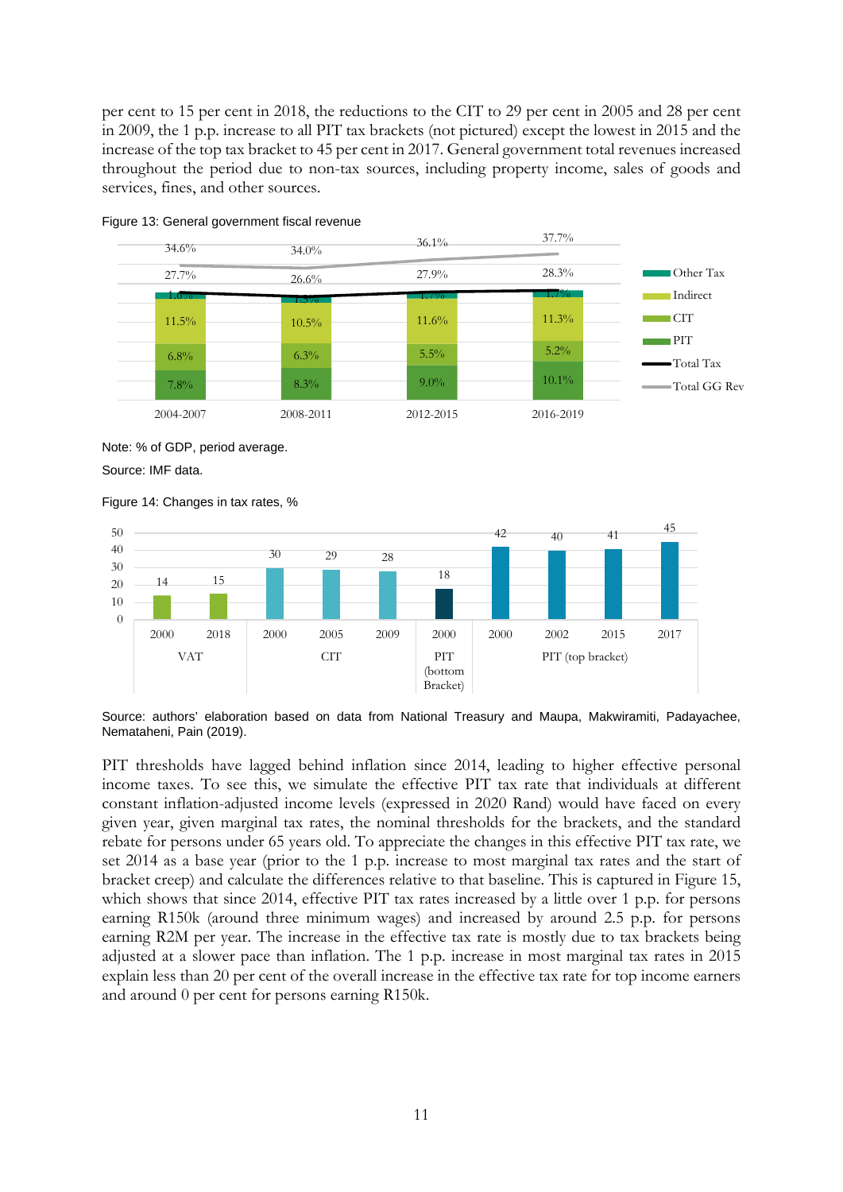per cent to 15 per cent in 2018, the reductions to the CIT to 29 per cent in 2005 and 28 per cent in 2009, the 1 p.p. increase to all PIT tax brackets (not pictured) except the lowest in 2015 and the increase of the top tax bracket to 45 per cent in 2017. General government total revenues increased throughout the period due to non-tax sources, including property income, sales of goods and services, fines, and other sources.

Figure 13: General government fiscal revenue

| | 2004-2007 | 2008-2011 | 2012-2015 | 2016-2019 |
|---|---|---|---|---|
| Total GG Rev | 34.6% | 34.0% | 36.1% | 37.7% |
| Total Tax | 27.7% | 26.6% | 27.9% | 28.3% |
| Other Tax | 1.6% | 1.5% | 1.7% | 1.7% |
| Indirect | 11.5% | 10.5% | 11.6% | 11.3% |
| CIT | 6.8% | 6.3% | 5.5% | 5.2% |
| PIT | 7.8% | 8.3% | 9.0% | 10.1% |

Note: % of GDP, period average.

Source: IMF data.

Figure 14: Changes in tax rates, %

| Tax | Year | Rate (%) |
|---|---|---|
| VAT | 2000 | 14 |
| VAT | 2018 | 15 |
| CIT | 2000 | 30 |
| CIT | 2005 | 29 |
| CIT | 2009 | 28 |
| PIT (bottom Bracket) | 2000 | 18 |
| PIT (top bracket) | 2000 | 42 |
| PIT (top bracket) | 2002 | 40 |
| PIT (top bracket) | 2015 | 41 |
| PIT (top bracket) | 2017 | 45 |

Source: authors' elaboration based on data from National Treasury and Maupa, Makwiramiti, Padayachee, Nemataheni, Pain (2019).

PIT thresholds have lagged behind inflation since 2014, leading to higher effective personal income taxes. To see this, we simulate the effective PIT tax rate that individuals at different constant inflation-adjusted income levels (expressed in 2020 Rand) would have faced on every given year, given marginal tax rates, the nominal thresholds for the brackets, and the standard rebate for persons under 65 years old. To appreciate the changes in this effective PIT tax rate, we set 2014 as a base year (prior to the 1 p.p. increase to most marginal tax rates and the start of bracket creep) and calculate the differences relative to that baseline. This is captured in Figure 15, which shows that since 2014, effective PIT tax rates increased by a little over 1 p.p. for persons earning R150k (around three minimum wages) and increased by around 2.5 p.p. for persons earning R2M per year. The increase in the effective tax rate is mostly due to tax brackets being adjusted at a slower pace than inflation. The 1 p.p. increase in most marginal tax rates in 2015 explain less than 20 per cent of the overall increase in the effective tax rate for top income earners and around 0 per cent for persons earning R150k.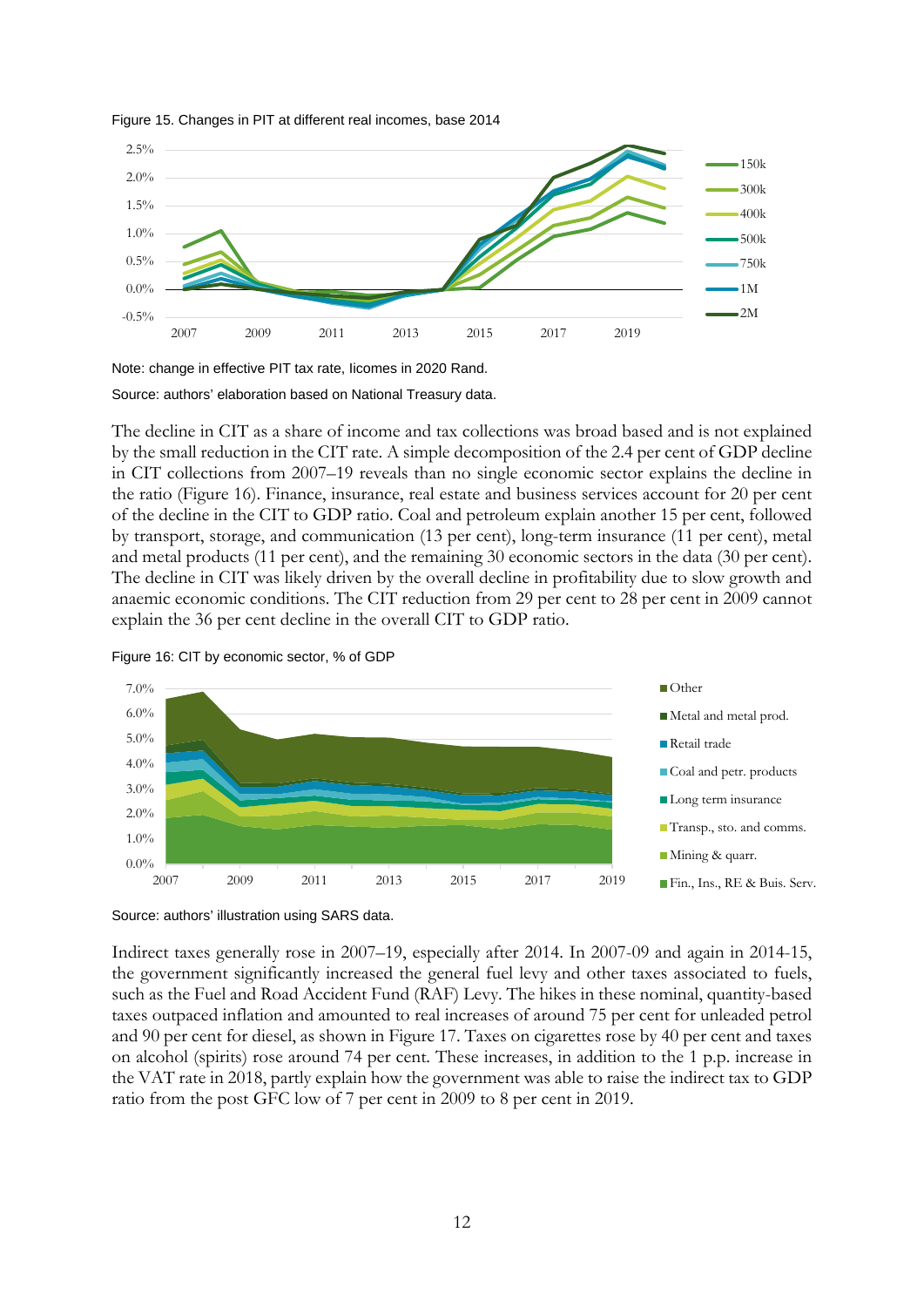Figure 15. Changes in PIT at different real incomes, base 2014

Note: change in effective PIT tax rate, Iicomes in 2020 Rand.

Source: authors' elaboration based on National Treasury data.

The decline in CIT as a share of income and tax collections was broad based and is not explained by the small reduction in the CIT rate. A simple decomposition of the 2.4 per cent of GDP decline in CIT collections from 2007–19 reveals than no single economic sector explains the decline in the ratio (Figure 16). Finance, insurance, real estate and business services account for 20 per cent of the decline in the CIT to GDP ratio. Coal and petroleum explain another 15 per cent, followed by transport, storage, and communication (13 per cent), long-term insurance (11 per cent), metal and metal products (11 per cent), and the remaining 30 economic sectors in the data (30 per cent). The decline in CIT was likely driven by the overall decline in profitability due to slow growth and anaemic economic conditions. The CIT reduction from 29 per cent to 28 per cent in 2009 cannot explain the 36 per cent decline in the overall CIT to GDP ratio.

Figure 16: CIT by economic sector, % of GDP

Source: authors' illustration using SARS data.

Indirect taxes generally rose in 2007–19, especially after 2014. In 2007-09 and again in 2014-15, the government significantly increased the general fuel levy and other taxes associated to fuels, such as the Fuel and Road Accident Fund (RAF) Levy. The hikes in these nominal, quantity-based taxes outpaced inflation and amounted to real increases of around 75 per cent for unleaded petrol and 90 per cent for diesel, as shown in Figure 17. Taxes on cigarettes rose by 40 per cent and taxes on alcohol (spirits) rose around 74 per cent. These increases, in addition to the 1 p.p. increase in the VAT rate in 2018, partly explain how the government was able to raise the indirect tax to GDP ratio from the post GFC low of 7 per cent in 2009 to 8 per cent in 2019.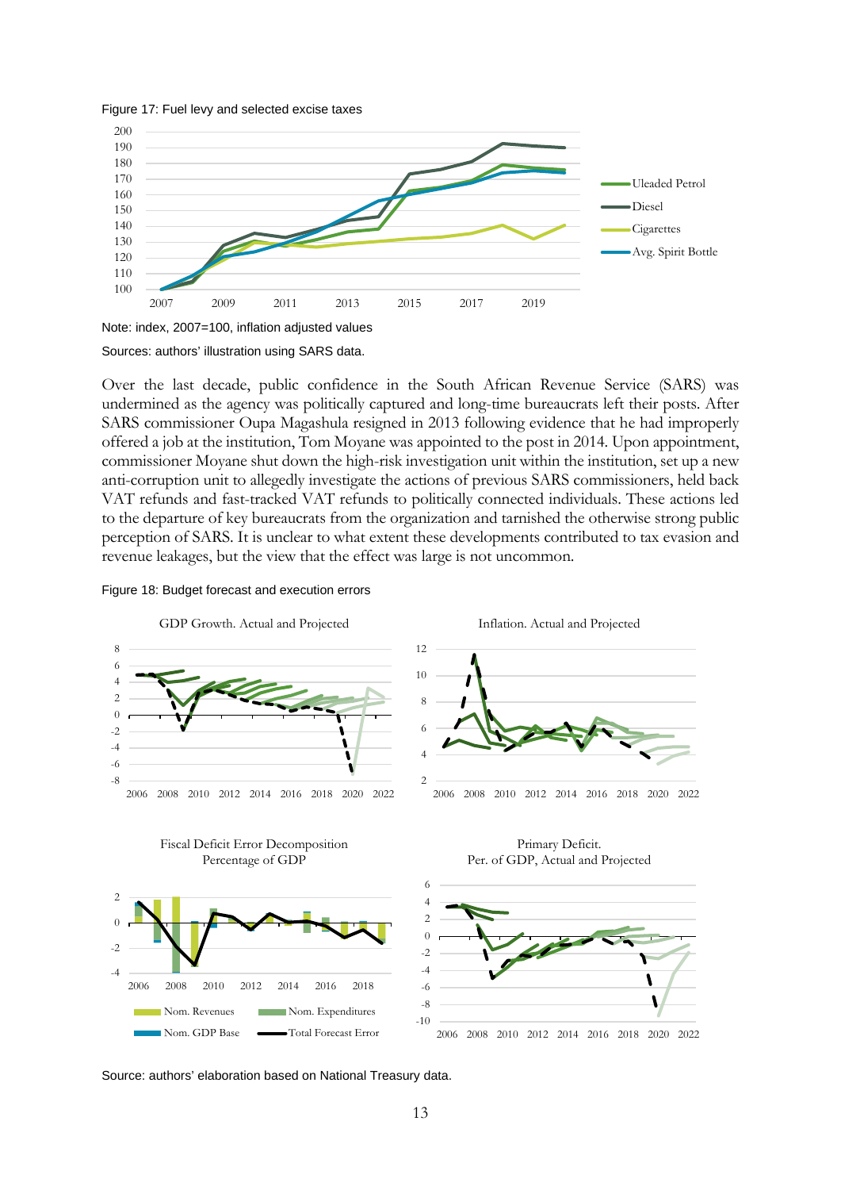Figure 17: Fuel levy and selected excise taxes

Note: index, 2007=100, inflation adjusted values

Sources: authors' illustration using SARS data.

Over the last decade, public confidence in the South African Revenue Service (SARS) was undermined as the agency was politically captured and long-time bureaucrats left their posts. After SARS commissioner Oupa Magashula resigned in 2013 following evidence that he had improperly offered a job at the institution, Tom Moyane was appointed to the post in 2014. Upon appointment, commissioner Moyane shut down the high-risk investigation unit within the institution, set up a new anti-corruption unit to allegedly investigate the actions of previous SARS commissioners, held back VAT refunds and fast-tracked VAT refunds to politically connected individuals. These actions led to the departure of key bureaucrats from the organization and tarnished the otherwise strong public perception of SARS. It is unclear to what extent these developments contributed to tax evasion and revenue leakages, but the view that the effect was large is not uncommon.

Figure 18: Budget forecast and execution errors

Source: authors' elaboration based on National Treasury data.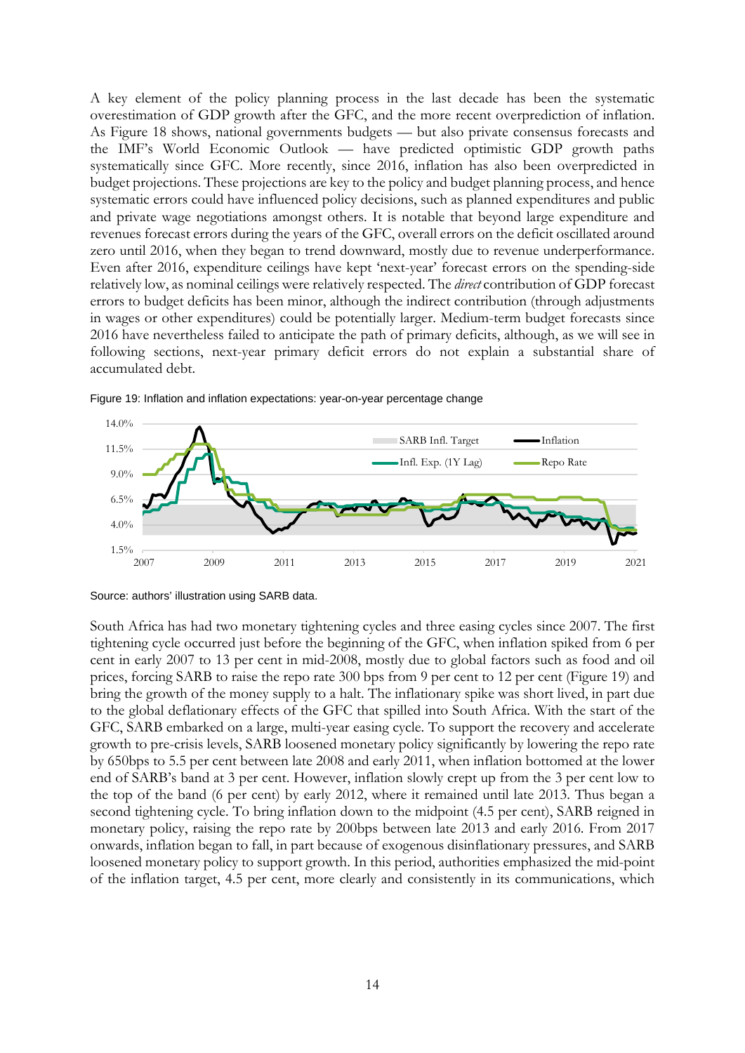A key element of the policy planning process in the last decade has been the systematic overestimation of GDP growth after the GFC, and the more recent overprediction of inflation. As Figure 18 shows, national governments budgets — but also private consensus forecasts and the IMF's World Economic Outlook — have predicted optimistic GDP growth paths systematically since GFC. More recently, since 2016, inflation has also been overpredicted in budget projections. These projections are key to the policy and budget planning process, and hence systematic errors could have influenced policy decisions, such as planned expenditures and public and private wage negotiations amongst others. It is notable that beyond large expenditure and revenues forecast errors during the years of the GFC, overall errors on the deficit oscillated around zero until 2016, when they began to trend downward, mostly due to revenue underperformance. Even after 2016, expenditure ceilings have kept 'next-year' forecast errors on the spending-side relatively low, as nominal ceilings were relatively respected. The *direct* contribution of GDP forecast errors to budget deficits has been minor, although the indirect contribution (through adjustments in wages or other expenditures) could be potentially larger. Medium-term budget forecasts since 2016 have nevertheless failed to anticipate the path of primary deficits, although, as we will see in following sections, next-year primary deficit errors do not explain a substantial share of accumulated debt.

Figure 19: Inflation and inflation expectations: year-on-year percentage change

Source: authors' illustration using SARB data.

South Africa has had two monetary tightening cycles and three easing cycles since 2007. The first tightening cycle occurred just before the beginning of the GFC, when inflation spiked from 6 per cent in early 2007 to 13 per cent in mid-2008, mostly due to global factors such as food and oil prices, forcing SARB to raise the repo rate 300 bps from 9 per cent to 12 per cent (Figure 19) and bring the growth of the money supply to a halt. The inflationary spike was short lived, in part due to the global deflationary effects of the GFC that spilled into South Africa. With the start of the GFC, SARB embarked on a large, multi-year easing cycle. To support the recovery and accelerate growth to pre-crisis levels, SARB loosened monetary policy significantly by lowering the repo rate by 650bps to 5.5 per cent between late 2008 and early 2011, when inflation bottomed at the lower end of SARB's band at 3 per cent. However, inflation slowly crept up from the 3 per cent low to the top of the band (6 per cent) by early 2012, where it remained until late 2013. Thus began a second tightening cycle. To bring inflation down to the midpoint (4.5 per cent), SARB reigned in monetary policy, raising the repo rate by 200bps between late 2013 and early 2016. From 2017 onwards, inflation began to fall, in part because of exogenous disinflationary pressures, and SARB loosened monetary policy to support growth. In this period, authorities emphasized the mid-point of the inflation target, 4.5 per cent, more clearly and consistently in its communications, which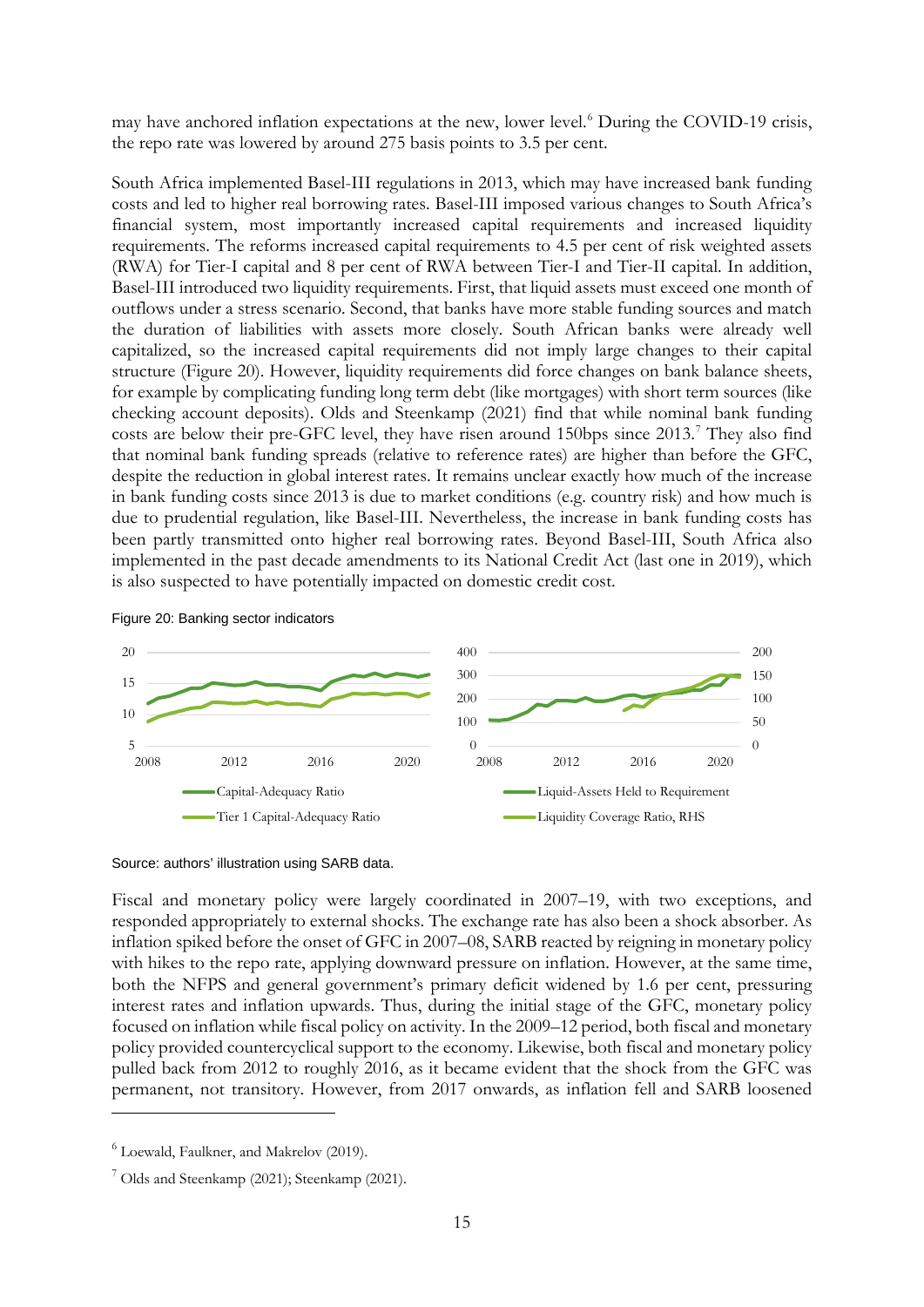may have anchored inflation expectations at the new, lower level.[6] During the COVID-19 crisis, the repo rate was lowered by around 275 basis points to 3.5 per cent.

South Africa implemented Basel-III regulations in 2013, which may have increased bank funding costs and led to higher real borrowing rates. Basel-III imposed various changes to South Africa's financial system, most importantly increased capital requirements and increased liquidity requirements. The reforms increased capital requirements to 4.5 per cent of risk weighted assets (RWA) for Tier-I capital and 8 per cent of RWA between Tier-I and Tier-II capital. In addition, Basel-III introduced two liquidity requirements. First, that liquid assets must exceed one month of outflows under a stress scenario. Second, that banks have more stable funding sources and match the duration of liabilities with assets more closely. South African banks were already well capitalized, so the increased capital requirements did not imply large changes to their capital structure (Figure 20). However, liquidity requirements did force changes on bank balance sheets, for example by complicating funding long term debt (like mortgages) with short term sources (like checking account deposits). Olds and Steenkamp (2021) find that while nominal bank funding costs are below their pre-GFC level, they have risen around 150bps since 2013.[7] They also find that nominal bank funding spreads (relative to reference rates) are higher than before the GFC, despite the reduction in global interest rates. It remains unclear exactly how much of the increase in bank funding costs since 2013 is due to market conditions (e.g. country risk) and how much is due to prudential regulation, like Basel-III. Nevertheless, the increase in bank funding costs has been partly transmitted onto higher real borrowing rates. Beyond Basel-III, South Africa also implemented in the past decade amendments to its National Credit Act (last one in 2019), which is also suspected to have potentially impacted on domestic credit cost.

Figure 20: Banking sector indicators

Source: authors' illustration using SARB data.

Fiscal and monetary policy were largely coordinated in 2007–19, with two exceptions, and responded appropriately to external shocks. The exchange rate has also been a shock absorber. As inflation spiked before the onset of GFC in 2007–08, SARB reacted by reigning in monetary policy with hikes to the repo rate, applying downward pressure on inflation. However, at the same time, both the NFPS and general government's primary deficit widened by 1.6 per cent, pressuring interest rates and inflation upwards. Thus, during the initial stage of the GFC, monetary policy focused on inflation while fiscal policy on activity. In the 2009–12 period, both fiscal and monetary policy provided countercyclical support to the economy. Likewise, both fiscal and monetary policy pulled back from 2012 to roughly 2016, as it became evident that the shock from the GFC was permanent, not transitory. However, from 2017 onwards, as inflation fell and SARB loosened

[6] Loewald, Faulkner, and Makrelov (2019).

[7] Olds and Steenkamp (2021); Steenkamp (2021).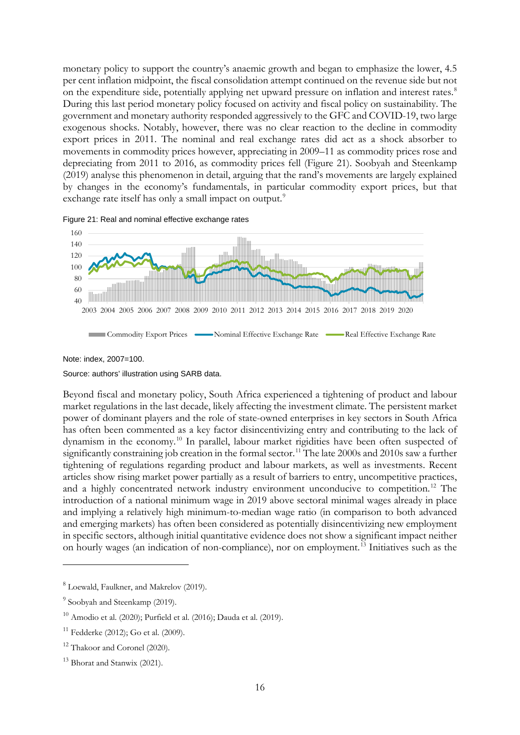monetary policy to support the country's anaemic growth and began to emphasize the lower, 4.5 per cent inflation midpoint, the fiscal consolidation attempt continued on the revenue side but not on the expenditure side, potentially applying net upward pressure on inflation and interest rates.[8] During this last period monetary policy focused on activity and fiscal policy on sustainability. The government and monetary authority responded aggressively to the GFC and COVID-19, two large exogenous shocks. Notably, however, there was no clear reaction to the decline in commodity export prices in 2011. The nominal and real exchange rates did act as a shock absorber to movements in commodity prices however, appreciating in 2009–11 as commodity prices rose and depreciating from 2011 to 2016, as commodity prices fell (Figure 21). Soobyah and Steenkamp (2019) analyse this phenomenon in detail, arguing that the rand's movements are largely explained by changes in the economy's fundamentals, in particular commodity export prices, but that exchange rate itself has only a small impact on output.[9]

Figure 21: Real and nominal effective exchange rates

Note: index, 2007=100.

Source: authors' illustration using SARB data.

Beyond fiscal and monetary policy, South Africa experienced a tightening of product and labour market regulations in the last decade, likely affecting the investment climate. The persistent market power of dominant players and the role of state-owned enterprises in key sectors in South Africa has often been commented as a key factor disincentivizing entry and contributing to the lack of dynamism in the economy.[10] In parallel, labour market rigidities have been often suspected of significantly constraining job creation in the formal sector.[11] The late 2000s and 2010s saw a further tightening of regulations regarding product and labour markets, as well as investments. Recent articles show rising market power partially as a result of barriers to entry, uncompetitive practices, and a highly concentrated network industry environment unconducive to competition.[12] The introduction of a national minimum wage in 2019 above sectoral minimal wages already in place and implying a relatively high minimum-to-median wage ratio (in comparison to both advanced and emerging markets) has often been considered as potentially disincentivizing new employment in specific sectors, although initial quantitative evidence does not show a significant impact neither on hourly wages (an indication of non-compliance), nor on employment.[13] Initiatives such as the

[8] Loewald, Faulkner, and Makrelov (2019).

[9] Soobyah and Steenkamp (2019).

[10] Amodio et al. (2020); Purfield et al. (2016); Dauda et al. (2019).

[11] Fedderke (2012); Go et al. (2009).

[12] Thakoor and Coronel (2020).

[13] Bhorat and Stanwix (2021).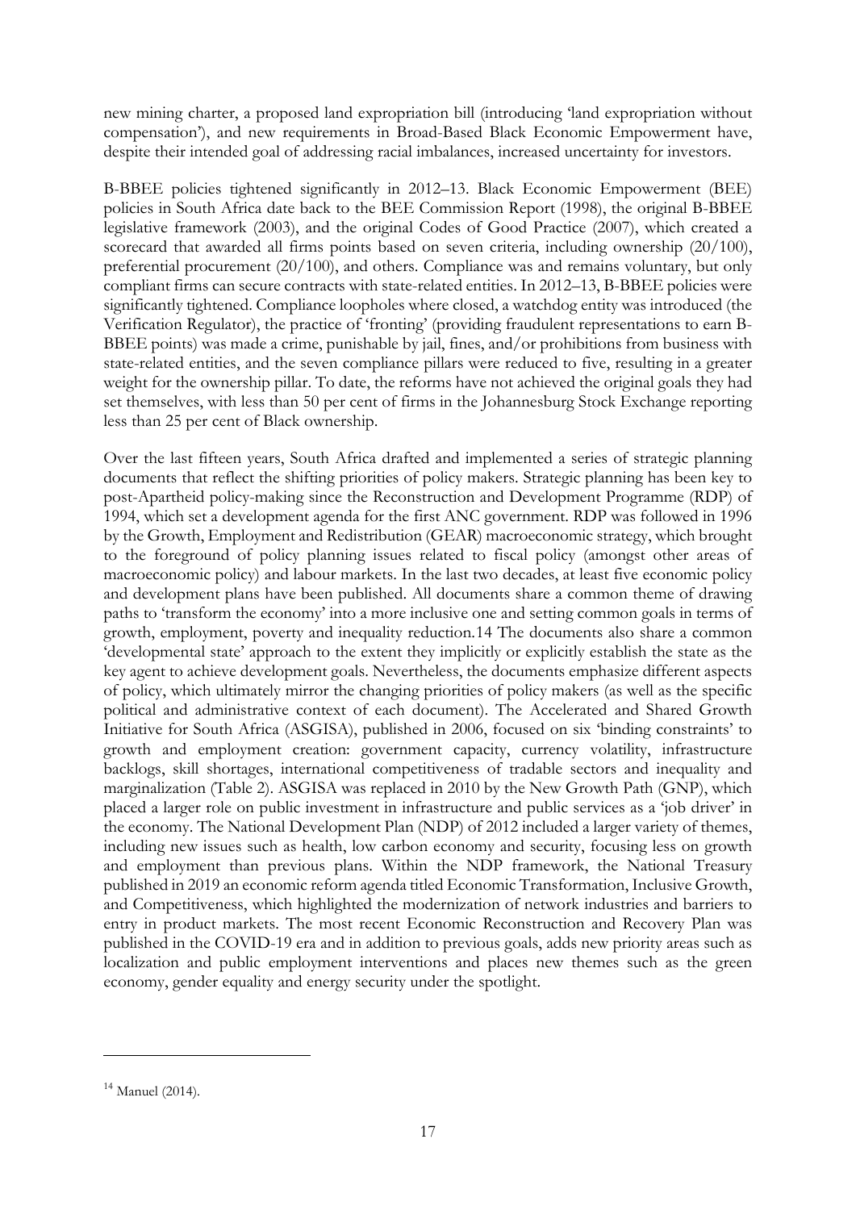new mining charter, a proposed land expropriation bill (introducing 'land expropriation without compensation'), and new requirements in Broad-Based Black Economic Empowerment have, despite their intended goal of addressing racial imbalances, increased uncertainty for investors.

B-BBEE policies tightened significantly in 2012–13. Black Economic Empowerment (BEE) policies in South Africa date back to the BEE Commission Report (1998), the original B-BBEE legislative framework (2003), and the original Codes of Good Practice (2007), which created a scorecard that awarded all firms points based on seven criteria, including ownership (20/100), preferential procurement (20/100), and others. Compliance was and remains voluntary, but only compliant firms can secure contracts with state-related entities. In 2012–13, B-BBEE policies were significantly tightened. Compliance loopholes where closed, a watchdog entity was introduced (the Verification Regulator), the practice of 'fronting' (providing fraudulent representations to earn B-BBEE points) was made a crime, punishable by jail, fines, and/or prohibitions from business with state-related entities, and the seven compliance pillars were reduced to five, resulting in a greater weight for the ownership pillar. To date, the reforms have not achieved the original goals they had set themselves, with less than 50 per cent of firms in the Johannesburg Stock Exchange reporting less than 25 per cent of Black ownership.

Over the last fifteen years, South Africa drafted and implemented a series of strategic planning documents that reflect the shifting priorities of policy makers. Strategic planning has been key to post-Apartheid policy-making since the Reconstruction and Development Programme (RDP) of 1994, which set a development agenda for the first ANC government. RDP was followed in 1996 by the Growth, Employment and Redistribution (GEAR) macroeconomic strategy, which brought to the foreground of policy planning issues related to fiscal policy (amongst other areas of macroeconomic policy) and labour markets. In the last two decades, at least five economic policy and development plans have been published. All documents share a common theme of drawing paths to 'transform the economy' into a more inclusive one and setting common goals in terms of growth, employment, poverty and inequality reduction.[14] The documents also share a common 'developmental state' approach to the extent they implicitly or explicitly establish the state as the key agent to achieve development goals. Nevertheless, the documents emphasize different aspects of policy, which ultimately mirror the changing priorities of policy makers (as well as the specific political and administrative context of each document). The Accelerated and Shared Growth Initiative for South Africa (ASGISA), published in 2006, focused on six 'binding constraints' to growth and employment creation: government capacity, currency volatility, infrastructure backlogs, skill shortages, international competitiveness of tradable sectors and inequality and marginalization (Table 2). ASGISA was replaced in 2010 by the New Growth Path (GNP), which placed a larger role on public investment in infrastructure and public services as a 'job driver' in the economy. The National Development Plan (NDP) of 2012 included a larger variety of themes, including new issues such as health, low carbon economy and security, focusing less on growth and employment than previous plans. Within the NDP framework, the National Treasury published in 2019 an economic reform agenda titled Economic Transformation, Inclusive Growth, and Competitiveness, which highlighted the modernization of network industries and barriers to entry in product markets. The most recent Economic Reconstruction and Recovery Plan was published in the COVID-19 era and in addition to previous goals, adds new priority areas such as localization and public employment interventions and places new themes such as the green economy, gender equality and energy security under the spotlight.

---

[14] Manuel (2014).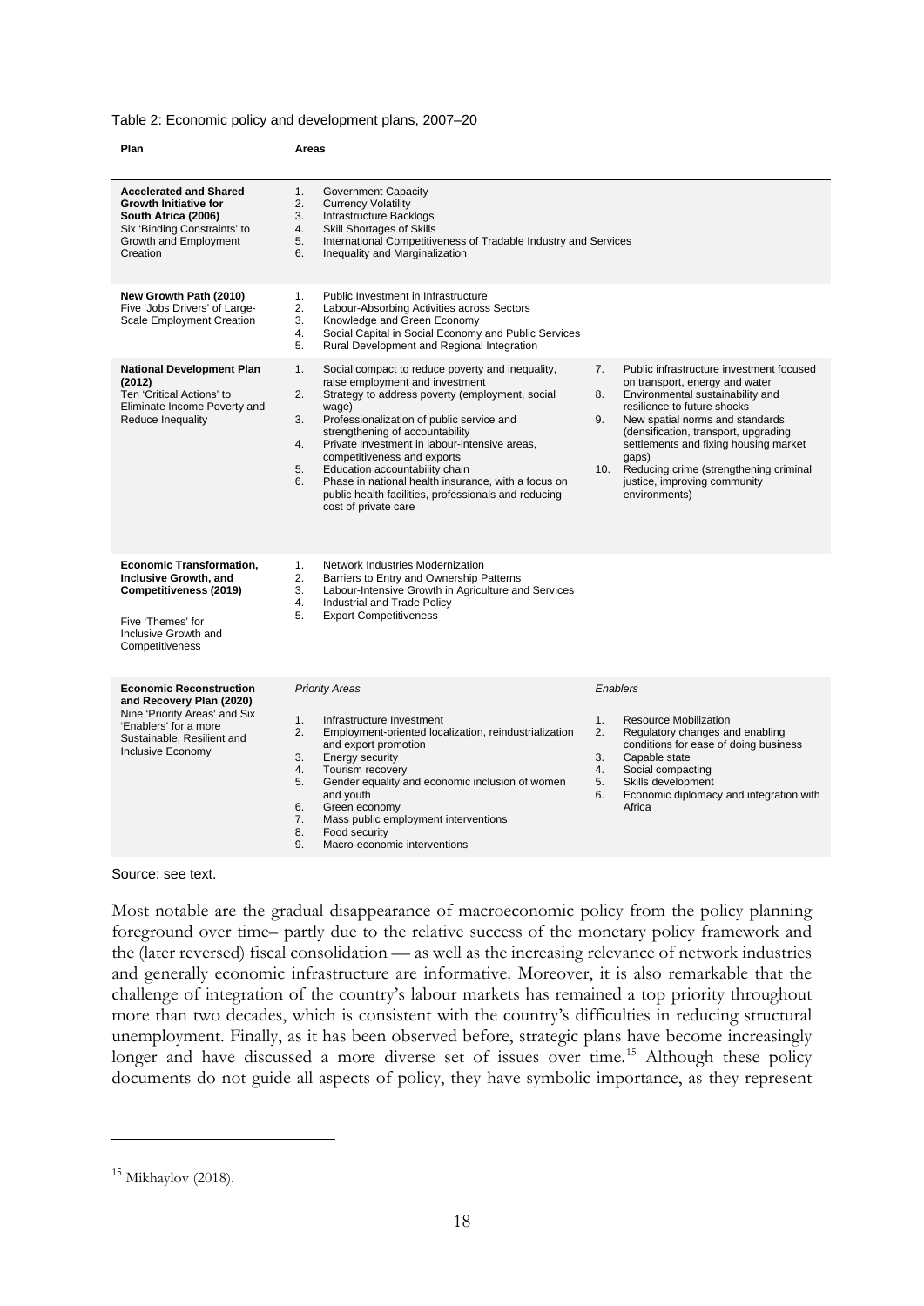Table 2: Economic policy and development plans, 2007–20

| Plan | Areas | |
|---|---|---|
| **Accelerated and Shared Growth Initiative for South Africa (2006)** Six 'Binding Constraints' to Growth and Employment Creation | 1. Government Capacity<br>2. Currency Volatility<br>3. Infrastructure Backlogs<br>4. Skill Shortages of Skills<br>5. International Competitiveness of Tradable Industry and Services<br>6. Inequality and Marginalization | |
| **New Growth Path (2010)** Five 'Jobs Drivers' of Large-Scale Employment Creation | 1. Public Investment in Infrastructure<br>2. Labour-Absorbing Activities across Sectors<br>3. Knowledge and Green Economy<br>4. Social Capital in Social Economy and Public Services<br>5. Rural Development and Regional Integration | |
| **National Development Plan (2012)** Ten 'Critical Actions' to Eliminate Income Poverty and Reduce Inequality | 1. Social compact to reduce poverty and inequality, raise employment and investment<br>2. Strategy to address poverty (employment, social wage)<br>3. Professionalization of public service and strengthening of accountability<br>4. Private investment in labour-intensive areas, competitiveness and exports<br>5. Education accountability chain<br>6. Phase in national health insurance, with a focus on public health facilities, professionals and reducing cost of private care | 7. Public infrastructure investment focused on transport, energy and water<br>8. Environmental sustainability and resilience to future shocks<br>9. New spatial norms and standards (densification, transport, upgrading settlements and fixing housing market gaps)<br>10. Reducing crime (strengthening criminal justice, improving community environments) |
| **Economic Transformation, Inclusive Growth, and Competitiveness (2019)** Five 'Themes' for Inclusive Growth and Competitiveness | 1. Network Industries Modernization<br>2. Barriers to Entry and Ownership Patterns<br>3. Labour-Intensive Growth in Agriculture and Services<br>4. Industrial and Trade Policy<br>5. Export Competitiveness | |
| **Economic Reconstruction and Recovery Plan (2020)** Nine 'Priority Areas' and Six 'Enablers' for a more Sustainable, Resilient and Inclusive Economy | *Priority Areas*<br>1. Infrastructure Investment<br>2. Employment-oriented localization, reindustrialization and export promotion<br>3. Energy security<br>4. Tourism recovery<br>5. Gender equality and economic inclusion of women and youth<br>6. Green economy<br>7. Mass public employment interventions<br>8. Food security<br>9. Macro-economic interventions | *Enablers*<br>1. Resource Mobilization<br>2. Regulatory changes and enabling conditions for ease of doing business<br>3. Capable state<br>4. Social compacting<br>5. Skills development<br>6. Economic diplomacy and integration with Africa |

Source: see text.

Most notable are the gradual disappearance of macroeconomic policy from the policy planning foreground over time– partly due to the relative success of the monetary policy framework and the (later reversed) fiscal consolidation — as well as the increasing relevance of network industries and generally economic infrastructure are informative. Moreover, it is also remarkable that the challenge of integration of the country's labour markets has remained a top priority throughout more than two decades, which is consistent with the country's difficulties in reducing structural unemployment. Finally, as it has been observed before, strategic plans have become increasingly longer and have discussed a more diverse set of issues over time.[15] Although these policy documents do not guide all aspects of policy, they have symbolic importance, as they represent

[15] Mikhaylov (2018).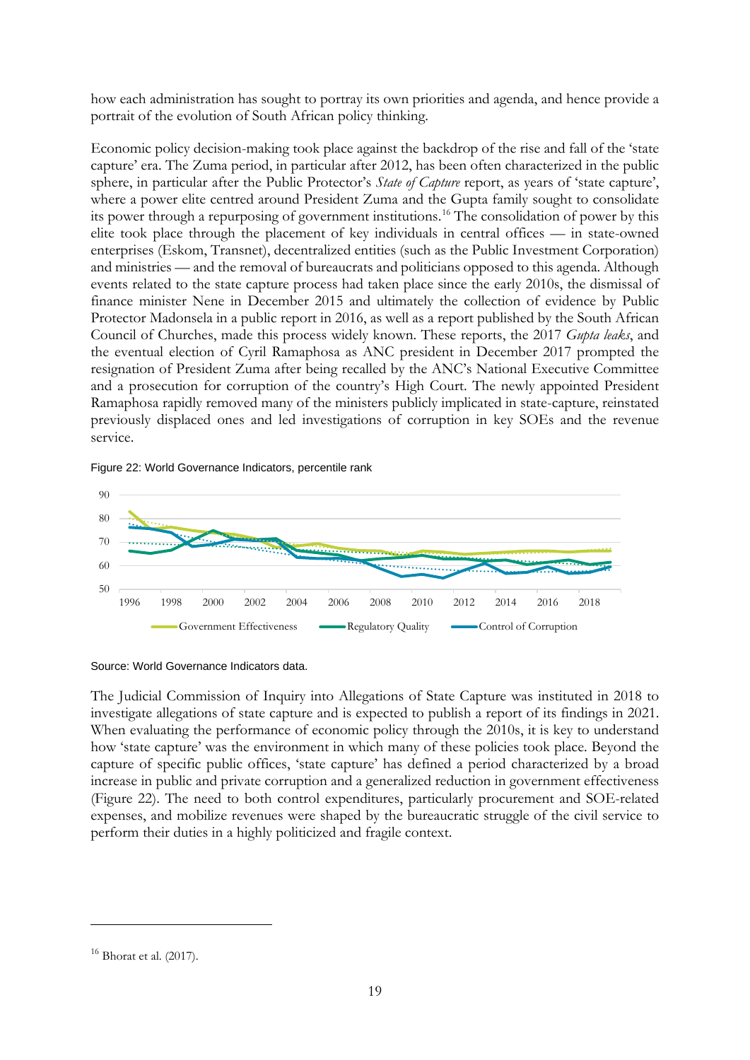how each administration has sought to portray its own priorities and agenda, and hence provide a portrait of the evolution of South African policy thinking.

Economic policy decision-making took place against the backdrop of the rise and fall of the 'state capture' era. The Zuma period, in particular after 2012, has been often characterized in the public sphere, in particular after the Public Protector's *State of Capture* report, as years of 'state capture', where a power elite centred around President Zuma and the Gupta family sought to consolidate its power through a repurposing of government institutions.[16] The consolidation of power by this elite took place through the placement of key individuals in central offices — in state-owned enterprises (Eskom, Transnet), decentralized entities (such as the Public Investment Corporation) and ministries — and the removal of bureaucrats and politicians opposed to this agenda. Although events related to the state capture process had taken place since the early 2010s, the dismissal of finance minister Nene in December 2015 and ultimately the collection of evidence by Public Protector Madonsela in a public report in 2016, as well as a report published by the South African Council of Churches, made this process widely known. These reports, the 2017 *Gupta leaks*, and the eventual election of Cyril Ramaphosa as ANC president in December 2017 prompted the resignation of President Zuma after being recalled by the ANC's National Executive Committee and a prosecution for corruption of the country's High Court. The newly appointed President Ramaphosa rapidly removed many of the ministers publicly implicated in state-capture, reinstated previously displaced ones and led investigations of corruption in key SOEs and the revenue service.

Figure 22: World Governance Indicators, percentile rank

Source: World Governance Indicators data.

The Judicial Commission of Inquiry into Allegations of State Capture was instituted in 2018 to investigate allegations of state capture and is expected to publish a report of its findings in 2021. When evaluating the performance of economic policy through the 2010s, it is key to understand how 'state capture' was the environment in which many of these policies took place. Beyond the capture of specific public offices, 'state capture' has defined a period characterized by a broad increase in public and private corruption and a generalized reduction in government effectiveness (Figure 22). The need to both control expenditures, particularly procurement and SOE-related expenses, and mobilize revenues were shaped by the bureaucratic struggle of the civil service to perform their duties in a highly politicized and fragile context.

[16] Bhorat et al. (2017).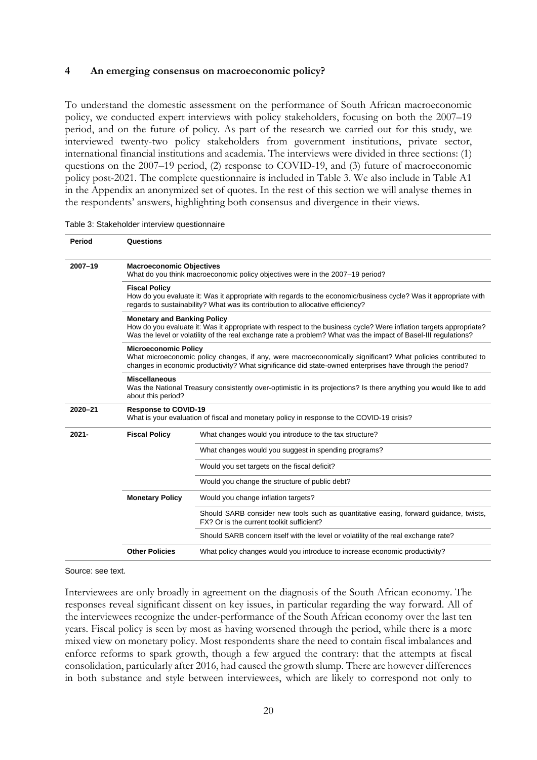## 4 An emerging consensus on macroeconomic policy?

To understand the domestic assessment on the performance of South African macroeconomic policy, we conducted expert interviews with policy stakeholders, focusing on both the 2007–19 period, and on the future of policy. As part of the research we carried out for this study, we interviewed twenty-two policy stakeholders from government institutions, private sector, international financial institutions and academia. The interviews were divided in three sections: (1) questions on the 2007–19 period, (2) response to COVID-19, and (3) future of macroeconomic policy post-2021. The complete questionnaire is included in Table 3. We also include in Table A1 in the Appendix an anonymized set of quotes. In the rest of this section we will analyse themes in the respondents' answers, highlighting both consensus and divergence in their views.

Table 3: Stakeholder interview questionnaire

| Period | Questions | |
|---|---|---|
| 2007–19 | **Macroeconomic Objectives**<br>What do you think macroeconomic policy objectives were in the 2007–19 period? | |
| | **Fiscal Policy**<br>How do you evaluate it: Was it appropriate with regards to the economic/business cycle? Was it appropriate with regards to sustainability? What was its contribution to allocative efficiency? | |
| | **Monetary and Banking Policy**<br>How do you evaluate it: Was it appropriate with respect to the business cycle? Were inflation targets appropriate? Was the level or volatility of the real exchange rate a problem? What was the impact of Basel-III regulations? | |
| | **Microeconomic Policy**<br>What microeconomic policy changes, if any, were macroeconomically significant? What policies contributed to changes in economic productivity? What significance did state-owned enterprises have through the period? | |
| | **Miscellaneous**<br>Was the National Treasury consistently over-optimistic in its projections? Is there anything you would like to add about this period? | |
| 2020–21 | **Response to COVID-19**<br>What is your evaluation of fiscal and monetary policy in response to the COVID-19 crisis? | |
| 2021- | **Fiscal Policy** | What changes would you introduce to the tax structure? |
| | | What changes would you suggest in spending programs? |
| | | Would you set targets on the fiscal deficit? |
| | | Would you change the structure of public debt? |
| | **Monetary Policy** | Would you change inflation targets? |
| | | Should SARB consider new tools such as quantitative easing, forward guidance, twists, FX? Or is the current toolkit sufficient? |
| | | Should SARB concern itself with the level or volatility of the real exchange rate? |
| | **Other Policies** | What policy changes would you introduce to increase economic productivity? |

Source: see text.

Interviewees are only broadly in agreement on the diagnosis of the South African economy. The responses reveal significant dissent on key issues, in particular regarding the way forward. All of the interviewees recognize the under-performance of the South African economy over the last ten years. Fiscal policy is seen by most as having worsened through the period, while there is a more mixed view on monetary policy. Most respondents share the need to contain fiscal imbalances and enforce reforms to spark growth, though a few argued the contrary: that the attempts at fiscal consolidation, particularly after 2016, had caused the growth slump. There are however differences in both substance and style between interviewees, which are likely to correspond not only to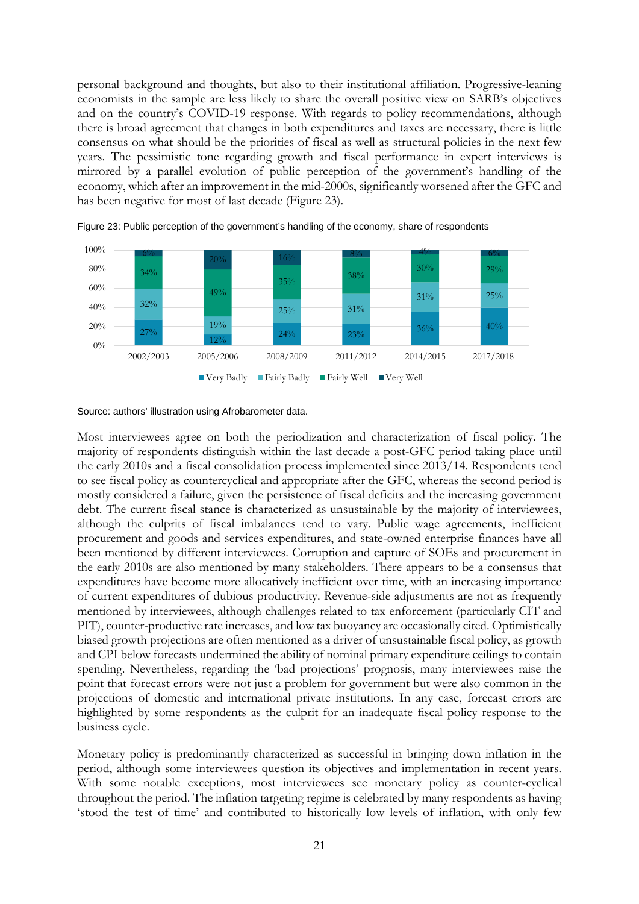personal background and thoughts, but also to their institutional affiliation. Progressive-leaning economists in the sample are less likely to share the overall positive view on SARB's objectives and on the country's COVID-19 response. With regards to policy recommendations, although there is broad agreement that changes in both expenditures and taxes are necessary, there is little consensus on what should be the priorities of fiscal as well as structural policies in the next few years. The pessimistic tone regarding growth and fiscal performance in expert interviews is mirrored by a parallel evolution of public perception of the government's handling of the economy, which after an improvement in the mid-2000s, significantly worsened after the GFC and has been negative for most of last decade (Figure 23).

Figure 23: Public perception of the government's handling of the economy, share of respondents

| | 2002/2003 | 2005/2006 | 2008/2009 | 2011/2012 | 2014/2015 | 2017/2018 |
|---|---|---|---|---|---|---|
| Very Badly | 27% | 12% | 24% | 23% | 36% | 40% |
| Fairly Badly | 32% | 19% | 25% | 31% | 31% | 25% |
| Fairly Well | 34% | 49% | 35% | 38% | 30% | 29% |
| Very Well | 6% | 20% | 16% | 8% | 4% | 6% |

Source: authors' illustration using Afrobarometer data.

Most interviewees agree on both the periodization and characterization of fiscal policy. The majority of respondents distinguish within the last decade a post-GFC period taking place until the early 2010s and a fiscal consolidation process implemented since 2013/14. Respondents tend to see fiscal policy as countercyclical and appropriate after the GFC, whereas the second period is mostly considered a failure, given the persistence of fiscal deficits and the increasing government debt. The current fiscal stance is characterized as unsustainable by the majority of interviewees, although the culprits of fiscal imbalances tend to vary. Public wage agreements, inefficient procurement and goods and services expenditures, and state-owned enterprise finances have all been mentioned by different interviewees. Corruption and capture of SOEs and procurement in the early 2010s are also mentioned by many stakeholders. There appears to be a consensus that expenditures have become more allocatively inefficient over time, with an increasing importance of current expenditures of dubious productivity. Revenue-side adjustments are not as frequently mentioned by interviewees, although challenges related to tax enforcement (particularly CIT and PIT), counter-productive rate increases, and low tax buoyancy are occasionally cited. Optimistically biased growth projections are often mentioned as a driver of unsustainable fiscal policy, as growth and CPI below forecasts undermined the ability of nominal primary expenditure ceilings to contain spending. Nevertheless, regarding the 'bad projections' prognosis, many interviewees raise the point that forecast errors were not just a problem for government but were also common in the projections of domestic and international private institutions. In any case, forecast errors are highlighted by some respondents as the culprit for an inadequate fiscal policy response to the business cycle.

Monetary policy is predominantly characterized as successful in bringing down inflation in the period, although some interviewees question its objectives and implementation in recent years. With some notable exceptions, most interviewees see monetary policy as counter-cyclical throughout the period. The inflation targeting regime is celebrated by many respondents as having 'stood the test of time' and contributed to historically low levels of inflation, with only few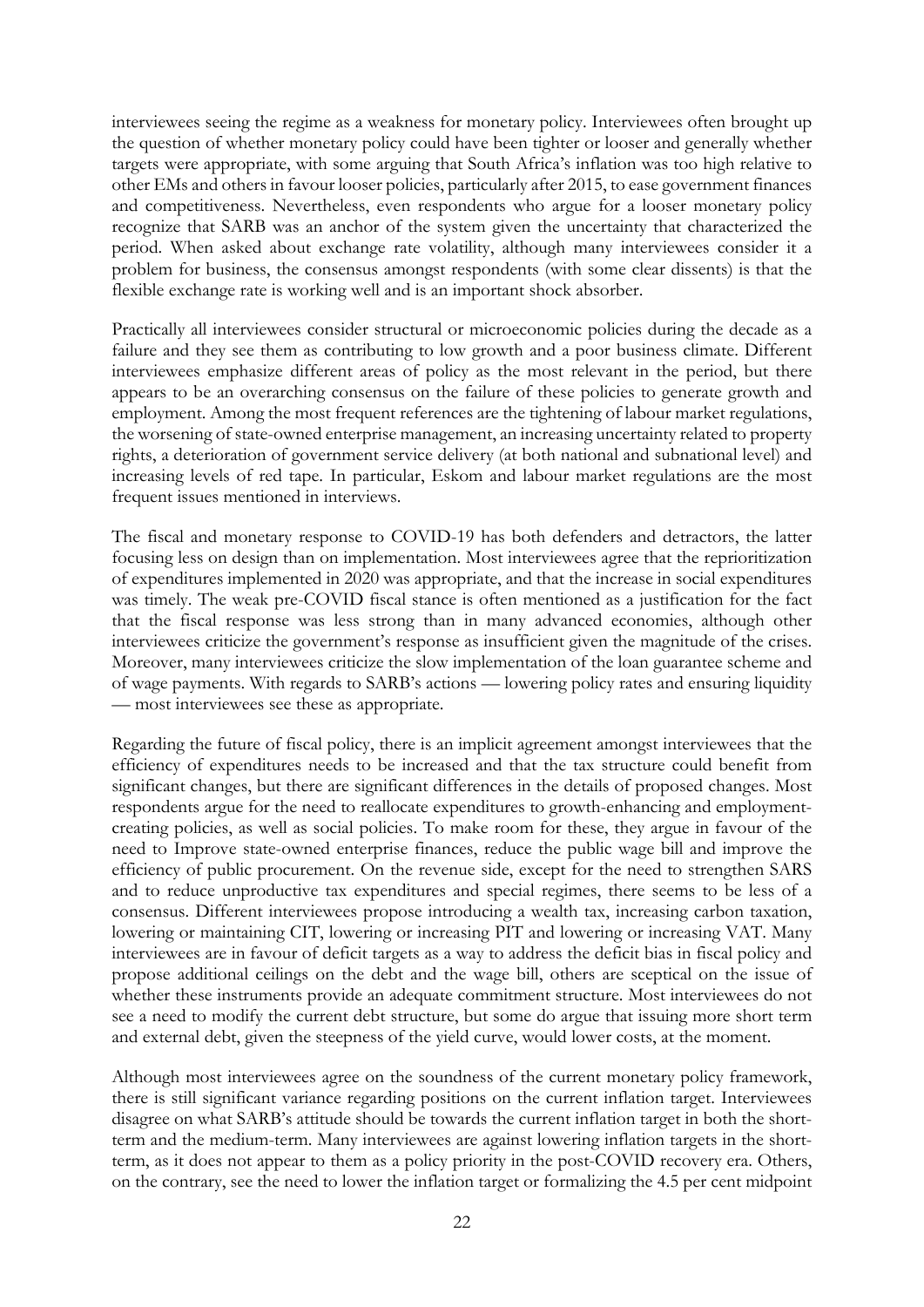interviewees seeing the regime as a weakness for monetary policy. Interviewees often brought up the question of whether monetary policy could have been tighter or looser and generally whether targets were appropriate, with some arguing that South Africa's inflation was too high relative to other EMs and others in favour looser policies, particularly after 2015, to ease government finances and competitiveness. Nevertheless, even respondents who argue for a looser monetary policy recognize that SARB was an anchor of the system given the uncertainty that characterized the period. When asked about exchange rate volatility, although many interviewees consider it a problem for business, the consensus amongst respondents (with some clear dissents) is that the flexible exchange rate is working well and is an important shock absorber.

Practically all interviewees consider structural or microeconomic policies during the decade as a failure and they see them as contributing to low growth and a poor business climate. Different interviewees emphasize different areas of policy as the most relevant in the period, but there appears to be an overarching consensus on the failure of these policies to generate growth and employment. Among the most frequent references are the tightening of labour market regulations, the worsening of state-owned enterprise management, an increasing uncertainty related to property rights, a deterioration of government service delivery (at both national and subnational level) and increasing levels of red tape. In particular, Eskom and labour market regulations are the most frequent issues mentioned in interviews.

The fiscal and monetary response to COVID-19 has both defenders and detractors, the latter focusing less on design than on implementation. Most interviewees agree that the reprioritization of expenditures implemented in 2020 was appropriate, and that the increase in social expenditures was timely. The weak pre-COVID fiscal stance is often mentioned as a justification for the fact that the fiscal response was less strong than in many advanced economies, although other interviewees criticize the government's response as insufficient given the magnitude of the crises. Moreover, many interviewees criticize the slow implementation of the loan guarantee scheme and of wage payments. With regards to SARB's actions — lowering policy rates and ensuring liquidity — most interviewees see these as appropriate.

Regarding the future of fiscal policy, there is an implicit agreement amongst interviewees that the efficiency of expenditures needs to be increased and that the tax structure could benefit from significant changes, but there are significant differences in the details of proposed changes. Most respondents argue for the need to reallocate expenditures to growth-enhancing and employment-creating policies, as well as social policies. To make room for these, they argue in favour of the need to Improve state-owned enterprise finances, reduce the public wage bill and improve the efficiency of public procurement. On the revenue side, except for the need to strengthen SARS and to reduce unproductive tax expenditures and special regimes, there seems to be less of a consensus. Different interviewees propose introducing a wealth tax, increasing carbon taxation, lowering or maintaining CIT, lowering or increasing PIT and lowering or increasing VAT. Many interviewees are in favour of deficit targets as a way to address the deficit bias in fiscal policy and propose additional ceilings on the debt and the wage bill, others are sceptical on the issue of whether these instruments provide an adequate commitment structure. Most interviewees do not see a need to modify the current debt structure, but some do argue that issuing more short term and external debt, given the steepness of the yield curve, would lower costs, at the moment.

Although most interviewees agree on the soundness of the current monetary policy framework, there is still significant variance regarding positions on the current inflation target. Interviewees disagree on what SARB's attitude should be towards the current inflation target in both the short-term and the medium-term. Many interviewees are against lowering inflation targets in the short-term, as it does not appear to them as a policy priority in the post-COVID recovery era. Others, on the contrary, see the need to lower the inflation target or formalizing the 4.5 per cent midpoint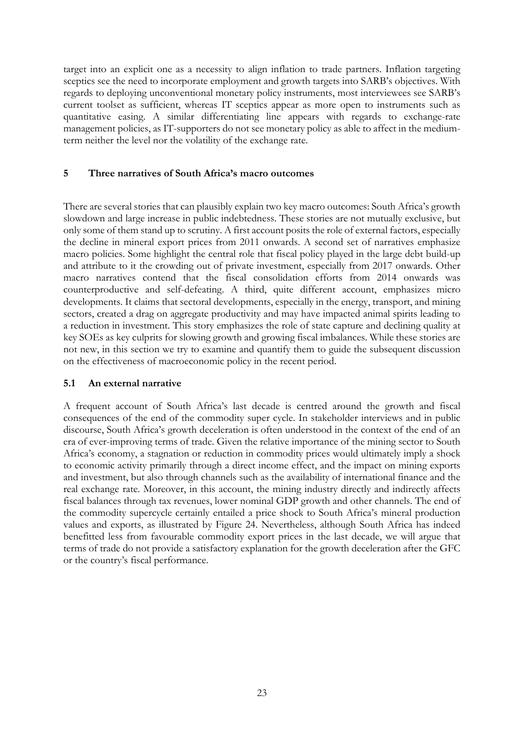target into an explicit one as a necessity to align inflation to trade partners. Inflation targeting sceptics see the need to incorporate employment and growth targets into SARB's objectives. With regards to deploying unconventional monetary policy instruments, most interviewees see SARB's current toolset as sufficient, whereas IT sceptics appear as more open to instruments such as quantitative easing. A similar differentiating line appears with regards to exchange-rate management policies, as IT-supporters do not see monetary policy as able to affect in the medium-term neither the level nor the volatility of the exchange rate.

## 5 Three narratives of South Africa's macro outcomes

There are several stories that can plausibly explain two key macro outcomes: South Africa's growth slowdown and large increase in public indebtedness. These stories are not mutually exclusive, but only some of them stand up to scrutiny. A first account posits the role of external factors, especially the decline in mineral export prices from 2011 onwards. A second set of narratives emphasize macro policies. Some highlight the central role that fiscal policy played in the large debt build-up and attribute to it the crowding out of private investment, especially from 2017 onwards. Other macro narratives contend that the fiscal consolidation efforts from 2014 onwards was counterproductive and self-defeating. A third, quite different account, emphasizes micro developments. It claims that sectoral developments, especially in the energy, transport, and mining sectors, created a drag on aggregate productivity and may have impacted animal spirits leading to a reduction in investment. This story emphasizes the role of state capture and declining quality at key SOEs as key culprits for slowing growth and growing fiscal imbalances. While these stories are not new, in this section we try to examine and quantify them to guide the subsequent discussion on the effectiveness of macroeconomic policy in the recent period.

### 5.1 An external narrative

A frequent account of South Africa's last decade is centred around the growth and fiscal consequences of the end of the commodity super cycle. In stakeholder interviews and in public discourse, South Africa's growth deceleration is often understood in the context of the end of an era of ever-improving terms of trade. Given the relative importance of the mining sector to South Africa's economy, a stagnation or reduction in commodity prices would ultimately imply a shock to economic activity primarily through a direct income effect, and the impact on mining exports and investment, but also through channels such as the availability of international finance and the real exchange rate. Moreover, in this account, the mining industry directly and indirectly affects fiscal balances through tax revenues, lower nominal GDP growth and other channels. The end of the commodity supercycle certainly entailed a price shock to South Africa's mineral production values and exports, as illustrated by Figure 24. Nevertheless, although South Africa has indeed benefitted less from favourable commodity export prices in the last decade, we will argue that terms of trade do not provide a satisfactory explanation for the growth deceleration after the GFC or the country's fiscal performance.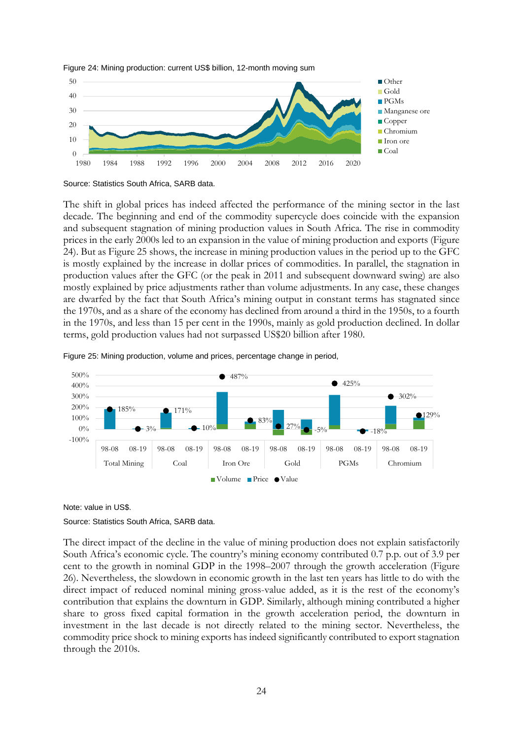Figure 24: Mining production: current US$ billion, 12-month moving sum

Source: Statistics South Africa, SARB data.

The shift in global prices has indeed affected the performance of the mining sector in the last decade. The beginning and end of the commodity supercycle does coincide with the expansion and subsequent stagnation of mining production values in South Africa. The rise in commodity prices in the early 2000s led to an expansion in the value of mining production and exports (Figure 24). But as Figure 25 shows, the increase in mining production values in the period up to the GFC is mostly explained by the increase in dollar prices of commodities. In parallel, the stagnation in production values after the GFC (or the peak in 2011 and subsequent downward swing) are also mostly explained by price adjustments rather than volume adjustments. In any case, these changes are dwarfed by the fact that South Africa's mining output in constant terms has stagnated since the 1970s, and as a share of the economy has declined from around a third in the 1950s, to a fourth in the 1970s, and less than 15 per cent in the 1990s, mainly as gold production declined. In dollar terms, gold production values had not surpassed US$20 billion after 1980.

Figure 25: Mining production, volume and prices, percentage change in period,

Note: value in US$.

Source: Statistics South Africa, SARB data.

The direct impact of the decline in the value of mining production does not explain satisfactorily South Africa's economic cycle. The country's mining economy contributed 0.7 p.p. out of 3.9 per cent to the growth in nominal GDP in the 1998–2007 through the growth acceleration (Figure 26). Nevertheless, the slowdown in economic growth in the last ten years has little to do with the direct impact of reduced nominal mining gross-value added, as it is the rest of the economy's contribution that explains the downturn in GDP. Similarly, although mining contributed a higher share to gross fixed capital formation in the growth acceleration period, the downturn in investment in the last decade is not directly related to the mining sector. Nevertheless, the commodity price shock to mining exports has indeed significantly contributed to export stagnation through the 2010s.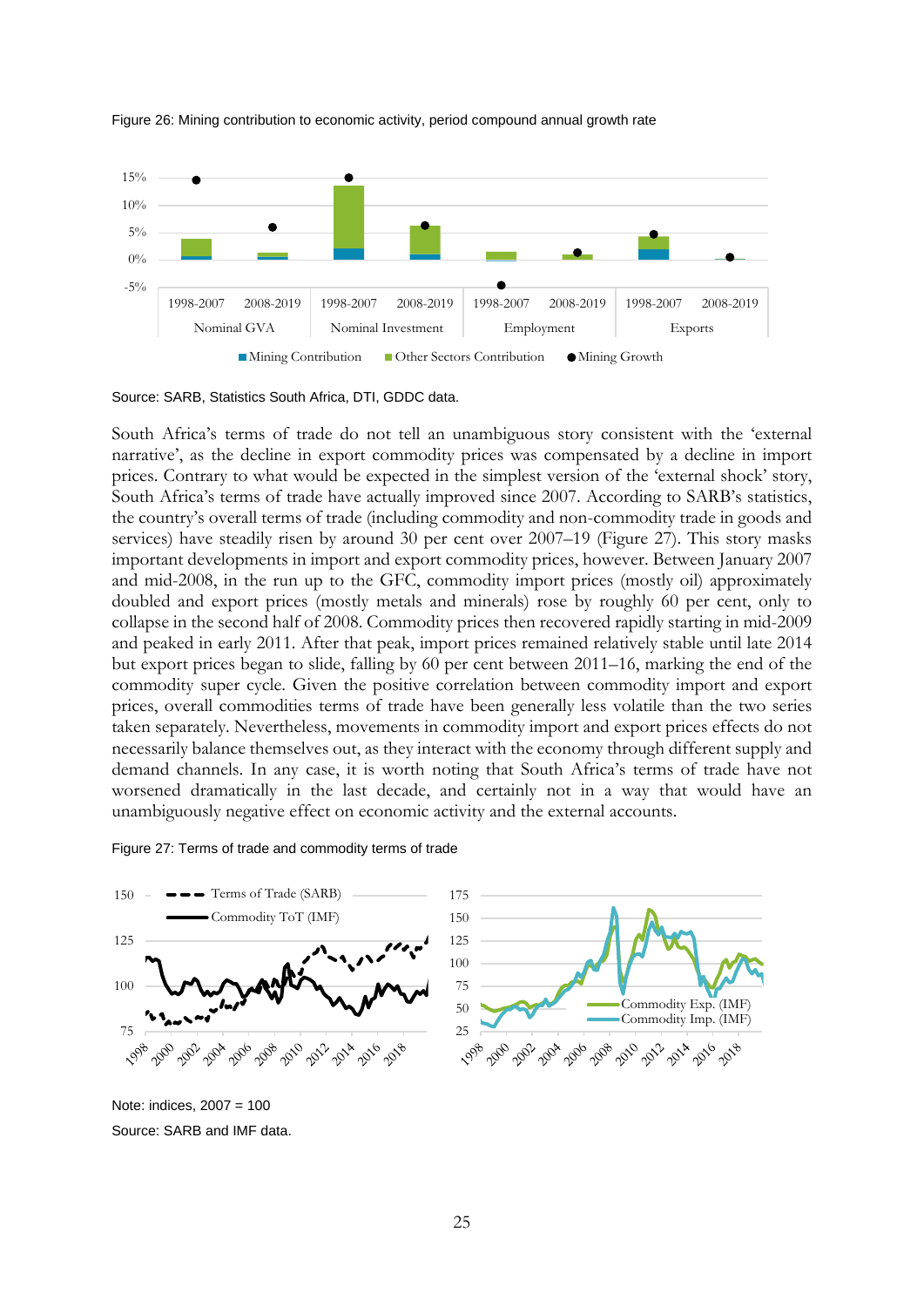Figure 26: Mining contribution to economic activity, period compound annual growth rate

Source: SARB, Statistics South Africa, DTI, GDDC data.

South Africa's terms of trade do not tell an unambiguous story consistent with the 'external narrative', as the decline in export commodity prices was compensated by a decline in import prices. Contrary to what would be expected in the simplest version of the 'external shock' story, South Africa's terms of trade have actually improved since 2007. According to SARB's statistics, the country's overall terms of trade (including commodity and non-commodity trade in goods and services) have steadily risen by around 30 per cent over 2007–19 (Figure 27). This story masks important developments in import and export commodity prices, however. Between January 2007 and mid-2008, in the run up to the GFC, commodity import prices (mostly oil) approximately doubled and export prices (mostly metals and minerals) rose by roughly 60 per cent, only to collapse in the second half of 2008. Commodity prices then recovered rapidly starting in mid-2009 and peaked in early 2011. After that peak, import prices remained relatively stable until late 2014 but export prices began to slide, falling by 60 per cent between 2011–16, marking the end of the commodity super cycle. Given the positive correlation between commodity import and export prices, overall commodities terms of trade have been generally less volatile than the two series taken separately. Nevertheless, movements in commodity import and export prices effects do not necessarily balance themselves out, as they interact with the economy through different supply and demand channels. In any case, it is worth noting that South Africa's terms of trade have not worsened dramatically in the last decade, and certainly not in a way that would have an unambiguously negative effect on economic activity and the external accounts.

Figure 27: Terms of trade and commodity terms of trade

Note: indices, 2007 = 100

Source: SARB and IMF data.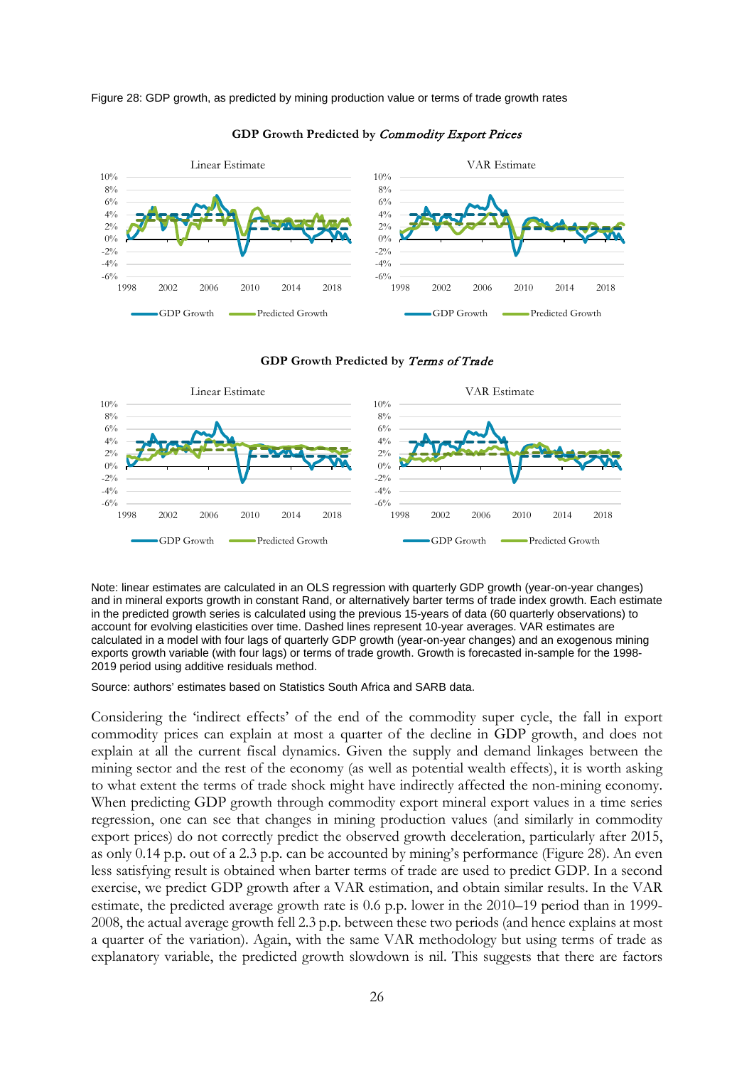Figure 28: GDP growth, as predicted by mining production value or terms of trade growth rates

**GDP Growth Predicted by *Commodity Export Prices***

Linear Estimate | VAR Estimate

**GDP Growth Predicted by *Terms of Trade***

Linear Estimate | VAR Estimate

Note: linear estimates are calculated in an OLS regression with quarterly GDP growth (year-on-year changes) and in mineral exports growth in constant Rand, or alternatively barter terms of trade index growth. Each estimate in the predicted growth series is calculated using the previous 15-years of data (60 quarterly observations) to account for evolving elasticities over time. Dashed lines represent 10-year averages. VAR estimates are calculated in a model with four lags of quarterly GDP growth (year-on-year changes) and an exogenous mining exports growth variable (with four lags) or terms of trade growth. Growth is forecasted in-sample for the 1998-2019 period using additive residuals method.

Source: authors' estimates based on Statistics South Africa and SARB data.

Considering the 'indirect effects' of the end of the commodity super cycle, the fall in export commodity prices can explain at most a quarter of the decline in GDP growth, and does not explain at all the current fiscal dynamics. Given the supply and demand linkages between the mining sector and the rest of the economy (as well as potential wealth effects), it is worth asking to what extent the terms of trade shock might have indirectly affected the non-mining economy. When predicting GDP growth through commodity export mineral export values in a time series regression, one can see that changes in mining production values (and similarly in commodity export prices) do not correctly predict the observed growth deceleration, particularly after 2015, as only 0.14 p.p. out of a 2.3 p.p. can be accounted by mining's performance (Figure 28). An even less satisfying result is obtained when barter terms of trade are used to predict GDP. In a second exercise, we predict GDP growth after a VAR estimation, and obtain similar results. In the VAR estimate, the predicted average growth rate is 0.6 p.p. lower in the 2010–19 period than in 1999-2008, the actual average growth fell 2.3 p.p. between these two periods (and hence explains at most a quarter of the variation). Again, with the same VAR methodology but using terms of trade as explanatory variable, the predicted growth slowdown is nil. This suggests that there are factors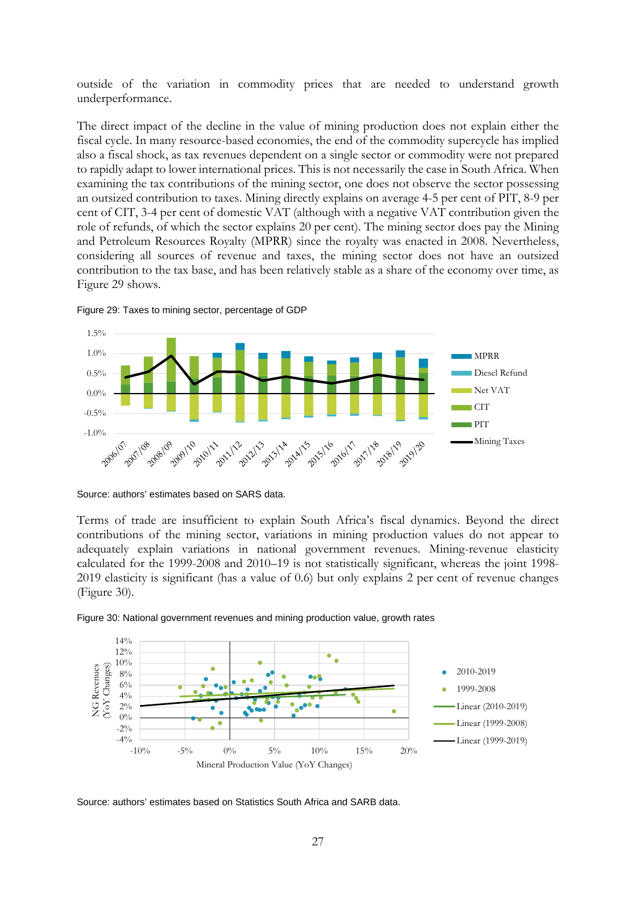outside of the variation in commodity prices that are needed to understand growth underperformance.

The direct impact of the decline in the value of mining production does not explain either the fiscal cycle. In many resource-based economies, the end of the commodity supercycle has implied also a fiscal shock, as tax revenues dependent on a single sector or commodity were not prepared to rapidly adapt to lower international prices. This is not necessarily the case in South Africa. When examining the tax contributions of the mining sector, one does not observe the sector possessing an outsized contribution to taxes. Mining directly explains on average 4-5 per cent of PIT, 8-9 per cent of CIT, 3-4 per cent of domestic VAT (although with a negative VAT contribution given the role of refunds, of which the sector explains 20 per cent). The mining sector does pay the Mining and Petroleum Resources Royalty (MPRR) since the royalty was enacted in 2008. Nevertheless, considering all sources of revenue and taxes, the mining sector does not have an outsized contribution to the tax base, and has been relatively stable as a share of the economy over time, as Figure 29 shows.

Figure 29: Taxes to mining sector, percentage of GDP

Source: authors' estimates based on SARS data.

Terms of trade are insufficient to explain South Africa's fiscal dynamics. Beyond the direct contributions of the mining sector, variations in mining production values do not appear to adequately explain variations in national government revenues. Mining-revenue elasticity calculated for the 1999-2008 and 2010–19 is not statistically significant, whereas the joint 1998-2019 elasticity is significant (has a value of 0.6) but only explains 2 per cent of revenue changes (Figure 30).

Figure 30: National government revenues and mining production value, growth rates

Source: authors' estimates based on Statistics South Africa and SARB data.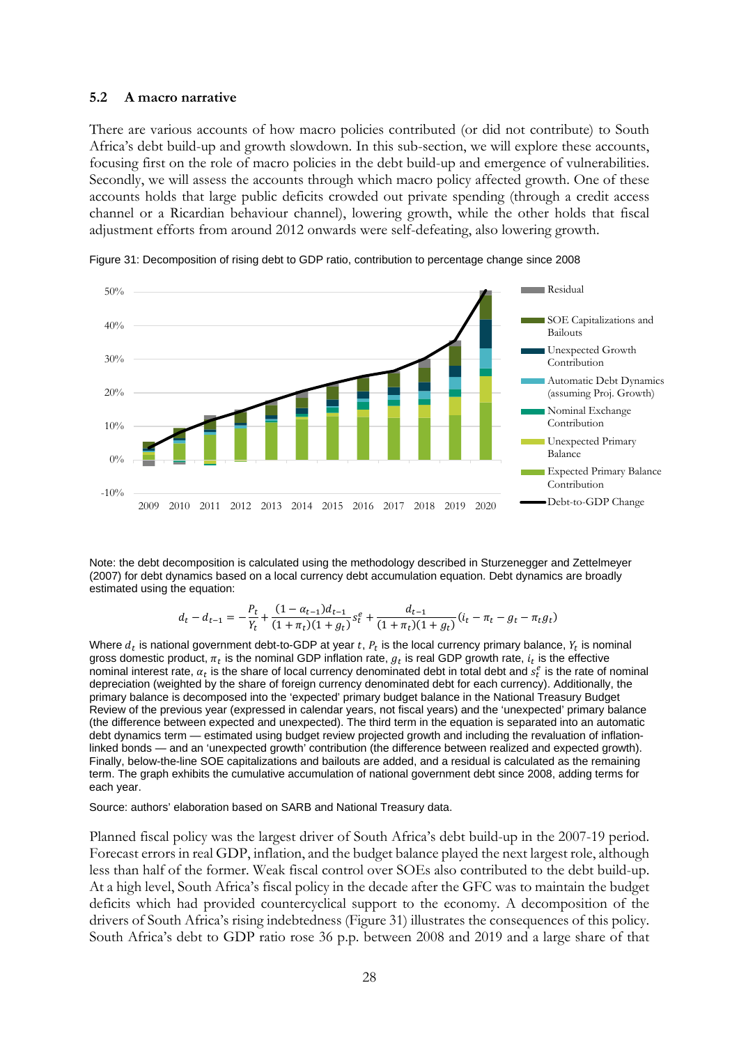### 5.2 A macro narrative

There are various accounts of how macro policies contributed (or did not contribute) to South Africa's debt build-up and growth slowdown. In this sub-section, we will explore these accounts, focusing first on the role of macro policies in the debt build-up and emergence of vulnerabilities. Secondly, we will assess the accounts through which macro policy affected growth. One of these accounts holds that large public deficits crowded out private spending (through a credit access channel or a Ricardian behaviour channel), lowering growth, while the other holds that fiscal adjustment efforts from around 2012 onwards were self-defeating, also lowering growth.

Figure 31: Decomposition of rising debt to GDP ratio, contribution to percentage change since 2008

Note: the debt decomposition is calculated using the methodology described in Sturzenegger and Zettelmeyer (2007) for debt dynamics based on a local currency debt accumulation equation. Debt dynamics are broadly estimated using the equation:

$$d_t - d_{t-1} = -\frac{P_t}{Y_t} + \frac{(1-\alpha_{t-1})d_{t-1}}{(1+\pi_t)(1+g_t)} s_t^e + \frac{d_{t-1}}{(1+\pi_t)(1+g_t)}(i_t - \pi_t - g_t - \pi_t g_t)$$

Where $d_t$ is national government debt-to-GDP at year $t$, $P_t$ is the local currency primary balance, $Y_t$ is nominal gross domestic product, $\pi_t$ is the nominal GDP inflation rate, $g_t$ is real GDP growth rate, $i_t$ is the effective nominal interest rate, $\alpha_t$ is the share of local currency denominated debt in total debt and $s_t^e$ is the rate of nominal depreciation (weighted by the share of foreign currency denominated debt for each currency). Additionally, the primary balance is decomposed into the 'expected' primary budget balance in the National Treasury Budget Review of the previous year (expressed in calendar years, not fiscal years) and the 'unexpected' primary balance (the difference between expected and unexpected). The third term in the equation is separated into an automatic debt dynamics term — estimated using budget review projected growth and including the revaluation of inflation-linked bonds — and an 'unexpected growth' contribution (the difference between realized and expected growth). Finally, below-the-line SOE capitalizations and bailouts are added, and a residual is calculated as the remaining term. The graph exhibits the cumulative accumulation of national government debt since 2008, adding terms for each year.

Source: authors' elaboration based on SARB and National Treasury data.

Planned fiscal policy was the largest driver of South Africa's debt build-up in the 2007-19 period. Forecast errors in real GDP, inflation, and the budget balance played the next largest role, although less than half of the former. Weak fiscal control over SOEs also contributed to the debt build-up. At a high level, South Africa's fiscal policy in the decade after the GFC was to maintain the budget deficits which had provided countercyclical support to the economy. A decomposition of the drivers of South Africa's rising indebtedness (Figure 31) illustrates the consequences of this policy. South Africa's debt to GDP ratio rose 36 p.p. between 2008 and 2019 and a large share of that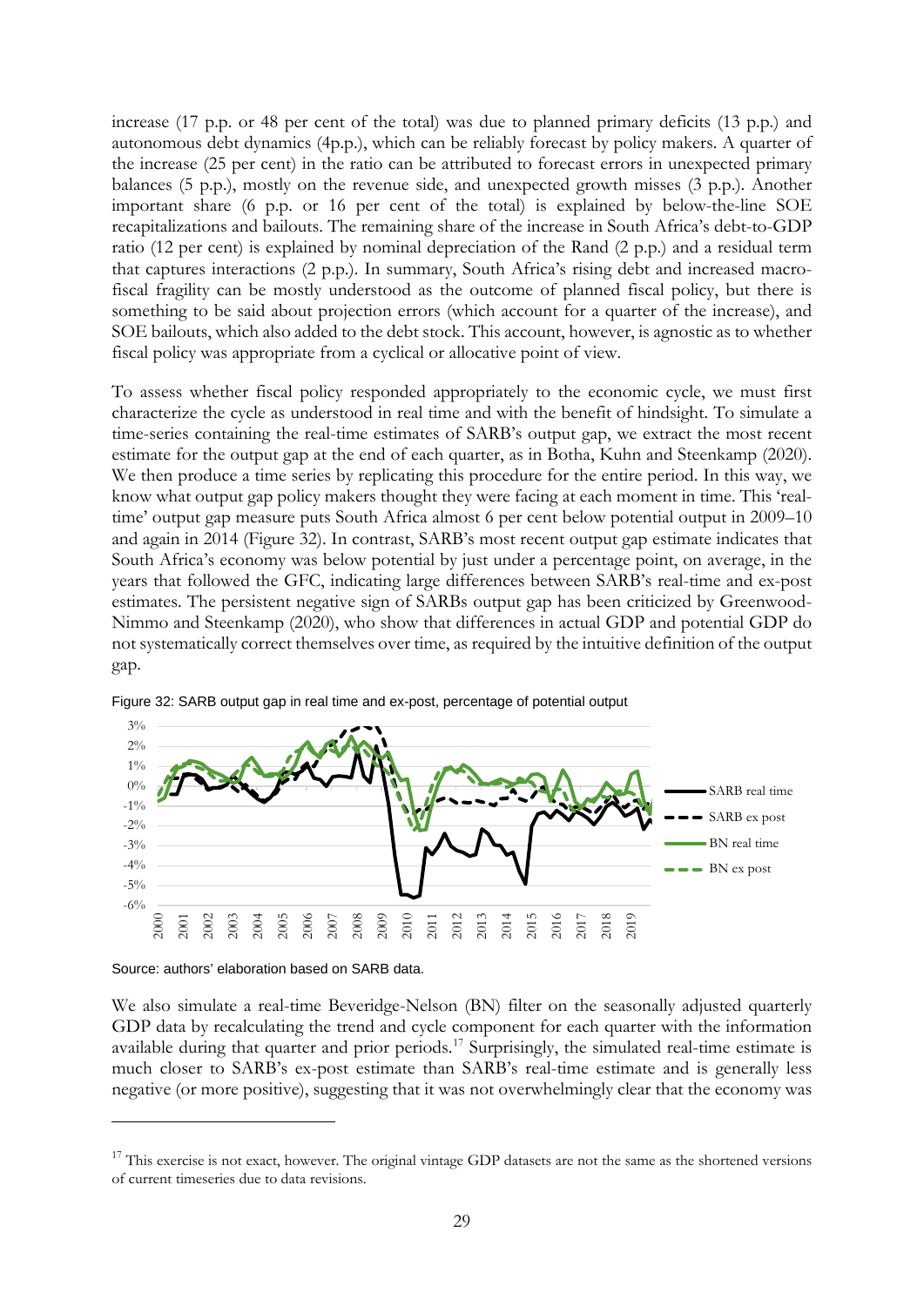increase (17 p.p. or 48 per cent of the total) was due to planned primary deficits (13 p.p.) and autonomous debt dynamics (4p.p.), which can be reliably forecast by policy makers. A quarter of the increase (25 per cent) in the ratio can be attributed to forecast errors in unexpected primary balances (5 p.p.), mostly on the revenue side, and unexpected growth misses (3 p.p.). Another important share (6 p.p. or 16 per cent of the total) is explained by below-the-line SOE recapitalizations and bailouts. The remaining share of the increase in South Africa's debt-to-GDP ratio (12 per cent) is explained by nominal depreciation of the Rand (2 p.p.) and a residual term that captures interactions (2 p.p.). In summary, South Africa's rising debt and increased macro-fiscal fragility can be mostly understood as the outcome of planned fiscal policy, but there is something to be said about projection errors (which account for a quarter of the increase), and SOE bailouts, which also added to the debt stock. This account, however, is agnostic as to whether fiscal policy was appropriate from a cyclical or allocative point of view.

To assess whether fiscal policy responded appropriately to the economic cycle, we must first characterize the cycle as understood in real time and with the benefit of hindsight. To simulate a time-series containing the real-time estimates of SARB's output gap, we extract the most recent estimate for the output gap at the end of each quarter, as in Botha, Kuhn and Steenkamp (2020). We then produce a time series by replicating this procedure for the entire period. In this way, we know what output gap policy makers thought they were facing at each moment in time. This 'real-time' output gap measure puts South Africa almost 6 per cent below potential output in 2009–10 and again in 2014 (Figure 32). In contrast, SARB's most recent output gap estimate indicates that South Africa's economy was below potential by just under a percentage point, on average, in the years that followed the GFC, indicating large differences between SARB's real-time and ex-post estimates. The persistent negative sign of SARBs output gap has been criticized by Greenwood-Nimmo and Steenkamp (2020), who show that differences in actual GDP and potential GDP do not systematically correct themselves over time, as required by the intuitive definition of the output gap.

Figure 32: SARB output gap in real time and ex-post, percentage of potential output

Source: authors' elaboration based on SARB data.

We also simulate a real-time Beveridge-Nelson (BN) filter on the seasonally adjusted quarterly GDP data by recalculating the trend and cycle component for each quarter with the information available during that quarter and prior periods.[17] Surprisingly, the simulated real-time estimate is much closer to SARB's ex-post estimate than SARB's real-time estimate and is generally less negative (or more positive), suggesting that it was not overwhelmingly clear that the economy was

[17] This exercise is not exact, however. The original vintage GDP datasets are not the same as the shortened versions of current timeseries due to data revisions.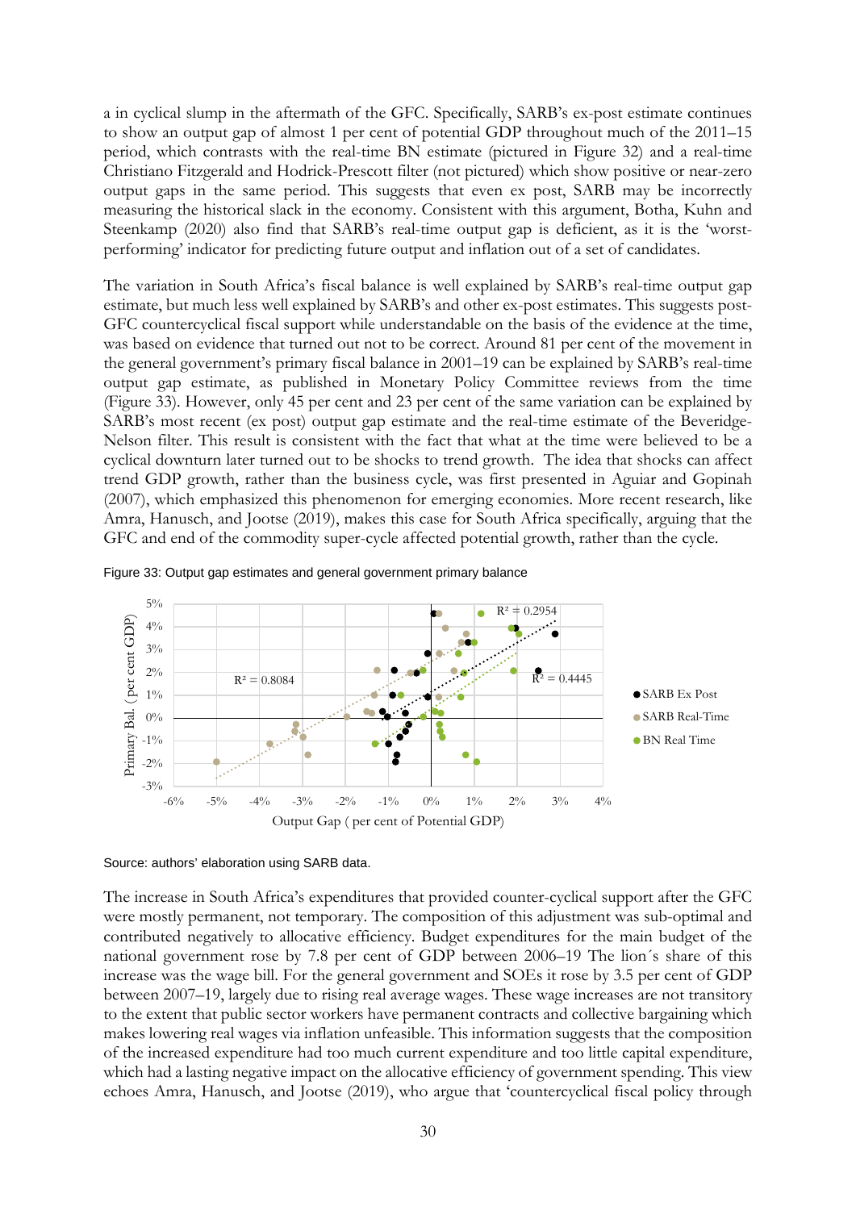a in cyclical slump in the aftermath of the GFC. Specifically, SARB's ex-post estimate continues to show an output gap of almost 1 per cent of potential GDP throughout much of the 2011–15 period, which contrasts with the real-time BN estimate (pictured in Figure 32) and a real-time Christiano Fitzgerald and Hodrick-Prescott filter (not pictured) which show positive or near-zero output gaps in the same period. This suggests that even ex post, SARB may be incorrectly measuring the historical slack in the economy. Consistent with this argument, Botha, Kuhn and Steenkamp (2020) also find that SARB's real-time output gap is deficient, as it is the 'worst-performing' indicator for predicting future output and inflation out of a set of candidates.

The variation in South Africa's fiscal balance is well explained by SARB's real-time output gap estimate, but much less well explained by SARB's and other ex-post estimates. This suggests post-GFC countercyclical fiscal support while understandable on the basis of the evidence at the time, was based on evidence that turned out not to be correct. Around 81 per cent of the movement in the general government's primary fiscal balance in 2001–19 can be explained by SARB's real-time output gap estimate, as published in Monetary Policy Committee reviews from the time (Figure 33). However, only 45 per cent and 23 per cent of the same variation can be explained by SARB's most recent (ex post) output gap estimate and the real-time estimate of the Beveridge-Nelson filter. This result is consistent with the fact that what at the time were believed to be a cyclical downturn later turned out to be shocks to trend growth. The idea that shocks can affect trend GDP growth, rather than the business cycle, was first presented in Aguiar and Gopinah (2007), which emphasized this phenomenon for emerging economies. More recent research, like Amra, Hanusch, and Jootse (2019), makes this case for South Africa specifically, arguing that the GFC and end of the commodity super-cycle affected potential growth, rather than the cycle.

Figure 33: Output gap estimates and general government primary balance

Source: authors' elaboration using SARB data.

The increase in South Africa's expenditures that provided counter-cyclical support after the GFC were mostly permanent, not temporary. The composition of this adjustment was sub-optimal and contributed negatively to allocative efficiency. Budget expenditures for the main budget of the national government rose by 7.8 per cent of GDP between 2006–19 The lion´s share of this increase was the wage bill. For the general government and SOEs it rose by 3.5 per cent of GDP between 2007–19, largely due to rising real average wages. These wage increases are not transitory to the extent that public sector workers have permanent contracts and collective bargaining which makes lowering real wages via inflation unfeasible. This information suggests that the composition of the increased expenditure had too much current expenditure and too little capital expenditure, which had a lasting negative impact on the allocative efficiency of government spending. This view echoes Amra, Hanusch, and Jootse (2019), who argue that 'countercyclical fiscal policy through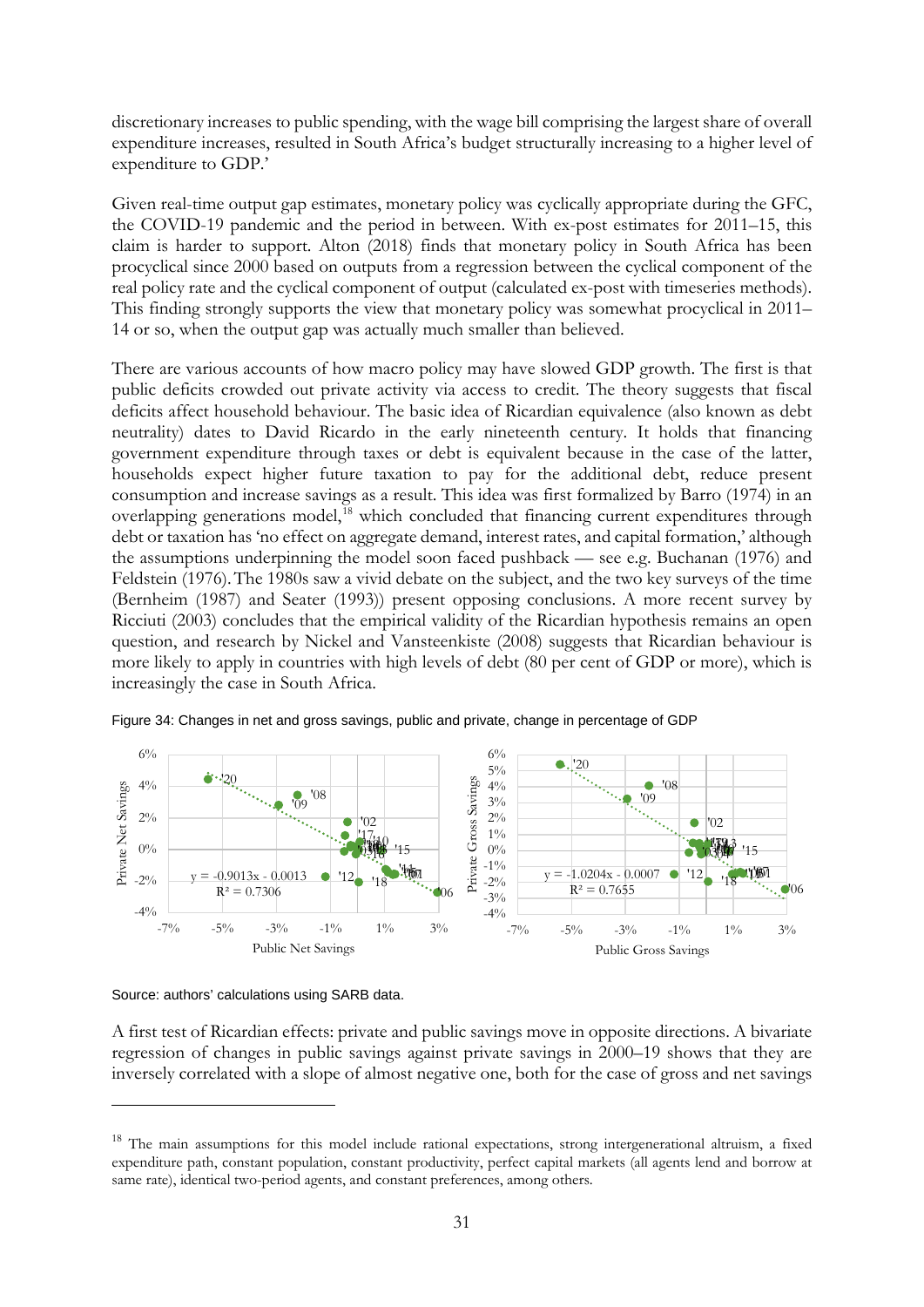discretionary increases to public spending, with the wage bill comprising the largest share of overall expenditure increases, resulted in South Africa's budget structurally increasing to a higher level of expenditure to GDP.'

Given real-time output gap estimates, monetary policy was cyclically appropriate during the GFC, the COVID-19 pandemic and the period in between. With ex-post estimates for 2011–15, this claim is harder to support. Alton (2018) finds that monetary policy in South Africa has been procyclical since 2000 based on outputs from a regression between the cyclical component of the real policy rate and the cyclical component of output (calculated ex-post with timeseries methods). This finding strongly supports the view that monetary policy was somewhat procyclical in 2011–14 or so, when the output gap was actually much smaller than believed.

There are various accounts of how macro policy may have slowed GDP growth. The first is that public deficits crowded out private activity via access to credit. The theory suggests that fiscal deficits affect household behaviour. The basic idea of Ricardian equivalence (also known as debt neutrality) dates to David Ricardo in the early nineteenth century. It holds that financing government expenditure through taxes or debt is equivalent because in the case of the latter, households expect higher future taxation to pay for the additional debt, reduce present consumption and increase savings as a result. This idea was first formalized by Barro (1974) in an overlapping generations model,[18] which concluded that financing current expenditures through debt or taxation has 'no effect on aggregate demand, interest rates, and capital formation,' although the assumptions underpinning the model soon faced pushback — see e.g. Buchanan (1976) and Feldstein (1976). The 1980s saw a vivid debate on the subject, and the two key surveys of the time (Bernheim (1987) and Seater (1993)) present opposing conclusions. A more recent survey by Ricciuti (2003) concludes that the empirical validity of the Ricardian hypothesis remains an open question, and research by Nickel and Vansteenkiste (2008) suggests that Ricardian behaviour is more likely to apply in countries with high levels of debt (80 per cent of GDP or more), which is increasingly the case in South Africa.

Figure 34: Changes in net and gross savings, public and private, change in percentage of GDP

Source: authors' calculations using SARB data.

A first test of Ricardian effects: private and public savings move in opposite directions. A bivariate regression of changes in public savings against private savings in 2000–19 shows that they are inversely correlated with a slope of almost negative one, both for the case of gross and net savings

[18] The main assumptions for this model include rational expectations, strong intergenerational altruism, a fixed expenditure path, constant population, constant productivity, perfect capital markets (all agents lend and borrow at same rate), identical two-period agents, and constant preferences, among others.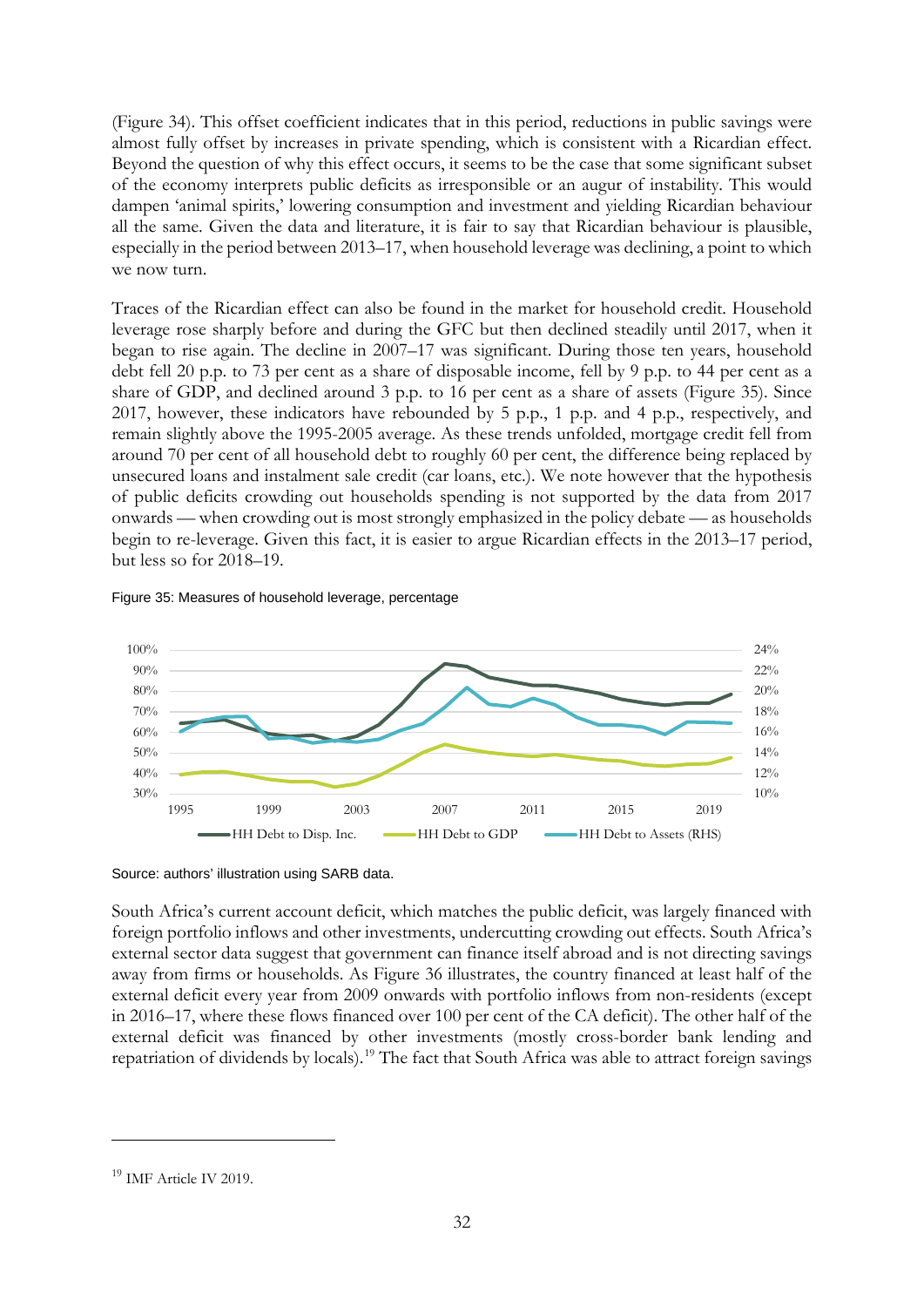(Figure 34). This offset coefficient indicates that in this period, reductions in public savings were almost fully offset by increases in private spending, which is consistent with a Ricardian effect. Beyond the question of why this effect occurs, it seems to be the case that some significant subset of the economy interprets public deficits as irresponsible or an augur of instability. This would dampen 'animal spirits,' lowering consumption and investment and yielding Ricardian behaviour all the same. Given the data and literature, it is fair to say that Ricardian behaviour is plausible, especially in the period between 2013–17, when household leverage was declining, a point to which we now turn.

Traces of the Ricardian effect can also be found in the market for household credit. Household leverage rose sharply before and during the GFC but then declined steadily until 2017, when it began to rise again. The decline in 2007–17 was significant. During those ten years, household debt fell 20 p.p. to 73 per cent as a share of disposable income, fell by 9 p.p. to 44 per cent as a share of GDP, and declined around 3 p.p. to 16 per cent as a share of assets (Figure 35). Since 2017, however, these indicators have rebounded by 5 p.p., 1 p.p. and 4 p.p., respectively, and remain slightly above the 1995-2005 average. As these trends unfolded, mortgage credit fell from around 70 per cent of all household debt to roughly 60 per cent, the difference being replaced by unsecured loans and instalment sale credit (car loans, etc.). We note however that the hypothesis of public deficits crowding out households spending is not supported by the data from 2017 onwards — when crowding out is most strongly emphasized in the policy debate — as households begin to re-leverage. Given this fact, it is easier to argue Ricardian effects in the 2013–17 period, but less so for 2018–19.

Figure 35: Measures of household leverage, percentage

Source: authors' illustration using SARB data.

South Africa's current account deficit, which matches the public deficit, was largely financed with foreign portfolio inflows and other investments, undercutting crowding out effects. South Africa's external sector data suggest that government can finance itself abroad and is not directing savings away from firms or households. As Figure 36 illustrates, the country financed at least half of the external deficit every year from 2009 onwards with portfolio inflows from non-residents (except in 2016–17, where these flows financed over 100 per cent of the CA deficit). The other half of the external deficit was financed by other investments (mostly cross-border bank lending and repatriation of dividends by locals).[19] The fact that South Africa was able to attract foreign savings

[19] IMF Article IV 2019.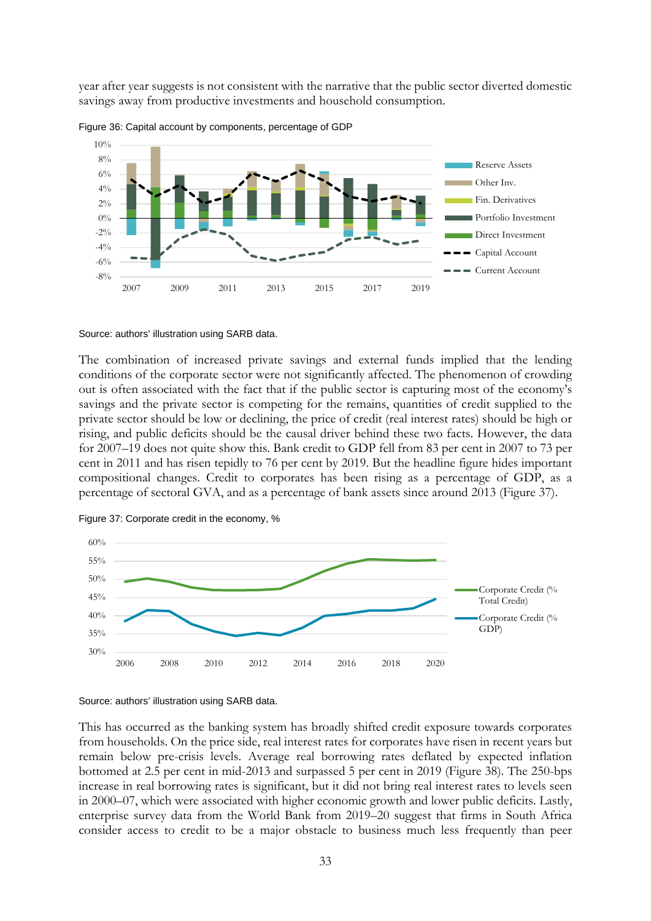year after year suggests is not consistent with the narrative that the public sector diverted domestic savings away from productive investments and household consumption.

Figure 36: Capital account by components, percentage of GDP

Source: authors' illustration using SARB data.

The combination of increased private savings and external funds implied that the lending conditions of the corporate sector were not significantly affected. The phenomenon of crowding out is often associated with the fact that if the public sector is capturing most of the economy's savings and the private sector is competing for the remains, quantities of credit supplied to the private sector should be low or declining, the price of credit (real interest rates) should be high or rising, and public deficits should be the causal driver behind these two facts. However, the data for 2007–19 does not quite show this. Bank credit to GDP fell from 83 per cent in 2007 to 73 per cent in 2011 and has risen tepidly to 76 per cent by 2019. But the headline figure hides important compositional changes. Credit to corporates has been rising as a percentage of GDP, as a percentage of sectoral GVA, and as a percentage of bank assets since around 2013 (Figure 37).

Figure 37: Corporate credit in the economy, %

Source: authors' illustration using SARB data.

This has occurred as the banking system has broadly shifted credit exposure towards corporates from households. On the price side, real interest rates for corporates have risen in recent years but remain below pre-crisis levels. Average real borrowing rates deflated by expected inflation bottomed at 2.5 per cent in mid-2013 and surpassed 5 per cent in 2019 (Figure 38). The 250-bps increase in real borrowing rates is significant, but it did not bring real interest rates to levels seen in 2000–07, which were associated with higher economic growth and lower public deficits. Lastly, enterprise survey data from the World Bank from 2019–20 suggest that firms in South Africa consider access to credit to be a major obstacle to business much less frequently than peer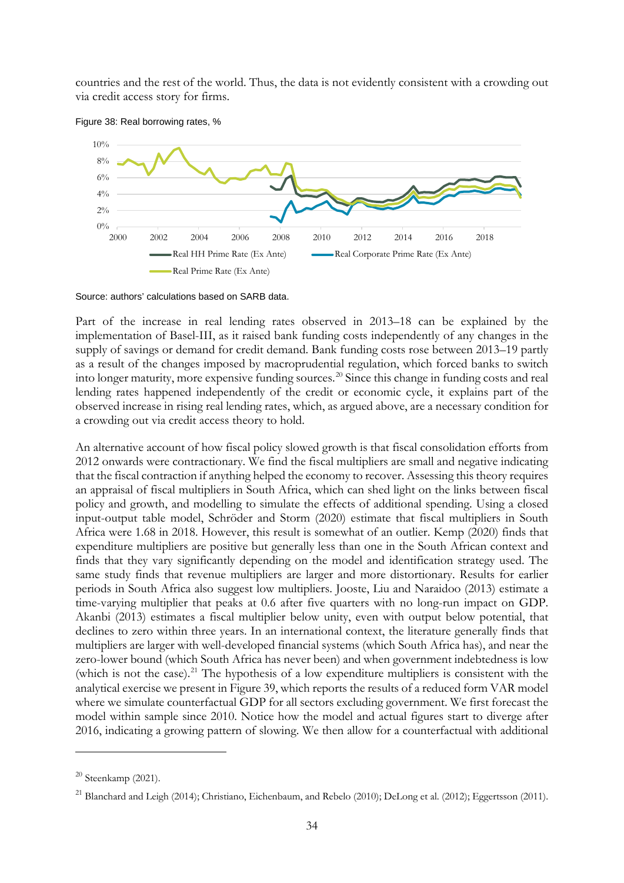countries and the rest of the world. Thus, the data is not evidently consistent with a crowding out via credit access story for firms.

Figure 38: Real borrowing rates, %

Source: authors' calculations based on SARB data.

Part of the increase in real lending rates observed in 2013–18 can be explained by the implementation of Basel-III, as it raised bank funding costs independently of any changes in the supply of savings or demand for credit demand. Bank funding costs rose between 2013–19 partly as a result of the changes imposed by macroprudential regulation, which forced banks to switch into longer maturity, more expensive funding sources.[20] Since this change in funding costs and real lending rates happened independently of the credit or economic cycle, it explains part of the observed increase in rising real lending rates, which, as argued above, are a necessary condition for a crowding out via credit access theory to hold.

An alternative account of how fiscal policy slowed growth is that fiscal consolidation efforts from 2012 onwards were contractionary. We find the fiscal multipliers are small and negative indicating that the fiscal contraction if anything helped the economy to recover. Assessing this theory requires an appraisal of fiscal multipliers in South Africa, which can shed light on the links between fiscal policy and growth, and modelling to simulate the effects of additional spending. Using a closed input-output table model, Schröder and Storm (2020) estimate that fiscal multipliers in South Africa were 1.68 in 2018. However, this result is somewhat of an outlier. Kemp (2020) finds that expenditure multipliers are positive but generally less than one in the South African context and finds that they vary significantly depending on the model and identification strategy used. The same study finds that revenue multipliers are larger and more distortionary. Results for earlier periods in South Africa also suggest low multipliers. Jooste, Liu and Naraidoo (2013) estimate a time-varying multiplier that peaks at 0.6 after five quarters with no long-run impact on GDP. Akanbi (2013) estimates a fiscal multiplier below unity, even with output below potential, that declines to zero within three years. In an international context, the literature generally finds that multipliers are larger with well-developed financial systems (which South Africa has), and near the zero-lower bound (which South Africa has never been) and when government indebtedness is low (which is not the case).[21] The hypothesis of a low expenditure multipliers is consistent with the analytical exercise we present in Figure 39, which reports the results of a reduced form VAR model where we simulate counterfactual GDP for all sectors excluding government. We first forecast the model within sample since 2010. Notice how the model and actual figures start to diverge after 2016, indicating a growing pattern of slowing. We then allow for a counterfactual with additional

---

[20] Steenkamp (2021).

[21] Blanchard and Leigh (2014); Christiano, Eichenbaum, and Rebelo (2010); DeLong et al. (2012); Eggertsson (2011).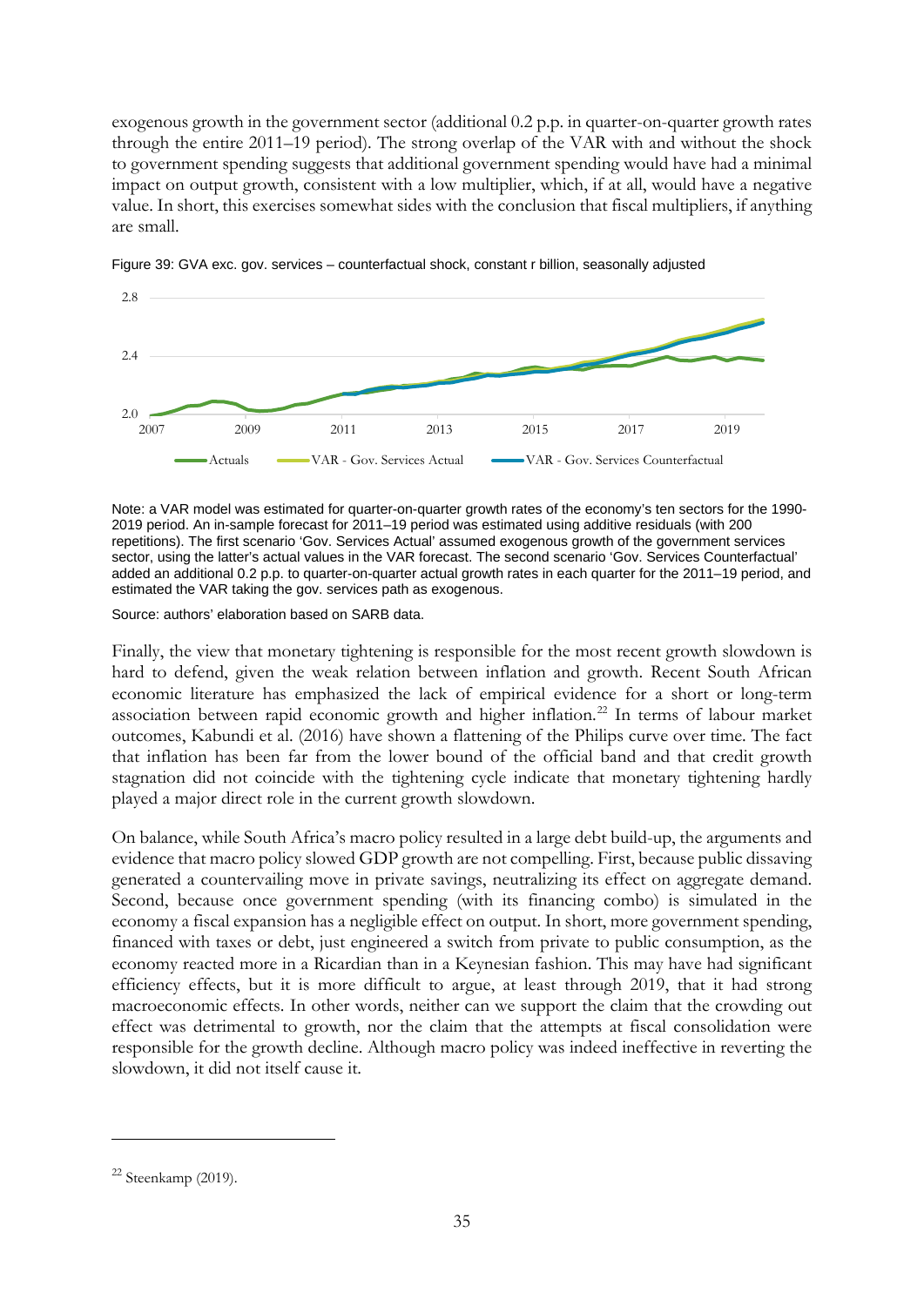exogenous growth in the government sector (additional 0.2 p.p. in quarter-on-quarter growth rates through the entire 2011–19 period). The strong overlap of the VAR with and without the shock to government spending suggests that additional government spending would have had a minimal impact on output growth, consistent with a low multiplier, which, if at all, would have a negative value. In short, this exercises somewhat sides with the conclusion that fiscal multipliers, if anything are small.

Figure 39: GVA exc. gov. services – counterfactual shock, constant r billion, seasonally adjusted

Note: a VAR model was estimated for quarter-on-quarter growth rates of the economy's ten sectors for the 1990-2019 period. An in-sample forecast for 2011–19 period was estimated using additive residuals (with 200 repetitions). The first scenario 'Gov. Services Actual' assumed exogenous growth of the government services sector, using the latter's actual values in the VAR forecast. The second scenario 'Gov. Services Counterfactual' added an additional 0.2 p.p. to quarter-on-quarter actual growth rates in each quarter for the 2011–19 period, and estimated the VAR taking the gov. services path as exogenous.

Source: authors' elaboration based on SARB data.

Finally, the view that monetary tightening is responsible for the most recent growth slowdown is hard to defend, given the weak relation between inflation and growth. Recent South African economic literature has emphasized the lack of empirical evidence for a short or long-term association between rapid economic growth and higher inflation.[22] In terms of labour market outcomes, Kabundi et al. (2016) have shown a flattening of the Philips curve over time. The fact that inflation has been far from the lower bound of the official band and that credit growth stagnation did not coincide with the tightening cycle indicate that monetary tightening hardly played a major direct role in the current growth slowdown.

On balance, while South Africa's macro policy resulted in a large debt build-up, the arguments and evidence that macro policy slowed GDP growth are not compelling. First, because public dissaving generated a countervailing move in private savings, neutralizing its effect on aggregate demand. Second, because once government spending (with its financing combo) is simulated in the economy a fiscal expansion has a negligible effect on output. In short, more government spending, financed with taxes or debt, just engineered a switch from private to public consumption, as the economy reacted more in a Ricardian than in a Keynesian fashion. This may have had significant efficiency effects, but it is more difficult to argue, at least through 2019, that it had strong macroeconomic effects. In other words, neither can we support the claim that the crowding out effect was detrimental to growth, nor the claim that the attempts at fiscal consolidation were responsible for the growth decline. Although macro policy was indeed ineffective in reverting the slowdown, it did not itself cause it.

[22] Steenkamp (2019).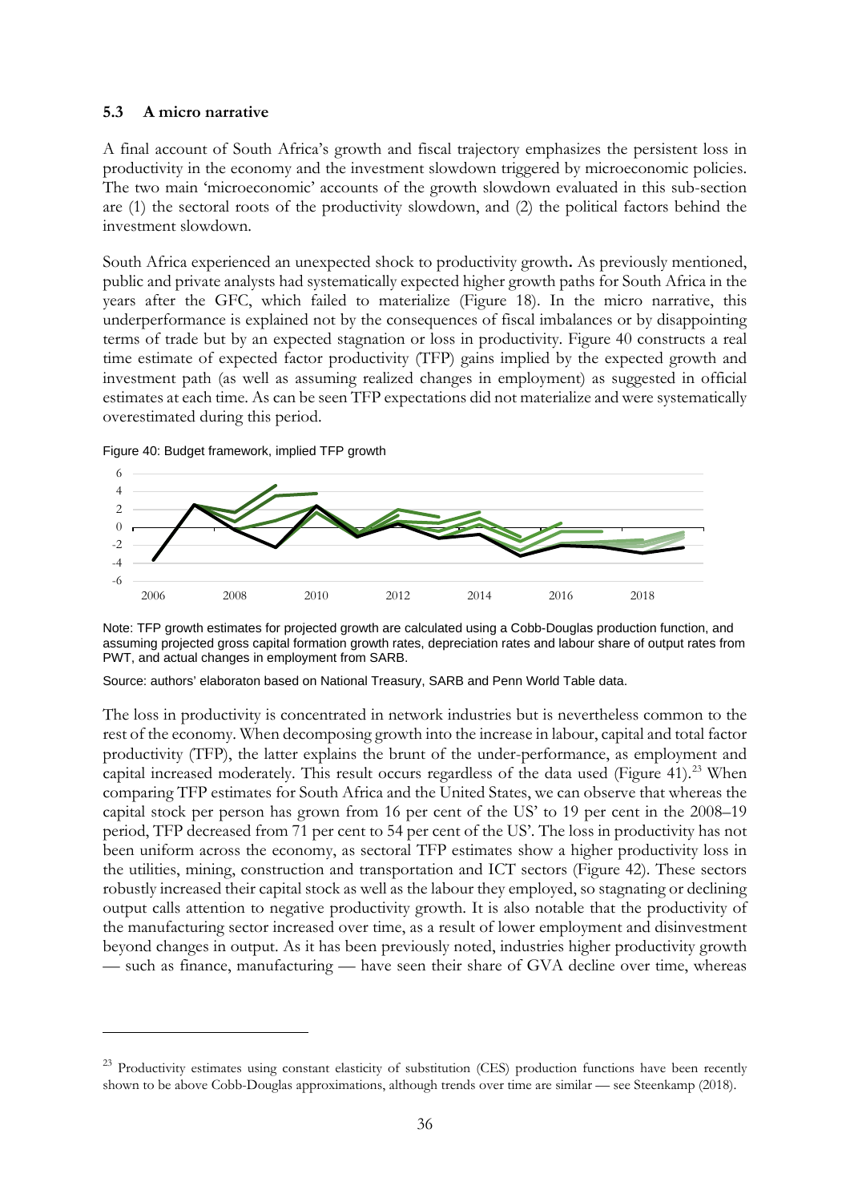### 5.3 A micro narrative

A final account of South Africa's growth and fiscal trajectory emphasizes the persistent loss in productivity in the economy and the investment slowdown triggered by microeconomic policies. The two main 'microeconomic' accounts of the growth slowdown evaluated in this sub-section are (1) the sectoral roots of the productivity slowdown, and (2) the political factors behind the investment slowdown.

South Africa experienced an unexpected shock to productivity growth**.** As previously mentioned, public and private analysts had systematically expected higher growth paths for South Africa in the years after the GFC, which failed to materialize (Figure 18). In the micro narrative, this underperformance is explained not by the consequences of fiscal imbalances or by disappointing terms of trade but by an expected stagnation or loss in productivity. Figure 40 constructs a real time estimate of expected factor productivity (TFP) gains implied by the expected growth and investment path (as well as assuming realized changes in employment) as suggested in official estimates at each time. As can be seen TFP expectations did not materialize and were systematically overestimated during this period.

Figure 40: Budget framework, implied TFP growth

Note: TFP growth estimates for projected growth are calculated using a Cobb-Douglas production function, and assuming projected gross capital formation growth rates, depreciation rates and labour share of output rates from PWT, and actual changes in employment from SARB.

Source: authors' elaboraton based on National Treasury, SARB and Penn World Table data.

The loss in productivity is concentrated in network industries but is nevertheless common to the rest of the economy. When decomposing growth into the increase in labour, capital and total factor productivity (TFP), the latter explains the brunt of the under-performance, as employment and capital increased moderately. This result occurs regardless of the data used (Figure 41).[23] When comparing TFP estimates for South Africa and the United States, we can observe that whereas the capital stock per person has grown from 16 per cent of the US' to 19 per cent in the 2008–19 period, TFP decreased from 71 per cent to 54 per cent of the US'. The loss in productivity has not been uniform across the economy, as sectoral TFP estimates show a higher productivity loss in the utilities, mining, construction and transportation and ICT sectors (Figure 42). These sectors robustly increased their capital stock as well as the labour they employed, so stagnating or declining output calls attention to negative productivity growth. It is also notable that the productivity of the manufacturing sector increased over time, as a result of lower employment and disinvestment beyond changes in output. As it has been previously noted, industries higher productivity growth — such as finance, manufacturing — have seen their share of GVA decline over time, whereas

[23] Productivity estimates using constant elasticity of substitution (CES) production functions have been recently shown to be above Cobb-Douglas approximations, although trends over time are similar — see Steenkamp (2018).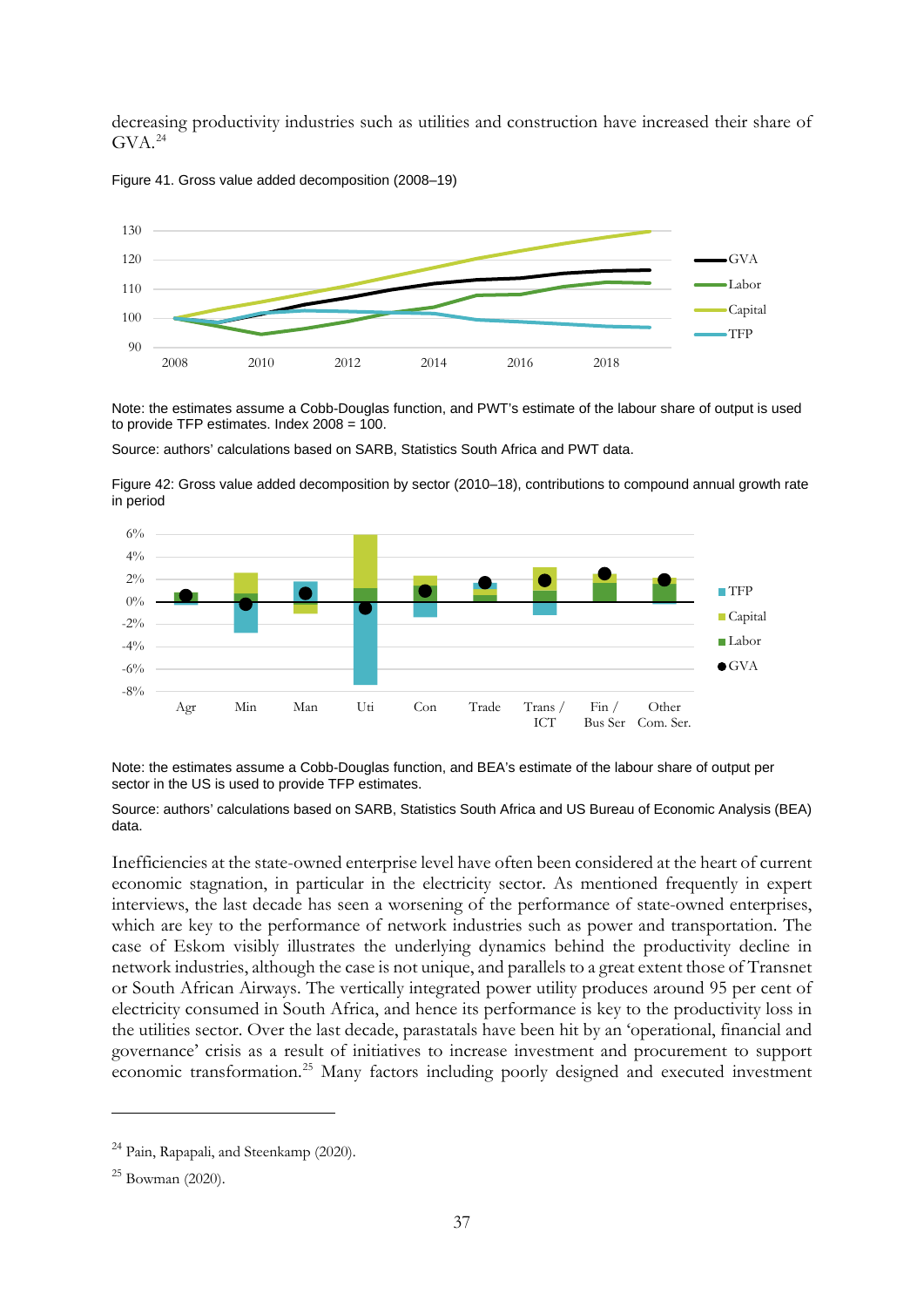decreasing productivity industries such as utilities and construction have increased their share of GVA.[24]

Figure 41. Gross value added decomposition (2008–19)

Note: the estimates assume a Cobb-Douglas function, and PWT's estimate of the labour share of output is used to provide TFP estimates. Index 2008 = 100.

Source: authors' calculations based on SARB, Statistics South Africa and PWT data.

Figure 42: Gross value added decomposition by sector (2010–18), contributions to compound annual growth rate in period

Note: the estimates assume a Cobb-Douglas function, and BEA's estimate of the labour share of output per sector in the US is used to provide TFP estimates.

Source: authors' calculations based on SARB, Statistics South Africa and US Bureau of Economic Analysis (BEA) data.

Inefficiencies at the state-owned enterprise level have often been considered at the heart of current economic stagnation, in particular in the electricity sector. As mentioned frequently in expert interviews, the last decade has seen a worsening of the performance of state-owned enterprises, which are key to the performance of network industries such as power and transportation. The case of Eskom visibly illustrates the underlying dynamics behind the productivity decline in network industries, although the case is not unique, and parallels to a great extent those of Transnet or South African Airways. The vertically integrated power utility produces around 95 per cent of electricity consumed in South Africa, and hence its performance is key to the productivity loss in the utilities sector. Over the last decade, parastatals have been hit by an 'operational, financial and governance' crisis as a result of initiatives to increase investment and procurement to support economic transformation.[25] Many factors including poorly designed and executed investment

[24] Pain, Rapapali, and Steenkamp (2020).

[25] Bowman (2020).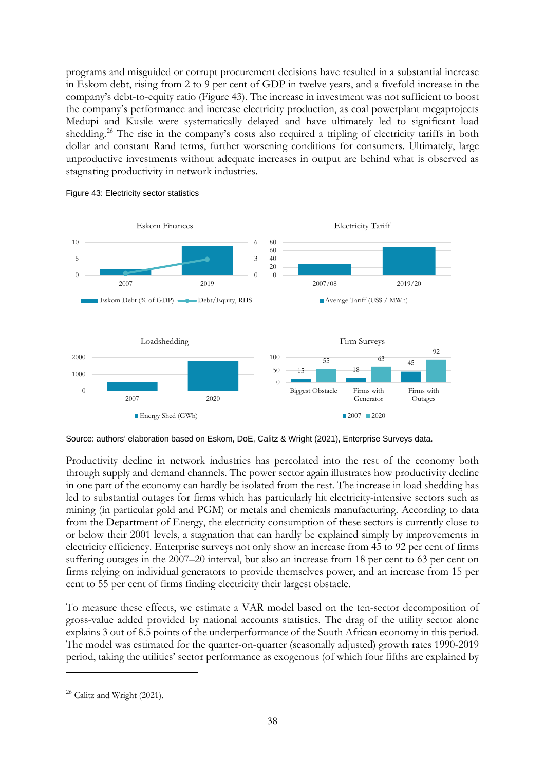programs and misguided or corrupt procurement decisions have resulted in a substantial increase in Eskom debt, rising from 2 to 9 per cent of GDP in twelve years, and a fivefold increase in the company's debt-to-equity ratio (Figure 43). The increase in investment was not sufficient to boost the company's performance and increase electricity production, as coal powerplant megaprojects Medupi and Kusile were systematically delayed and have ultimately led to significant load shedding.[26] The rise in the company's costs also required a tripling of electricity tariffs in both dollar and constant Rand terms, further worsening conditions for consumers. Ultimately, large unproductive investments without adequate increases in output are behind what is observed as stagnating productivity in network industries.

Figure 43: Electricity sector statistics

Eskom Finances

Electricity Tariff

Loadshedding

Firm Surveys

| | Biggest Obstacle | Firms with Generator | Firms with Outages |
|---|---|---|---|
| 2007 | 15 | 18 | 45 |
| 2020 | 55 | 63 | 92 |

Source: authors' elaboration based on Eskom, DoE, Calitz & Wright (2021), Enterprise Surveys data.

Productivity decline in network industries has percolated into the rest of the economy both through supply and demand channels. The power sector again illustrates how productivity decline in one part of the economy can hardly be isolated from the rest. The increase in load shedding has led to substantial outages for firms which has particularly hit electricity-intensive sectors such as mining (in particular gold and PGM) or metals and chemicals manufacturing. According to data from the Department of Energy, the electricity consumption of these sectors is currently close to or below their 2001 levels, a stagnation that can hardly be explained simply by improvements in electricity efficiency. Enterprise surveys not only show an increase from 45 to 92 per cent of firms suffering outages in the 2007–20 interval, but also an increase from 18 per cent to 63 per cent on firms relying on individual generators to provide themselves power, and an increase from 15 per cent to 55 per cent of firms finding electricity their largest obstacle.

To measure these effects, we estimate a VAR model based on the ten-sector decomposition of gross-value added provided by national accounts statistics. The drag of the utility sector alone explains 3 out of 8.5 points of the underperformance of the South African economy in this period. The model was estimated for the quarter-on-quarter (seasonally adjusted) growth rates 1990-2019 period, taking the utilities' sector performance as exogenous (of which four fifths are explained by

---

[26] Calitz and Wright (2021).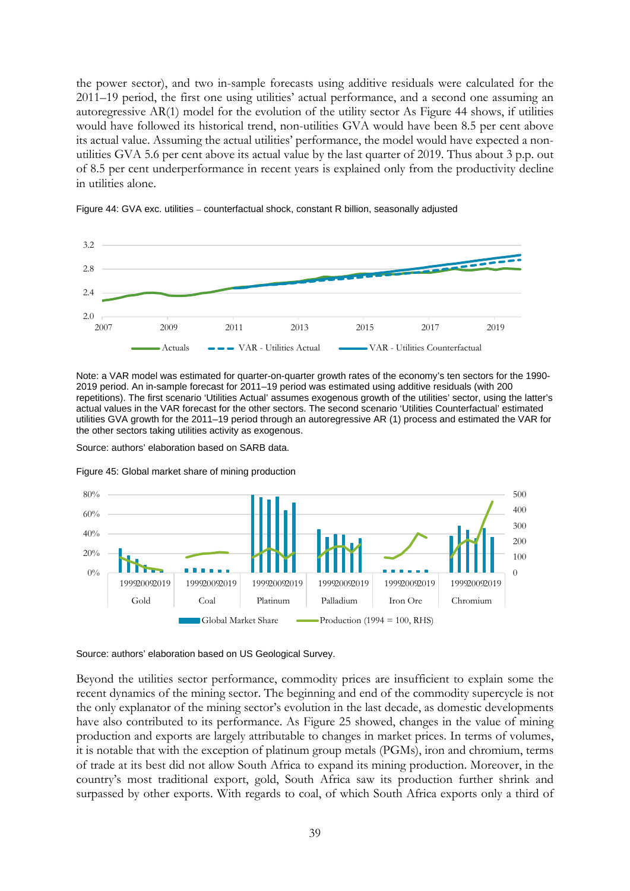the power sector), and two in-sample forecasts using additive residuals were calculated for the 2011–19 period, the first one using utilities' actual performance, and a second one assuming an autoregressive AR(1) model for the evolution of the utility sector As Figure 44 shows, if utilities would have followed its historical trend, non-utilities GVA would have been 8.5 per cent above its actual value. Assuming the actual utilities' performance, the model would have expected a non-utilities GVA 5.6 per cent above its actual value by the last quarter of 2019. Thus about 3 p.p. out of 8.5 per cent underperformance in recent years is explained only from the productivity decline in utilities alone.

Figure 44: GVA exc. utilities – counterfactual shock, constant R billion, seasonally adjusted

Note: a VAR model was estimated for quarter-on-quarter growth rates of the economy's ten sectors for the 1990-2019 period. An in-sample forecast for 2011–19 period was estimated using additive residuals (with 200 repetitions). The first scenario 'Utilities Actual' assumes exogenous growth of the utilities' sector, using the latter's actual values in the VAR forecast for the other sectors. The second scenario 'Utilities Counterfactual' estimated utilities GVA growth for the 2011–19 period through an autoregressive AR (1) process and estimated the VAR for the other sectors taking utilities activity as exogenous.

Source: authors' elaboration based on SARB data.

Figure 45: Global market share of mining production

Source: authors' elaboration based on US Geological Survey.

Beyond the utilities sector performance, commodity prices are insufficient to explain some the recent dynamics of the mining sector. The beginning and end of the commodity supercycle is not the only explanator of the mining sector's evolution in the last decade, as domestic developments have also contributed to its performance. As Figure 25 showed, changes in the value of mining production and exports are largely attributable to changes in market prices. In terms of volumes, it is notable that with the exception of platinum group metals (PGMs), iron and chromium, terms of trade at its best did not allow South Africa to expand its mining production. Moreover, in the country's most traditional export, gold, South Africa saw its production further shrink and surpassed by other exports. With regards to coal, of which South Africa exports only a third of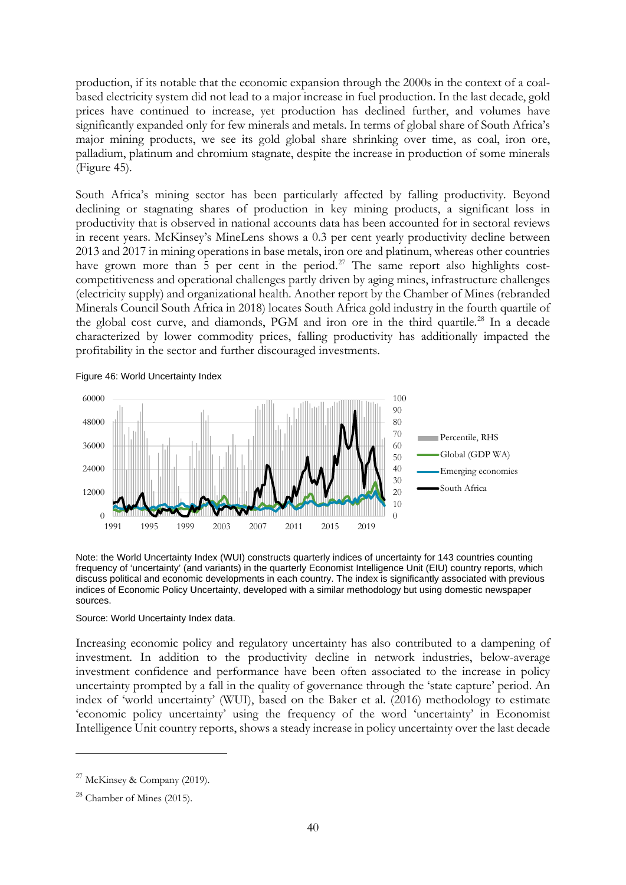production, if its notable that the economic expansion through the 2000s in the context of a coal-based electricity system did not lead to a major increase in fuel production. In the last decade, gold prices have continued to increase, yet production has declined further, and volumes have significantly expanded only for few minerals and metals. In terms of global share of South Africa's major mining products, we see its gold global share shrinking over time, as coal, iron ore, palladium, platinum and chromium stagnate, despite the increase in production of some minerals (Figure 45).

South Africa's mining sector has been particularly affected by falling productivity. Beyond declining or stagnating shares of production in key mining products, a significant loss in productivity that is observed in national accounts data has been accounted for in sectoral reviews in recent years. McKinsey's MineLens shows a 0.3 per cent yearly productivity decline between 2013 and 2017 in mining operations in base metals, iron ore and platinum, whereas other countries have grown more than 5 per cent in the period.[27] The same report also highlights cost-competitiveness and operational challenges partly driven by aging mines, infrastructure challenges (electricity supply) and organizational health. Another report by the Chamber of Mines (rebranded Minerals Council South Africa in 2018) locates South Africa gold industry in the fourth quartile of the global cost curve, and diamonds, PGM and iron ore in the third quartile.[28] In a decade characterized by lower commodity prices, falling productivity has additionally impacted the profitability in the sector and further discouraged investments.

Figure 46: World Uncertainty Index

Note: the World Uncertainty Index (WUI) constructs quarterly indices of uncertainty for 143 countries counting frequency of 'uncertainty' (and variants) in the quarterly Economist Intelligence Unit (EIU) country reports, which discuss political and economic developments in each country. The index is significantly associated with previous indices of Economic Policy Uncertainty, developed with a similar methodology but using domestic newspaper sources.

Source: World Uncertainty Index data.

Increasing economic policy and regulatory uncertainty has also contributed to a dampening of investment. In addition to the productivity decline in network industries, below-average investment confidence and performance have been often associated to the increase in policy uncertainty prompted by a fall in the quality of governance through the 'state capture' period. An index of 'world uncertainty' (WUI), based on the Baker et al. (2016) methodology to estimate 'economic policy uncertainty' using the frequency of the word 'uncertainty' in Economist Intelligence Unit country reports, shows a steady increase in policy uncertainty over the last decade

[27] McKinsey & Company (2019).

[28] Chamber of Mines (2015).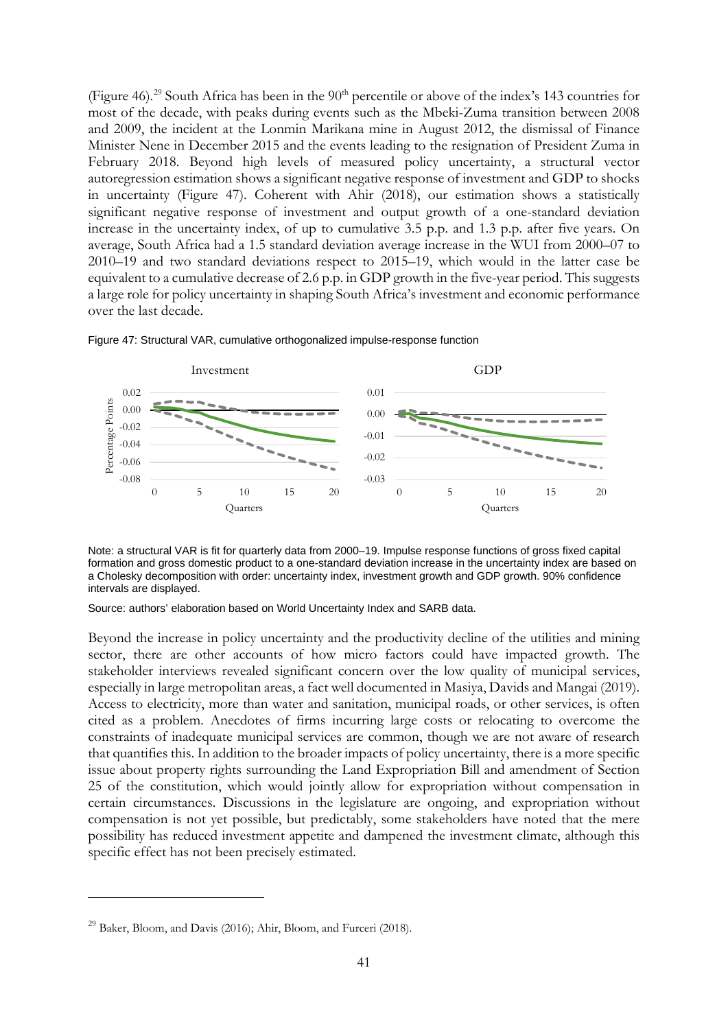(Figure 46).[29] South Africa has been in the 90[th] percentile or above of the index's 143 countries for most of the decade, with peaks during events such as the Mbeki-Zuma transition between 2008 and 2009, the incident at the Lonmin Marikana mine in August 2012, the dismissal of Finance Minister Nene in December 2015 and the events leading to the resignation of President Zuma in February 2018. Beyond high levels of measured policy uncertainty, a structural vector autoregression estimation shows a significant negative response of investment and GDP to shocks in uncertainty (Figure 47). Coherent with Ahir (2018), our estimation shows a statistically significant negative response of investment and output growth of a one-standard deviation increase in the uncertainty index, of up to cumulative 3.5 p.p. and 1.3 p.p. after five years. On average, South Africa had a 1.5 standard deviation average increase in the WUI from 2000–07 to 2010–19 and two standard deviations respect to 2015–19, which would in the latter case be equivalent to a cumulative decrease of 2.6 p.p. in GDP growth in the five-year period. This suggests a large role for policy uncertainty in shaping South Africa's investment and economic performance over the last decade.

Figure 47: Structural VAR, cumulative orthogonalized impulse-response function

Note: a structural VAR is fit for quarterly data from 2000–19. Impulse response functions of gross fixed capital formation and gross domestic product to a one-standard deviation increase in the uncertainty index are based on a Cholesky decomposition with order: uncertainty index, investment growth and GDP growth. 90% confidence intervals are displayed.

Source: authors' elaboration based on World Uncertainty Index and SARB data.

Beyond the increase in policy uncertainty and the productivity decline of the utilities and mining sector, there are other accounts of how micro factors could have impacted growth. The stakeholder interviews revealed significant concern over the low quality of municipal services, especially in large metropolitan areas, a fact well documented in Masiya, Davids and Mangai (2019). Access to electricity, more than water and sanitation, municipal roads, or other services, is often cited as a problem. Anecdotes of firms incurring large costs or relocating to overcome the constraints of inadequate municipal services are common, though we are not aware of research that quantifies this. In addition to the broader impacts of policy uncertainty, there is a more specific issue about property rights surrounding the Land Expropriation Bill and amendment of Section 25 of the constitution, which would jointly allow for expropriation without compensation in certain circumstances. Discussions in the legislature are ongoing, and expropriation without compensation is not yet possible, but predictably, some stakeholders have noted that the mere possibility has reduced investment appetite and dampened the investment climate, although this specific effect has not been precisely estimated.

[29] Baker, Bloom, and Davis (2016); Ahir, Bloom, and Furceri (2018).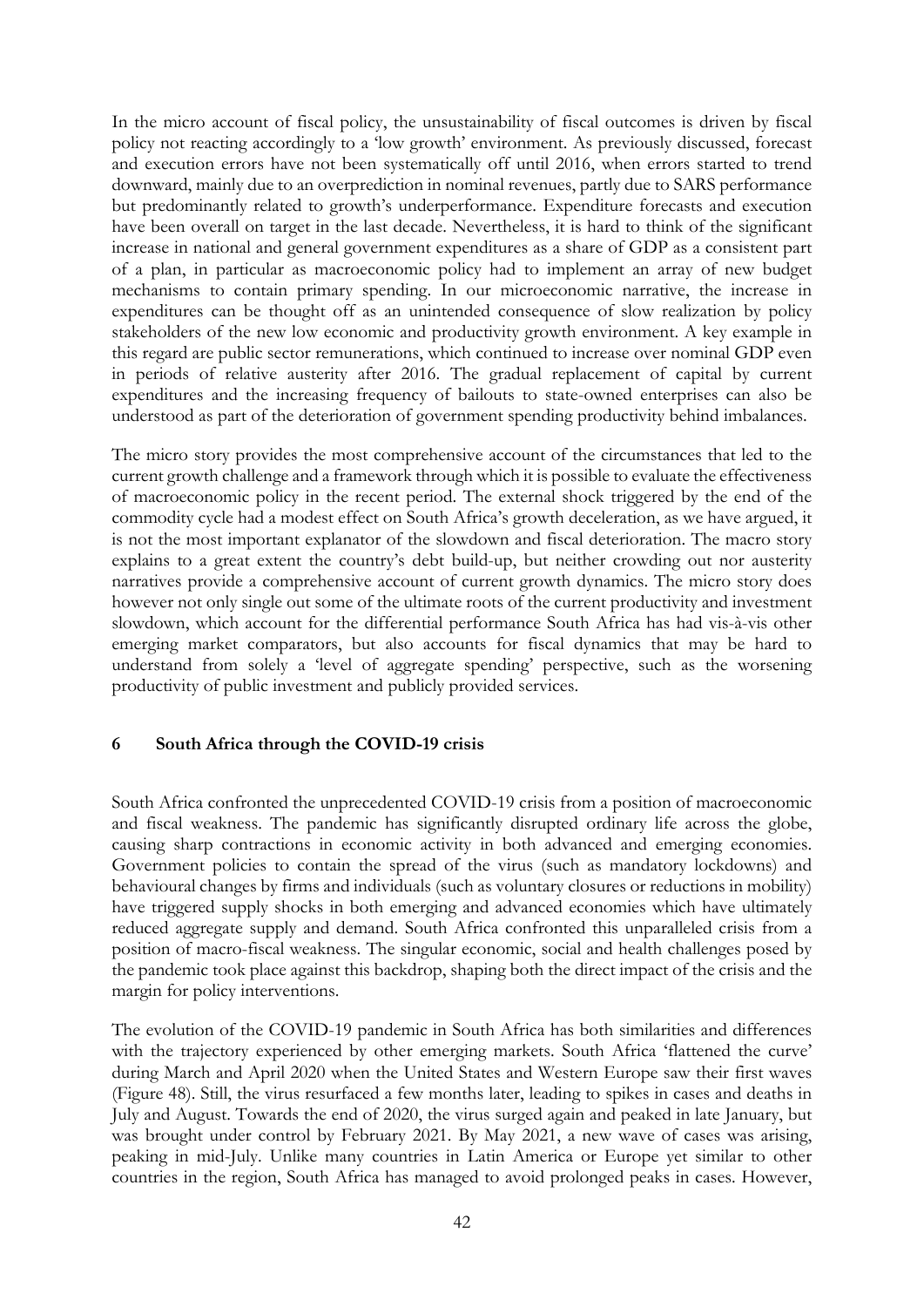In the micro account of fiscal policy, the unsustainability of fiscal outcomes is driven by fiscal policy not reacting accordingly to a 'low growth' environment. As previously discussed, forecast and execution errors have not been systematically off until 2016, when errors started to trend downward, mainly due to an overprediction in nominal revenues, partly due to SARS performance but predominantly related to growth's underperformance. Expenditure forecasts and execution have been overall on target in the last decade. Nevertheless, it is hard to think of the significant increase in national and general government expenditures as a share of GDP as a consistent part of a plan, in particular as macroeconomic policy had to implement an array of new budget mechanisms to contain primary spending. In our microeconomic narrative, the increase in expenditures can be thought off as an unintended consequence of slow realization by policy stakeholders of the new low economic and productivity growth environment. A key example in this regard are public sector remunerations, which continued to increase over nominal GDP even in periods of relative austerity after 2016. The gradual replacement of capital by current expenditures and the increasing frequency of bailouts to state-owned enterprises can also be understood as part of the deterioration of government spending productivity behind imbalances.

The micro story provides the most comprehensive account of the circumstances that led to the current growth challenge and a framework through which it is possible to evaluate the effectiveness of macroeconomic policy in the recent period. The external shock triggered by the end of the commodity cycle had a modest effect on South Africa's growth deceleration, as we have argued, it is not the most important explanator of the slowdown and fiscal deterioration. The macro story explains to a great extent the country's debt build-up, but neither crowding out nor austerity narratives provide a comprehensive account of current growth dynamics. The micro story does however not only single out some of the ultimate roots of the current productivity and investment slowdown, which account for the differential performance South Africa has had vis-à-vis other emerging market comparators, but also accounts for fiscal dynamics that may be hard to understand from solely a 'level of aggregate spending' perspective, such as the worsening productivity of public investment and publicly provided services.

## 6 South Africa through the COVID-19 crisis

South Africa confronted the unprecedented COVID-19 crisis from a position of macroeconomic and fiscal weakness. The pandemic has significantly disrupted ordinary life across the globe, causing sharp contractions in economic activity in both advanced and emerging economies. Government policies to contain the spread of the virus (such as mandatory lockdowns) and behavioural changes by firms and individuals (such as voluntary closures or reductions in mobility) have triggered supply shocks in both emerging and advanced economies which have ultimately reduced aggregate supply and demand. South Africa confronted this unparalleled crisis from a position of macro-fiscal weakness. The singular economic, social and health challenges posed by the pandemic took place against this backdrop, shaping both the direct impact of the crisis and the margin for policy interventions.

The evolution of the COVID-19 pandemic in South Africa has both similarities and differences with the trajectory experienced by other emerging markets. South Africa 'flattened the curve' during March and April 2020 when the United States and Western Europe saw their first waves (Figure 48). Still, the virus resurfaced a few months later, leading to spikes in cases and deaths in July and August. Towards the end of 2020, the virus surged again and peaked in late January, but was brought under control by February 2021. By May 2021, a new wave of cases was arising, peaking in mid-July. Unlike many countries in Latin America or Europe yet similar to other countries in the region, South Africa has managed to avoid prolonged peaks in cases. However,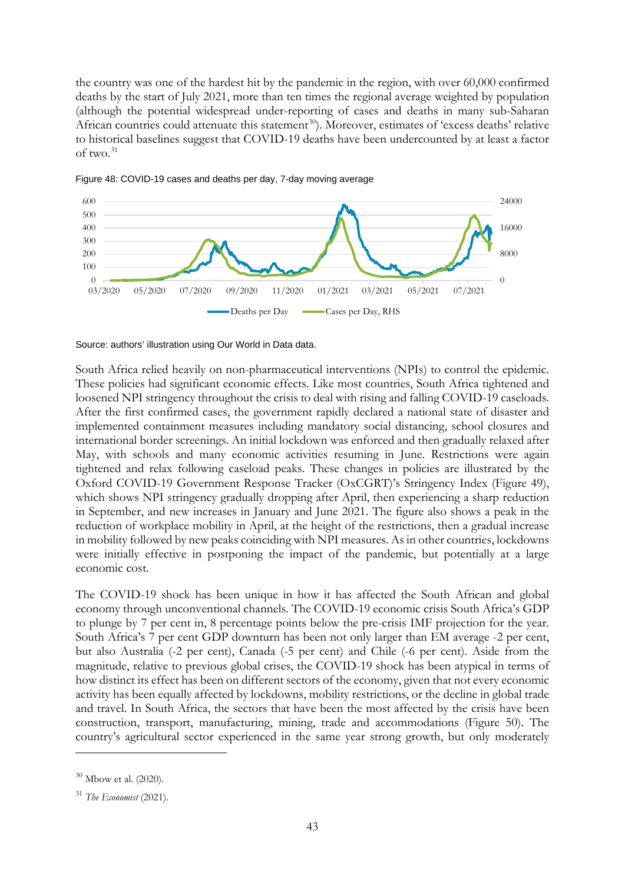the country was one of the hardest hit by the pandemic in the region, with over 60,000 confirmed deaths by the start of July 2021, more than ten times the regional average weighted by population (although the potential widespread under-reporting of cases and deaths in many sub-Saharan African countries could attenuate this statement[30]). Moreover, estimates of 'excess deaths' relative to historical baselines suggest that COVID-19 deaths have been undercounted by at least a factor of two.[31]

Figure 48: COVID-19 cases and deaths per day, 7-day moving average

Source: authors' illustration using Our World in Data data.

South Africa relied heavily on non-pharmaceutical interventions (NPIs) to control the epidemic. These policies had significant economic effects. Like most countries, South Africa tightened and loosened NPI stringency throughout the crisis to deal with rising and falling COVID-19 caseloads. After the first confirmed cases, the government rapidly declared a national state of disaster and implemented containment measures including mandatory social distancing, school closures and international border screenings. An initial lockdown was enforced and then gradually relaxed after May, with schools and many economic activities resuming in June. Restrictions were again tightened and relax following caseload peaks. These changes in policies are illustrated by the Oxford COVID-19 Government Response Tracker (OxCGRT)'s Stringency Index (Figure 49), which shows NPI stringency gradually dropping after April, then experiencing a sharp reduction in September, and new increases in January and June 2021. The figure also shows a peak in the reduction of workplace mobility in April, at the height of the restrictions, then a gradual increase in mobility followed by new peaks coinciding with NPI measures. As in other countries, lockdowns were initially effective in postponing the impact of the pandemic, but potentially at a large economic cost.

The COVID-19 shock has been unique in how it has affected the South African and global economy through unconventional channels. The COVID-19 economic crisis South Africa's GDP to plunge by 7 per cent in, 8 percentage points below the pre-crisis IMF projection for the year. South Africa's 7 per cent GDP downturn has been not only larger than EM average -2 per cent, but also Australia (-2 per cent), Canada (-5 per cent) and Chile (-6 per cent). Aside from the magnitude, relative to previous global crises, the COVID-19 shock has been atypical in terms of how distinct its effect has been on different sectors of the economy, given that not every economic activity has been equally affected by lockdowns, mobility restrictions, or the decline in global trade and travel. In South Africa, the sectors that have been the most affected by the crisis have been construction, transport, manufacturing, mining, trade and accommodations (Figure 50). The country's agricultural sector experienced in the same year strong growth, but only moderately

[30] Mbow et al. (2020).

[31] *The Economist* (2021).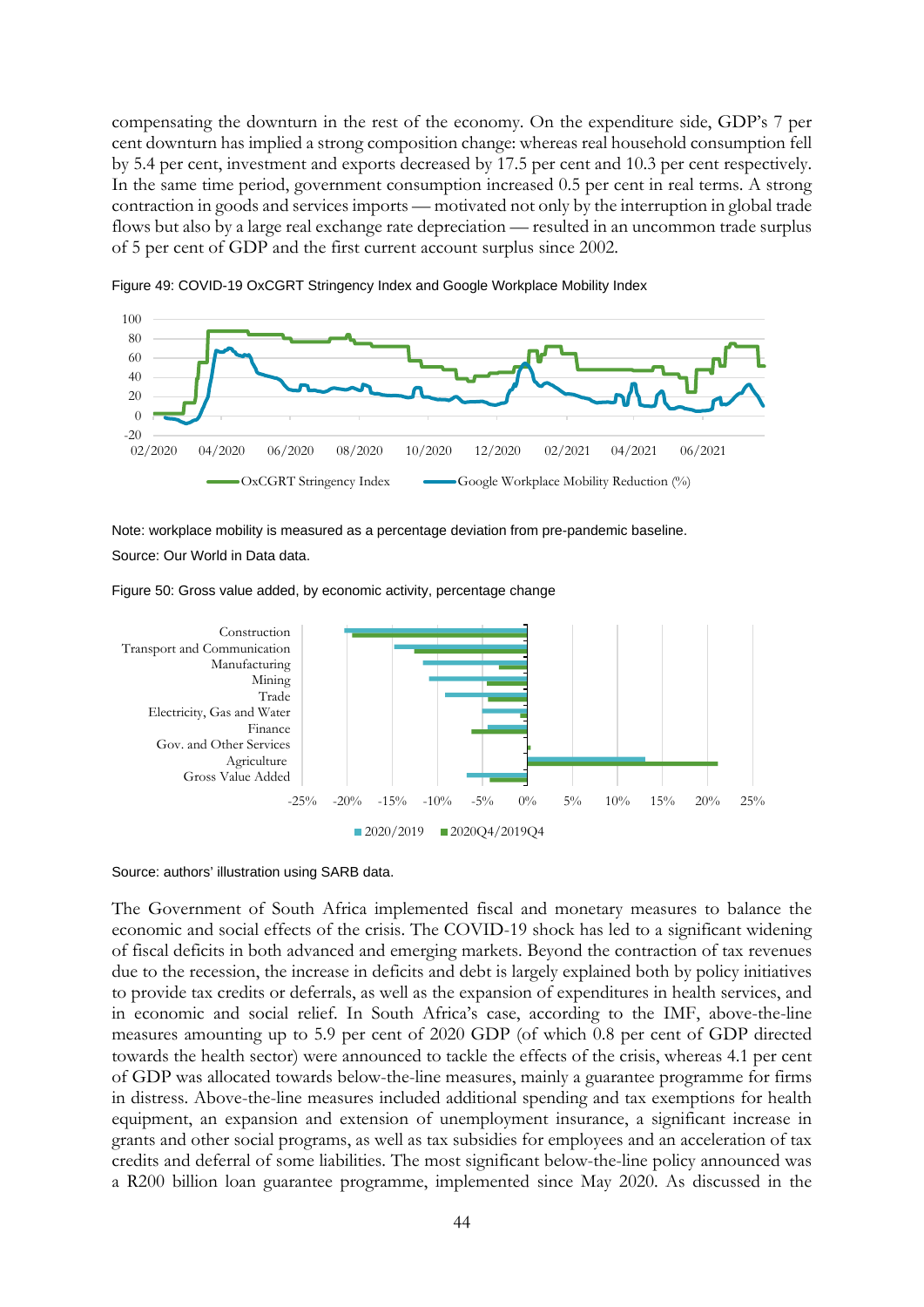compensating the downturn in the rest of the economy. On the expenditure side, GDP's 7 per cent downturn has implied a strong composition change: whereas real household consumption fell by 5.4 per cent, investment and exports decreased by 17.5 per cent and 10.3 per cent respectively. In the same time period, government consumption increased 0.5 per cent in real terms. A strong contraction in goods and services imports — motivated not only by the interruption in global trade flows but also by a large real exchange rate depreciation — resulted in an uncommon trade surplus of 5 per cent of GDP and the first current account surplus since 2002.

Figure 49: COVID-19 OxCGRT Stringency Index and Google Workplace Mobility Index

Note: workplace mobility is measured as a percentage deviation from pre-pandemic baseline.

Source: Our World in Data data.

Figure 50: Gross value added, by economic activity, percentage change

Source: authors' illustration using SARB data.

The Government of South Africa implemented fiscal and monetary measures to balance the economic and social effects of the crisis. The COVID-19 shock has led to a significant widening of fiscal deficits in both advanced and emerging markets. Beyond the contraction of tax revenues due to the recession, the increase in deficits and debt is largely explained both by policy initiatives to provide tax credits or deferrals, as well as the expansion of expenditures in health services, and in economic and social relief. In South Africa's case, according to the IMF, above-the-line measures amounting up to 5.9 per cent of 2020 GDP (of which 0.8 per cent of GDP directed towards the health sector) were announced to tackle the effects of the crisis, whereas 4.1 per cent of GDP was allocated towards below-the-line measures, mainly a guarantee programme for firms in distress. Above-the-line measures included additional spending and tax exemptions for health equipment, an expansion and extension of unemployment insurance, a significant increase in grants and other social programs, as well as tax subsidies for employees and an acceleration of tax credits and deferral of some liabilities. The most significant below-the-line policy announced was a R200 billion loan guarantee programme, implemented since May 2020. As discussed in the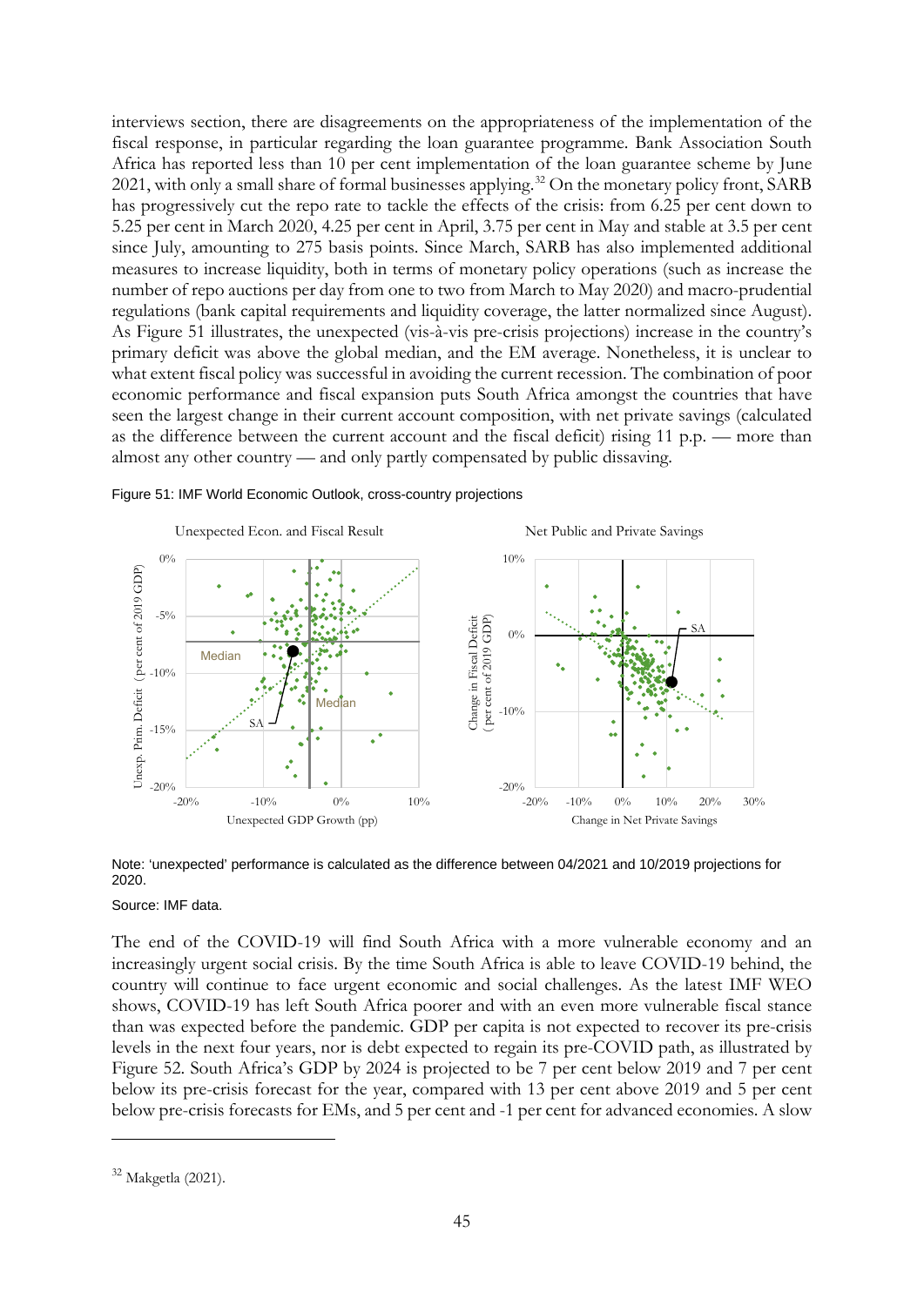interviews section, there are disagreements on the appropriateness of the implementation of the fiscal response, in particular regarding the loan guarantee programme. Bank Association South Africa has reported less than 10 per cent implementation of the loan guarantee scheme by June 2021, with only a small share of formal businesses applying.[32] On the monetary policy front, SARB has progressively cut the repo rate to tackle the effects of the crisis: from 6.25 per cent down to 5.25 per cent in March 2020, 4.25 per cent in April, 3.75 per cent in May and stable at 3.5 per cent since July, amounting to 275 basis points. Since March, SARB has also implemented additional measures to increase liquidity, both in terms of monetary policy operations (such as increase the number of repo auctions per day from one to two from March to May 2020) and macro-prudential regulations (bank capital requirements and liquidity coverage, the latter normalized since August). As Figure 51 illustrates, the unexpected (vis-à-vis pre-crisis projections) increase in the country's primary deficit was above the global median, and the EM average. Nonetheless, it is unclear to what extent fiscal policy was successful in avoiding the current recession. The combination of poor economic performance and fiscal expansion puts South Africa amongst the countries that have seen the largest change in their current account composition, with net private savings (calculated as the difference between the current account and the fiscal deficit) rising 11 p.p. — more than almost any other country — and only partly compensated by public dissaving.

Figure 51: IMF World Economic Outlook, cross-country projections

Note: 'unexpected' performance is calculated as the difference between 04/2021 and 10/2019 projections for 2020.

Source: IMF data.

The end of the COVID-19 will find South Africa with a more vulnerable economy and an increasingly urgent social crisis. By the time South Africa is able to leave COVID-19 behind, the country will continue to face urgent economic and social challenges. As the latest IMF WEO shows, COVID-19 has left South Africa poorer and with an even more vulnerable fiscal stance than was expected before the pandemic. GDP per capita is not expected to recover its pre-crisis levels in the next four years, nor is debt expected to regain its pre-COVID path, as illustrated by Figure 52. South Africa's GDP by 2024 is projected to be 7 per cent below 2019 and 7 per cent below its pre-crisis forecast for the year, compared with 13 per cent above 2019 and 5 per cent below pre-crisis forecasts for EMs, and 5 per cent and -1 per cent for advanced economies. A slow

[32] Makgetla (2021).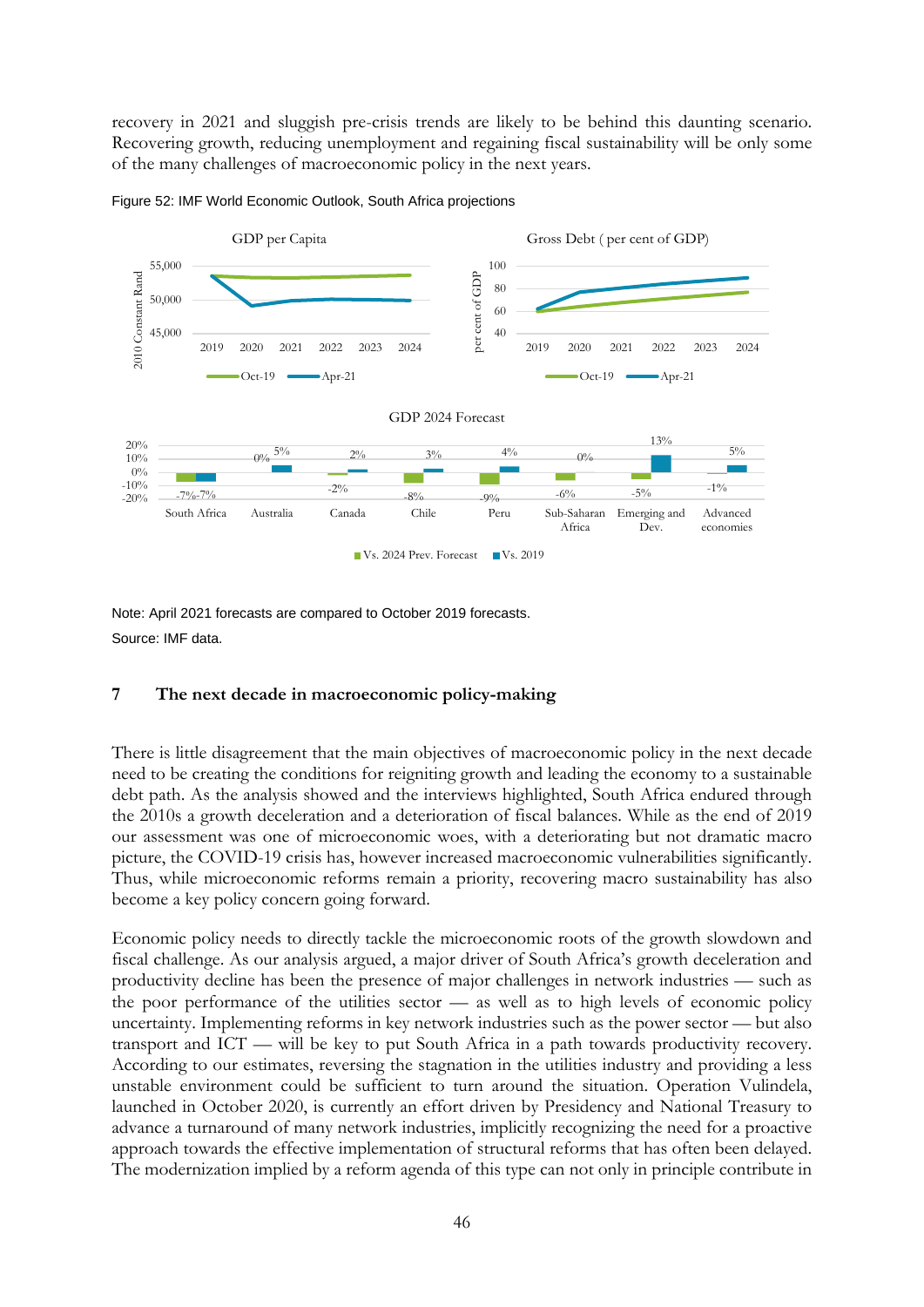recovery in 2021 and sluggish pre-crisis trends are likely to be behind this daunting scenario. Recovering growth, reducing unemployment and regaining fiscal sustainability will be only some of the many challenges of macroeconomic policy in the next years.

Figure 52: IMF World Economic Outlook, South Africa projections

Note: April 2021 forecasts are compared to October 2019 forecasts.

Source: IMF data.

## 7 The next decade in macroeconomic policy-making

There is little disagreement that the main objectives of macroeconomic policy in the next decade need to be creating the conditions for reigniting growth and leading the economy to a sustainable debt path. As the analysis showed and the interviews highlighted, South Africa endured through the 2010s a growth deceleration and a deterioration of fiscal balances. While as the end of 2019 our assessment was one of microeconomic woes, with a deteriorating but not dramatic macro picture, the COVID-19 crisis has, however increased macroeconomic vulnerabilities significantly. Thus, while microeconomic reforms remain a priority, recovering macro sustainability has also become a key policy concern going forward.

Economic policy needs to directly tackle the microeconomic roots of the growth slowdown and fiscal challenge. As our analysis argued, a major driver of South Africa's growth deceleration and productivity decline has been the presence of major challenges in network industries — such as the poor performance of the utilities sector — as well as to high levels of economic policy uncertainty. Implementing reforms in key network industries such as the power sector — but also transport and ICT — will be key to put South Africa in a path towards productivity recovery. According to our estimates, reversing the stagnation in the utilities industry and providing a less unstable environment could be sufficient to turn around the situation. Operation Vulindela, launched in October 2020, is currently an effort driven by Presidency and National Treasury to advance a turnaround of many network industries, implicitly recognizing the need for a proactive approach towards the effective implementation of structural reforms that has often been delayed. The modernization implied by a reform agenda of this type can not only in principle contribute in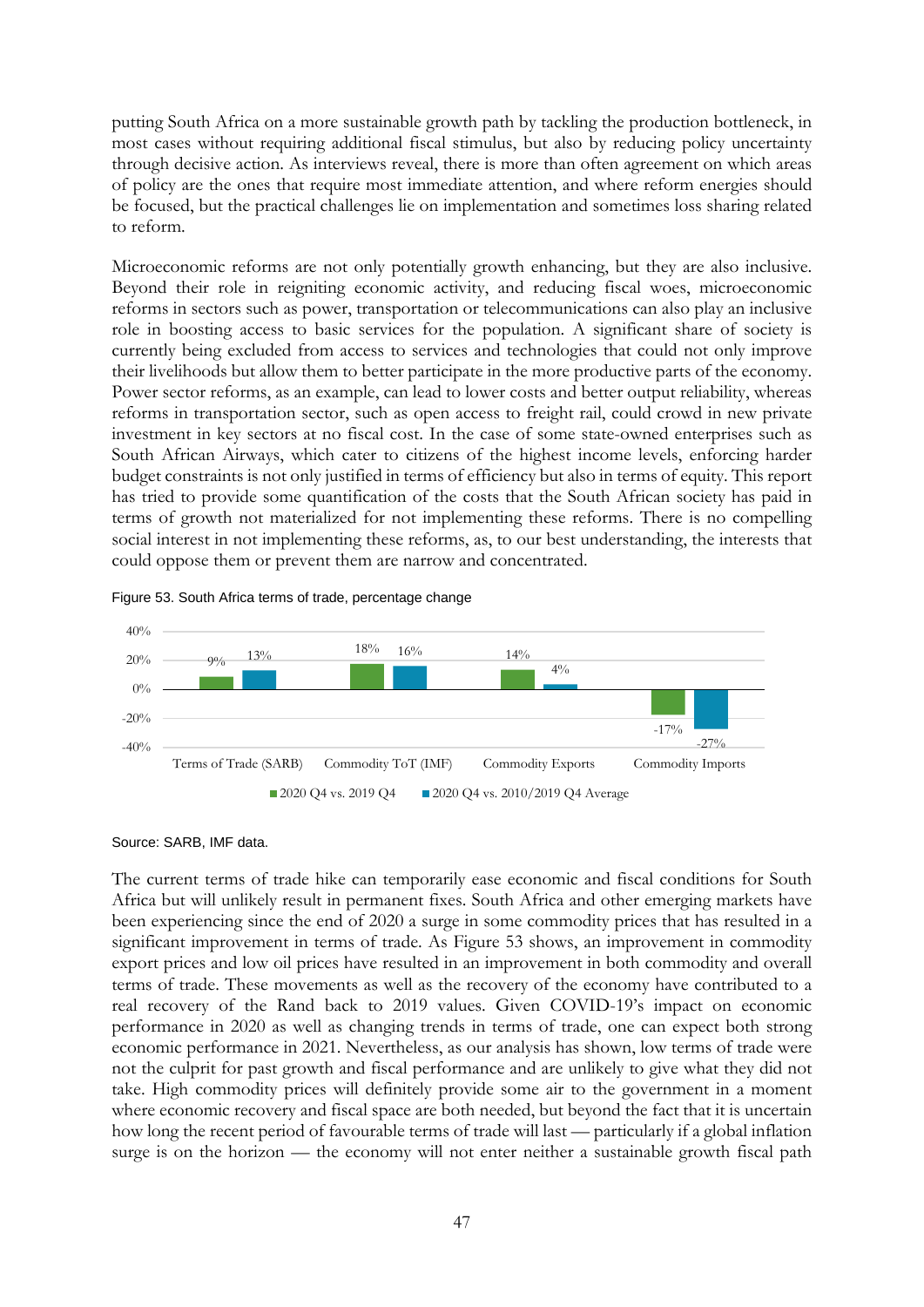putting South Africa on a more sustainable growth path by tackling the production bottleneck, in most cases without requiring additional fiscal stimulus, but also by reducing policy uncertainty through decisive action. As interviews reveal, there is more than often agreement on which areas of policy are the ones that require most immediate attention, and where reform energies should be focused, but the practical challenges lie on implementation and sometimes loss sharing related to reform.

Microeconomic reforms are not only potentially growth enhancing, but they are also inclusive. Beyond their role in reigniting economic activity, and reducing fiscal woes, microeconomic reforms in sectors such as power, transportation or telecommunications can also play an inclusive role in boosting access to basic services for the population. A significant share of society is currently being excluded from access to services and technologies that could not only improve their livelihoods but allow them to better participate in the more productive parts of the economy. Power sector reforms, as an example, can lead to lower costs and better output reliability, whereas reforms in transportation sector, such as open access to freight rail, could crowd in new private investment in key sectors at no fiscal cost. In the case of some state-owned enterprises such as South African Airways, which cater to citizens of the highest income levels, enforcing harder budget constraints is not only justified in terms of efficiency but also in terms of equity. This report has tried to provide some quantification of the costs that the South African society has paid in terms of growth not materialized for not implementing these reforms. There is no compelling social interest in not implementing these reforms, as, to our best understanding, the interests that could oppose them or prevent them are narrow and concentrated.

Figure 53. South Africa terms of trade, percentage change

| | 2020 Q4 vs. 2019 Q4 | 2020 Q4 vs. 2010/2019 Q4 Average |
|---|---|---|
| Terms of Trade (SARB) | 9% | 13% |
| Commodity ToT (IMF) | 18% | 16% |
| Commodity Exports | 14% | 4% |
| Commodity Imports | -17% | -27% |

Source: SARB, IMF data.

The current terms of trade hike can temporarily ease economic and fiscal conditions for South Africa but will unlikely result in permanent fixes. South Africa and other emerging markets have been experiencing since the end of 2020 a surge in some commodity prices that has resulted in a significant improvement in terms of trade. As Figure 53 shows, an improvement in commodity export prices and low oil prices have resulted in an improvement in both commodity and overall terms of trade. These movements as well as the recovery of the economy have contributed to a real recovery of the Rand back to 2019 values. Given COVID-19's impact on economic performance in 2020 as well as changing trends in terms of trade, one can expect both strong economic performance in 2021. Nevertheless, as our analysis has shown, low terms of trade were not the culprit for past growth and fiscal performance and are unlikely to give what they did not take. High commodity prices will definitely provide some air to the government in a moment where economic recovery and fiscal space are both needed, but beyond the fact that it is uncertain how long the recent period of favourable terms of trade will last — particularly if a global inflation surge is on the horizon — the economy will not enter neither a sustainable growth fiscal path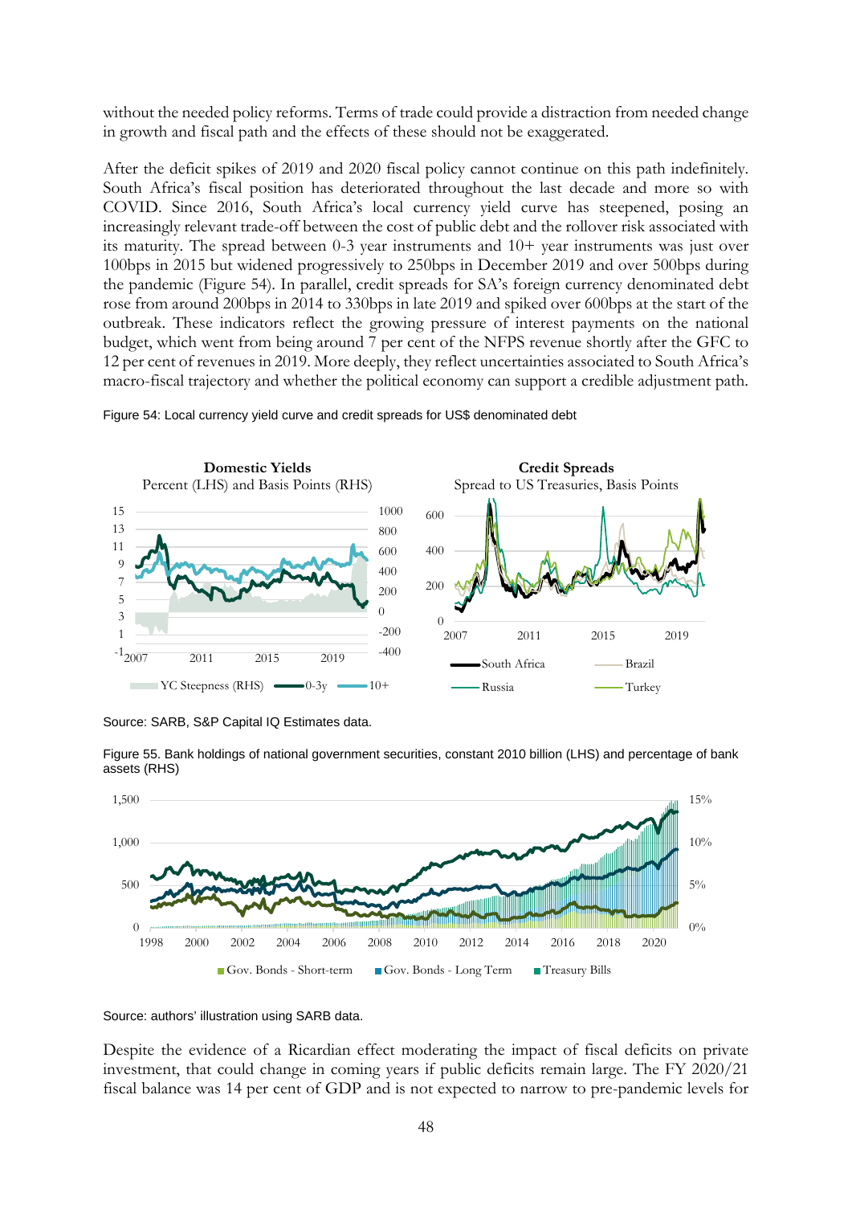without the needed policy reforms. Terms of trade could provide a distraction from needed change in growth and fiscal path and the effects of these should not be exaggerated.

After the deficit spikes of 2019 and 2020 fiscal policy cannot continue on this path indefinitely. South Africa's fiscal position has deteriorated throughout the last decade and more so with COVID. Since 2016, South Africa's local currency yield curve has steepened, posing an increasingly relevant trade-off between the cost of public debt and the rollover risk associated with its maturity. The spread between 0-3 year instruments and 10+ year instruments was just over 100bps in 2015 but widened progressively to 250bps in December 2019 and over 500bps during the pandemic (Figure 54). In parallel, credit spreads for SA's foreign currency denominated debt rose from around 200bps in 2014 to 330bps in late 2019 and spiked over 600bps at the start of the outbreak. These indicators reflect the growing pressure of interest payments on the national budget, which went from being around 7 per cent of the NFPS revenue shortly after the GFC to 12 per cent of revenues in 2019. More deeply, they reflect uncertainties associated to South Africa's macro-fiscal trajectory and whether the political economy can support a credible adjustment path.

Figure 54: Local currency yield curve and credit spreads for US$ denominated debt

Source: SARB, S&P Capital IQ Estimates data.

Figure 55. Bank holdings of national government securities, constant 2010 billion (LHS) and percentage of bank assets (RHS)

Source: authors' illustration using SARB data.

Despite the evidence of a Ricardian effect moderating the impact of fiscal deficits on private investment, that could change in coming years if public deficits remain large. The FY 2020/21 fiscal balance was 14 per cent of GDP and is not expected to narrow to pre-pandemic levels for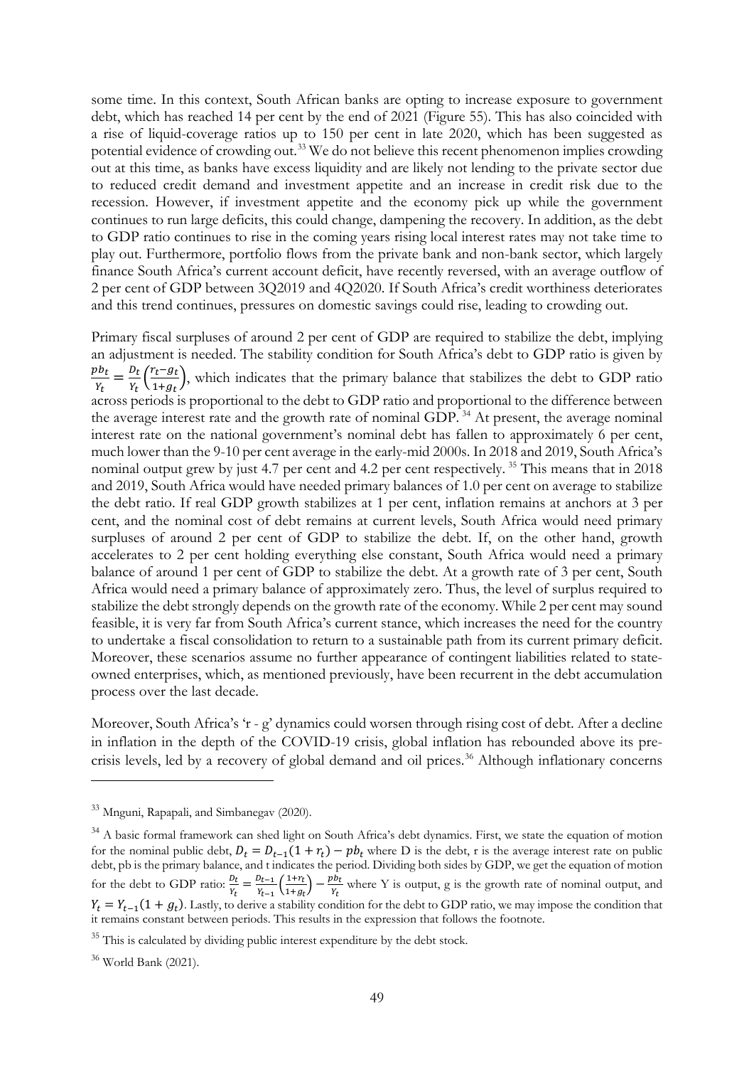some time. In this context, South African banks are opting to increase exposure to government debt, which has reached 14 per cent by the end of 2021 (Figure 55). This has also coincided with a rise of liquid-coverage ratios up to 150 per cent in late 2020, which has been suggested as potential evidence of crowding out.[33] We do not believe this recent phenomenon implies crowding out at this time, as banks have excess liquidity and are likely not lending to the private sector due to reduced credit demand and investment appetite and an increase in credit risk due to the recession. However, if investment appetite and the economy pick up while the government continues to run large deficits, this could change, dampening the recovery. In addition, as the debt to GDP ratio continues to rise in the coming years rising local interest rates may not take time to play out. Furthermore, portfolio flows from the private bank and non-bank sector, which largely finance South Africa's current account deficit, have recently reversed, with an average outflow of 2 per cent of GDP between 3Q2019 and 4Q2020. If South Africa's credit worthiness deteriorates and this trend continues, pressures on domestic savings could rise, leading to crowding out.

Primary fiscal surpluses of around 2 per cent of GDP are required to stabilize the debt, implying an adjustment is needed. The stability condition for South Africa's debt to GDP ratio is given by $\frac{pb_t}{Y_t} = \frac{D_t}{Y_t}\left(\frac{r_t - g_t}{1+g_t}\right)$, which indicates that the primary balance that stabilizes the debt to GDP ratio across periods is proportional to the debt to GDP ratio and proportional to the difference between the average interest rate and the growth rate of nominal GDP.[34] At present, the average nominal interest rate on the national government's nominal debt has fallen to approximately 6 per cent, much lower than the 9-10 per cent average in the early-mid 2000s. In 2018 and 2019, South Africa's nominal output grew by just 4.7 per cent and 4.2 per cent respectively.[35] This means that in 2018 and 2019, South Africa would have needed primary balances of 1.0 per cent on average to stabilize the debt ratio. If real GDP growth stabilizes at 1 per cent, inflation remains at anchors at 3 per cent, and the nominal cost of debt remains at current levels, South Africa would need primary surpluses of around 2 per cent of GDP to stabilize the debt. If, on the other hand, growth accelerates to 2 per cent holding everything else constant, South Africa would need a primary balance of around 1 per cent of GDP to stabilize the debt. At a growth rate of 3 per cent, South Africa would need a primary balance of approximately zero. Thus, the level of surplus required to stabilize the debt strongly depends on the growth rate of the economy. While 2 per cent may sound feasible, it is very far from South Africa's current stance, which increases the need for the country to undertake a fiscal consolidation to return to a sustainable path from its current primary deficit. Moreover, these scenarios assume no further appearance of contingent liabilities related to state-owned enterprises, which, as mentioned previously, have been recurrent in the debt accumulation process over the last decade.

Moreover, South Africa's 'r - g' dynamics could worsen through rising cost of debt. After a decline in inflation in the depth of the COVID-19 crisis, global inflation has rebounded above its pre-crisis levels, led by a recovery of global demand and oil prices.[36] Although inflationary concerns

---

[33] Mnguni, Rapapali, and Simbanegav (2020).

[34] A basic formal framework can shed light on South Africa's debt dynamics. First, we state the equation of motion for the nominal public debt, $D_t = D_{t-1}(1 + r_t) - pb_t$ where D is the debt, r is the average interest rate on public debt, pb is the primary balance, and t indicates the period. Dividing both sides by GDP, we get the equation of motion for the debt to GDP ratio: $\frac{D_t}{Y_t} = \frac{D_{t-1}}{Y_{t-1}}\left(\frac{1+r_t}{1+g_t}\right) - \frac{pb_t}{Y_t}$ where Y is output, g is the growth rate of nominal output, and $Y_t = Y_{t-1}(1 + g_t)$. Lastly, to derive a stability condition for the debt to GDP ratio, we may impose the condition that it remains constant between periods. This results in the expression that follows the footnote.

[35] This is calculated by dividing public interest expenditure by the debt stock.

[36] World Bank (2021).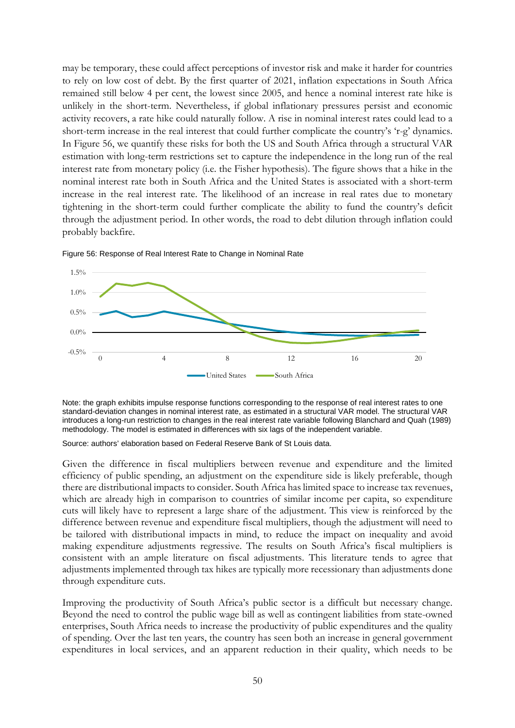may be temporary, these could affect perceptions of investor risk and make it harder for countries to rely on low cost of debt. By the first quarter of 2021, inflation expectations in South Africa remained still below 4 per cent, the lowest since 2005, and hence a nominal interest rate hike is unlikely in the short-term. Nevertheless, if global inflationary pressures persist and economic activity recovers, a rate hike could naturally follow. A rise in nominal interest rates could lead to a short-term increase in the real interest that could further complicate the country's 'r-g' dynamics. In Figure 56, we quantify these risks for both the US and South Africa through a structural VAR estimation with long-term restrictions set to capture the independence in the long run of the real interest rate from monetary policy (i.e. the Fisher hypothesis). The figure shows that a hike in the nominal interest rate both in South Africa and the United States is associated with a short-term increase in the real interest rate. The likelihood of an increase in real rates due to monetary tightening in the short-term could further complicate the ability to fund the country's deficit through the adjustment period. In other words, the road to debt dilution through inflation could probably backfire.

Figure 56: Response of Real Interest Rate to Change in Nominal Rate

Note: the graph exhibits impulse response functions corresponding to the response of real interest rates to one standard-deviation changes in nominal interest rate, as estimated in a structural VAR model. The structural VAR introduces a long-run restriction to changes in the real interest rate variable following Blanchard and Quah (1989) methodology. The model is estimated in differences with six lags of the independent variable.

Source: authors' elaboration based on Federal Reserve Bank of St Louis data.

Given the difference in fiscal multipliers between revenue and expenditure and the limited efficiency of public spending, an adjustment on the expenditure side is likely preferable, though there are distributional impacts to consider. South Africa has limited space to increase tax revenues, which are already high in comparison to countries of similar income per capita, so expenditure cuts will likely have to represent a large share of the adjustment. This view is reinforced by the difference between revenue and expenditure fiscal multipliers, though the adjustment will need to be tailored with distributional impacts in mind, to reduce the impact on inequality and avoid making expenditure adjustments regressive. The results on South Africa's fiscal multipliers is consistent with an ample literature on fiscal adjustments. This literature tends to agree that adjustments implemented through tax hikes are typically more recessionary than adjustments done through expenditure cuts.

Improving the productivity of South Africa's public sector is a difficult but necessary change. Beyond the need to control the public wage bill as well as contingent liabilities from state-owned enterprises, South Africa needs to increase the productivity of public expenditures and the quality of spending. Over the last ten years, the country has seen both an increase in general government expenditures in local services, and an apparent reduction in their quality, which needs to be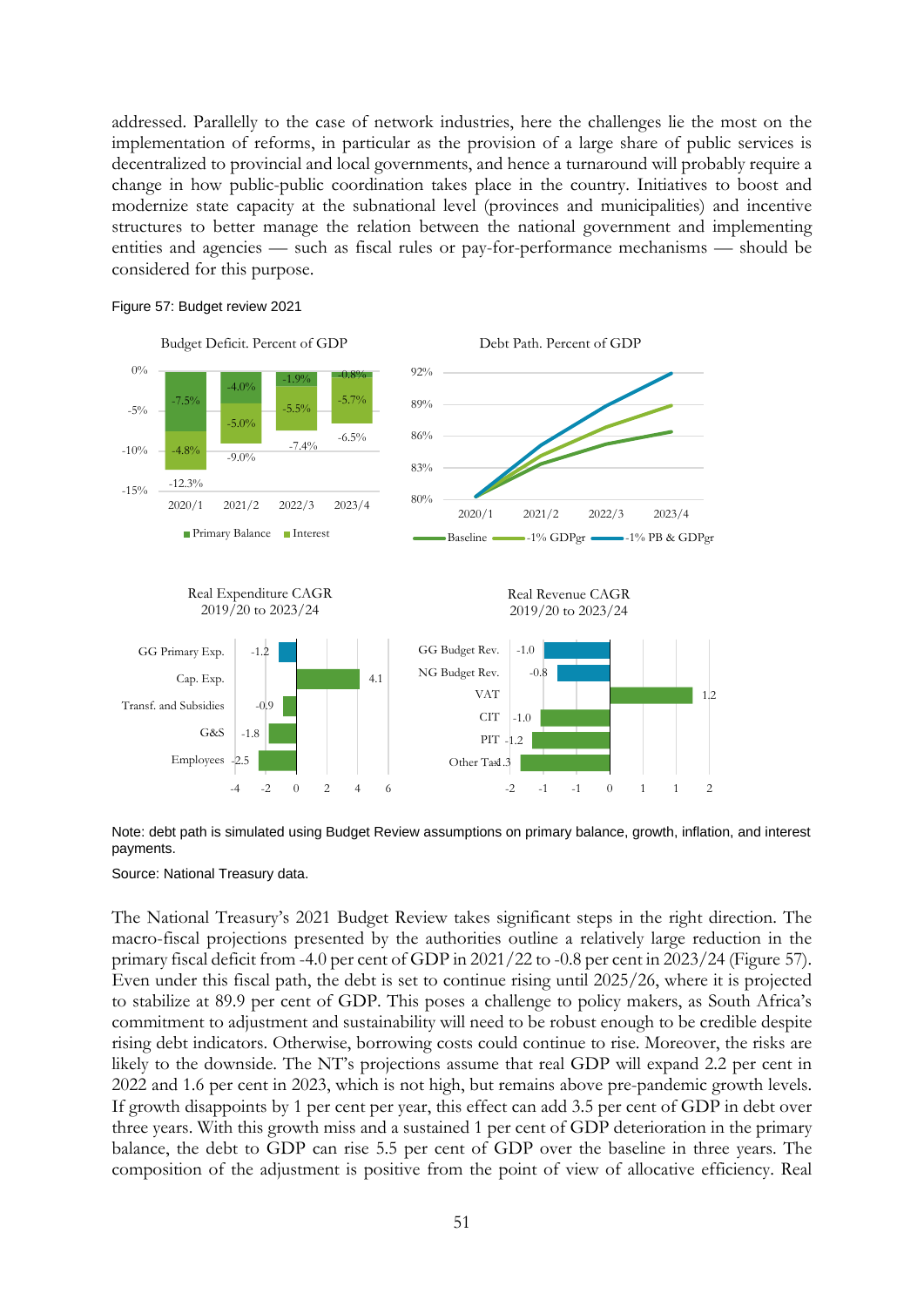addressed. Parallelly to the case of network industries, here the challenges lie the most on the implementation of reforms, in particular as the provision of a large share of public services is decentralized to provincial and local governments, and hence a turnaround will probably require a change in how public-public coordination takes place in the country. Initiatives to boost and modernize state capacity at the subnational level (provinces and municipalities) and incentive structures to better manage the relation between the national government and implementing entities and agencies — such as fiscal rules or pay-for-performance mechanisms — should be considered for this purpose.

Figure 57: Budget review 2021

Note: debt path is simulated using Budget Review assumptions on primary balance, growth, inflation, and interest payments.

Source: National Treasury data.

The National Treasury's 2021 Budget Review takes significant steps in the right direction. The macro-fiscal projections presented by the authorities outline a relatively large reduction in the primary fiscal deficit from -4.0 per cent of GDP in 2021/22 to -0.8 per cent in 2023/24 (Figure 57). Even under this fiscal path, the debt is set to continue rising until 2025/26, where it is projected to stabilize at 89.9 per cent of GDP. This poses a challenge to policy makers, as South Africa's commitment to adjustment and sustainability will need to be robust enough to be credible despite rising debt indicators. Otherwise, borrowing costs could continue to rise. Moreover, the risks are likely to the downside. The NT's projections assume that real GDP will expand 2.2 per cent in 2022 and 1.6 per cent in 2023, which is not high, but remains above pre-pandemic growth levels. If growth disappoints by 1 per cent per year, this effect can add 3.5 per cent of GDP in debt over three years. With this growth miss and a sustained 1 per cent of GDP deterioration in the primary balance, the debt to GDP can rise 5.5 per cent of GDP over the baseline in three years. The composition of the adjustment is positive from the point of view of allocative efficiency. Real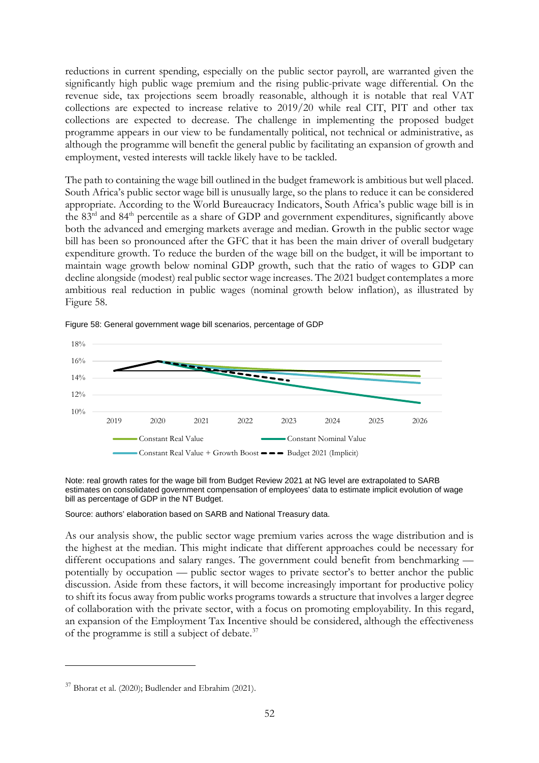reductions in current spending, especially on the public sector payroll, are warranted given the significantly high public wage premium and the rising public-private wage differential. On the revenue side, tax projections seem broadly reasonable, although it is notable that real VAT collections are expected to increase relative to 2019/20 while real CIT, PIT and other tax collections are expected to decrease. The challenge in implementing the proposed budget programme appears in our view to be fundamentally political, not technical or administrative, as although the programme will benefit the general public by facilitating an expansion of growth and employment, vested interests will tackle likely have to be tackled.

The path to containing the wage bill outlined in the budget framework is ambitious but well placed. South Africa's public sector wage bill is unusually large, so the plans to reduce it can be considered appropriate. According to the World Bureaucracy Indicators, South Africa's public wage bill is in the 83rd and 84th percentile as a share of GDP and government expenditures, significantly above both the advanced and emerging markets average and median. Growth in the public sector wage bill has been so pronounced after the GFC that it has been the main driver of overall budgetary expenditure growth. To reduce the burden of the wage bill on the budget, it will be important to maintain wage growth below nominal GDP growth, such that the ratio of wages to GDP can decline alongside (modest) real public sector wage increases. The 2021 budget contemplates a more ambitious real reduction in public wages (nominal growth below inflation), as illustrated by Figure 58.

Figure 58: General government wage bill scenarios, percentage of GDP

Note: real growth rates for the wage bill from Budget Review 2021 at NG level are extrapolated to SARB estimates on consolidated government compensation of employees' data to estimate implicit evolution of wage bill as percentage of GDP in the NT Budget.

Source: authors' elaboration based on SARB and National Treasury data.

As our analysis show, the public sector wage premium varies across the wage distribution and is the highest at the median. This might indicate that different approaches could be necessary for different occupations and salary ranges. The government could benefit from benchmarking — potentially by occupation — public sector wages to private sector's to better anchor the public discussion. Aside from these factors, it will become increasingly important for productive policy to shift its focus away from public works programs towards a structure that involves a larger degree of collaboration with the private sector, with a focus on promoting employability. In this regard, an expansion of the Employment Tax Incentive should be considered, although the effectiveness of the programme is still a subject of debate.[37]

[37] Bhorat et al. (2020); Budlender and Ebrahim (2021).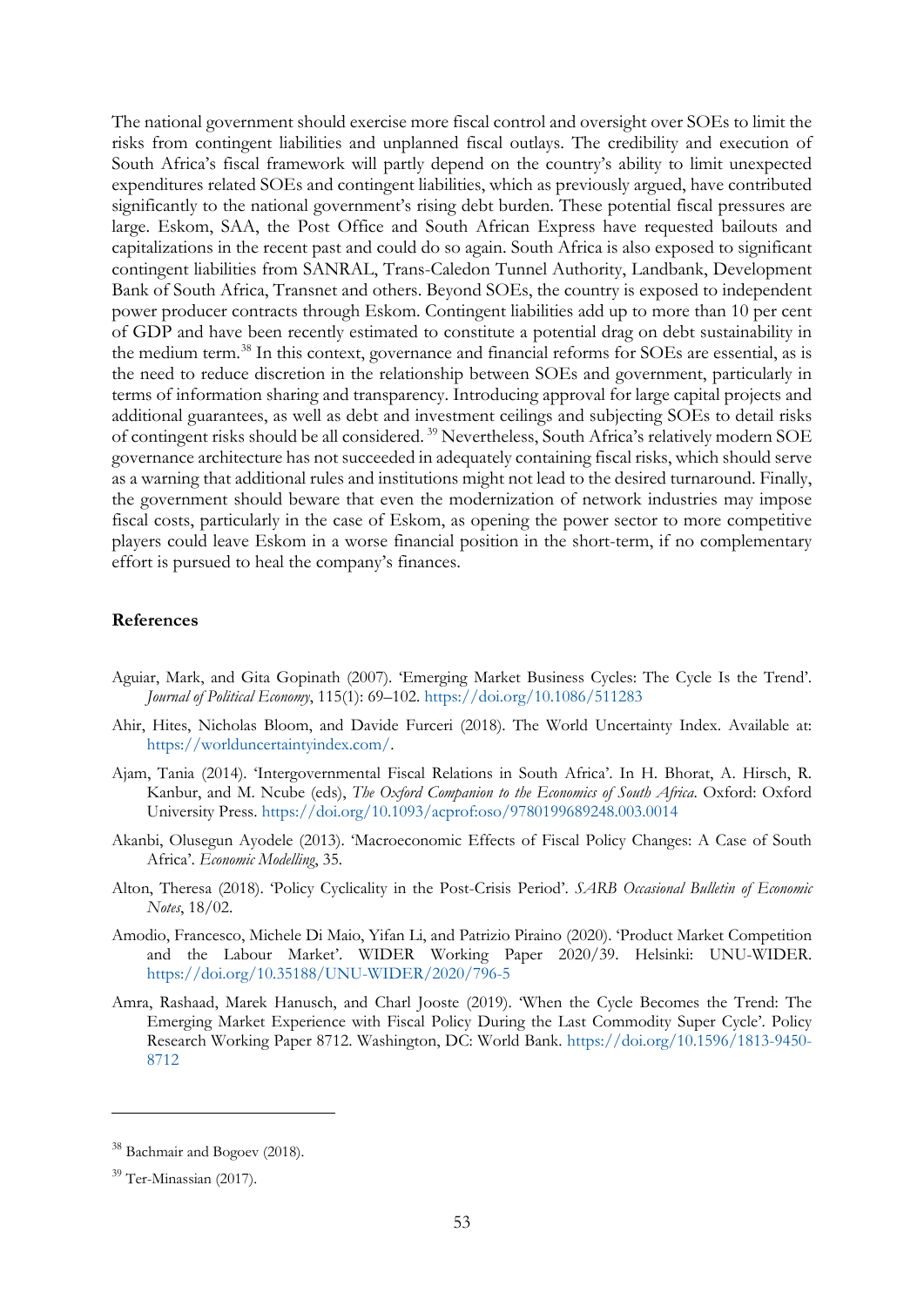The national government should exercise more fiscal control and oversight over SOEs to limit the risks from contingent liabilities and unplanned fiscal outlays. The credibility and execution of South Africa's fiscal framework will partly depend on the country's ability to limit unexpected expenditures related SOEs and contingent liabilities, which as previously argued, have contributed significantly to the national government's rising debt burden. These potential fiscal pressures are large. Eskom, SAA, the Post Office and South African Express have requested bailouts and capitalizations in the recent past and could do so again. South Africa is also exposed to significant contingent liabilities from SANRAL, Trans-Caledon Tunnel Authority, Landbank, Development Bank of South Africa, Transnet and others. Beyond SOEs, the country is exposed to independent power producer contracts through Eskom. Contingent liabilities add up to more than 10 per cent of GDP and have been recently estimated to constitute a potential drag on debt sustainability in the medium term.[38] In this context, governance and financial reforms for SOEs are essential, as is the need to reduce discretion in the relationship between SOEs and government, particularly in terms of information sharing and transparency. Introducing approval for large capital projects and additional guarantees, as well as debt and investment ceilings and subjecting SOEs to detail risks of contingent risks should be all considered. [39] Nevertheless, South Africa's relatively modern SOE governance architecture has not succeeded in adequately containing fiscal risks, which should serve as a warning that additional rules and institutions might not lead to the desired turnaround. Finally, the government should beware that even the modernization of network industries may impose fiscal costs, particularly in the case of Eskom, as opening the power sector to more competitive players could leave Eskom in a worse financial position in the short-term, if no complementary effort is pursued to heal the company's finances.

**References**

Aguiar, Mark, and Gita Gopinath (2007). 'Emerging Market Business Cycles: The Cycle Is the Trend'. *Journal of Political Economy*, 115(1): 69–102. https://doi.org/10.1086/511283

Ahir, Hites, Nicholas Bloom, and Davide Furceri (2018). The World Uncertainty Index. Available at: https://worlduncertaintyindex.com/.

Ajam, Tania (2014). 'Intergovernmental Fiscal Relations in South Africa'. In H. Bhorat, A. Hirsch, R. Kanbur, and M. Ncube (eds), *The Oxford Companion to the Economics of South Africa*. Oxford: Oxford University Press. https://doi.org/10.1093/acprof:oso/9780199689248.003.0014

Akanbi, Olusegun Ayodele (2013). 'Macroeconomic Effects of Fiscal Policy Changes: A Case of South Africa'. *Economic Modelling*, 35.

Alton, Theresa (2018). 'Policy Cyclicality in the Post-Crisis Period'. *SARB Occasional Bulletin of Economic Notes*, 18/02.

Amodio, Francesco, Michele Di Maio, Yifan Li, and Patrizio Piraino (2020). 'Product Market Competition and the Labour Market'. WIDER Working Paper 2020/39. Helsinki: UNU-WIDER. https://doi.org/10.35188/UNU-WIDER/2020/796-5

Amra, Rashaad, Marek Hanusch, and Charl Jooste (2019). 'When the Cycle Becomes the Trend: The Emerging Market Experience with Fiscal Policy During the Last Commodity Super Cycle'. Policy Research Working Paper 8712. Washington, DC: World Bank. https://doi.org/10.1596/1813-9450-8712

[38] Bachmair and Bogoev (2018).

[39] Ter-Minassian (2017).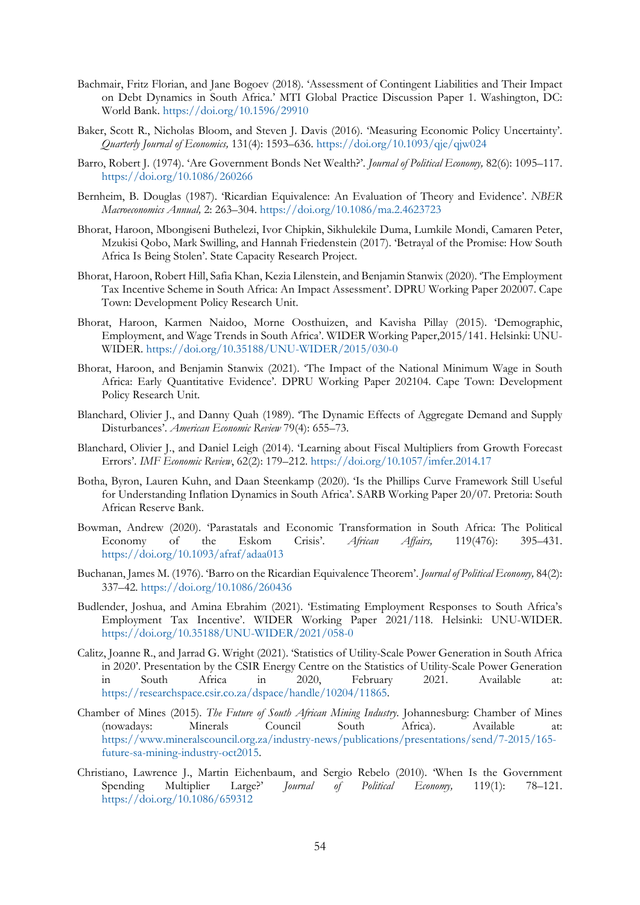Bachmair, Fritz Florian, and Jane Bogoev (2018). 'Assessment of Contingent Liabilities and Their Impact on Debt Dynamics in South Africa.' MTI Global Practice Discussion Paper 1. Washington, DC: World Bank. https://doi.org/10.1596/29910

Baker, Scott R., Nicholas Bloom, and Steven J. Davis (2016). 'Measuring Economic Policy Uncertainty'. *Quarterly Journal of Economics,* 131(4): 1593–636. https://doi.org/10.1093/qje/qjw024

Barro, Robert J. (1974). 'Are Government Bonds Net Wealth?'. *Journal of Political Economy,* 82(6): 1095–117. https://doi.org/10.1086/260266

Bernheim, B. Douglas (1987). 'Ricardian Equivalence: An Evaluation of Theory and Evidence'. *NBER Macroeconomics Annual,* 2: 263–304. https://doi.org/10.1086/ma.2.4623723

Bhorat, Haroon, Mbongiseni Buthelezi, Ivor Chipkin, Sikhulekile Duma, Lumkile Mondi, Camaren Peter, Mzukisi Qobo, Mark Swilling, and Hannah Friedenstein (2017). 'Betrayal of the Promise: How South Africa Is Being Stolen'. State Capacity Research Project.

Bhorat, Haroon, Robert Hill, Safia Khan, Kezia Lilenstein, and Benjamin Stanwix (2020). 'The Employment Tax Incentive Scheme in South Africa: An Impact Assessment'. DPRU Working Paper 202007. Cape Town: Development Policy Research Unit.

Bhorat, Haroon, Karmen Naidoo, Morne Oosthuizen, and Kavisha Pillay (2015). 'Demographic, Employment, and Wage Trends in South Africa'. WIDER Working Paper,2015/141. Helsinki: UNU-WIDER. https://doi.org/10.35188/UNU-WIDER/2015/030-0

Bhorat, Haroon, and Benjamin Stanwix (2021). 'The Impact of the National Minimum Wage in South Africa: Early Quantitative Evidence'. DPRU Working Paper 202104. Cape Town: Development Policy Research Unit.

Blanchard, Olivier J., and Danny Quah (1989). 'The Dynamic Effects of Aggregate Demand and Supply Disturbances'. *American Economic Review* 79(4): 655–73.

Blanchard, Olivier J., and Daniel Leigh (2014). 'Learning about Fiscal Multipliers from Growth Forecast Errors'. *IMF Economic Review*, 62(2): 179–212. https://doi.org/10.1057/imfer.2014.17

Botha, Byron, Lauren Kuhn, and Daan Steenkamp (2020). 'Is the Phillips Curve Framework Still Useful for Understanding Inflation Dynamics in South Africa'. SARB Working Paper 20/07. Pretoria: South African Reserve Bank.

Bowman, Andrew (2020). 'Parastatals and Economic Transformation in South Africa: The Political Economy of the Eskom Crisis'. *African Affairs,* 119(476): 395–431. https://doi.org/10.1093/afraf/adaa013

Buchanan, James M. (1976). 'Barro on the Ricardian Equivalence Theorem'. *Journal of Political Economy,* 84(2): 337–42. https://doi.org/10.1086/260436

Budlender, Joshua, and Amina Ebrahim (2021). 'Estimating Employment Responses to South Africa's Employment Tax Incentive'. WIDER Working Paper 2021/118. Helsinki: UNU-WIDER. https://doi.org/10.35188/UNU-WIDER/2021/058-0

Calitz, Joanne R., and Jarrad G. Wright (2021). 'Statistics of Utility-Scale Power Generation in South Africa in 2020'. Presentation by the CSIR Energy Centre on the Statistics of Utility-Scale Power Generation in South Africa in 2020, February 2021. Available at: https://researchspace.csir.co.za/dspace/handle/10204/11865.

Chamber of Mines (2015). *The Future of South African Mining Industry.* Johannesburg: Chamber of Mines (nowadays: Minerals Council South Africa). Available at: https://www.mineralscouncil.org.za/industry-news/publications/presentations/send/7-2015/165-future-sa-mining-industry-oct2015.

Christiano, Lawrence J., Martin Eichenbaum, and Sergio Rebelo (2010). 'When Is the Government Spending Multiplier Large?' *Journal of Political Economy,* 119(1): 78–121. https://doi.org/10.1086/659312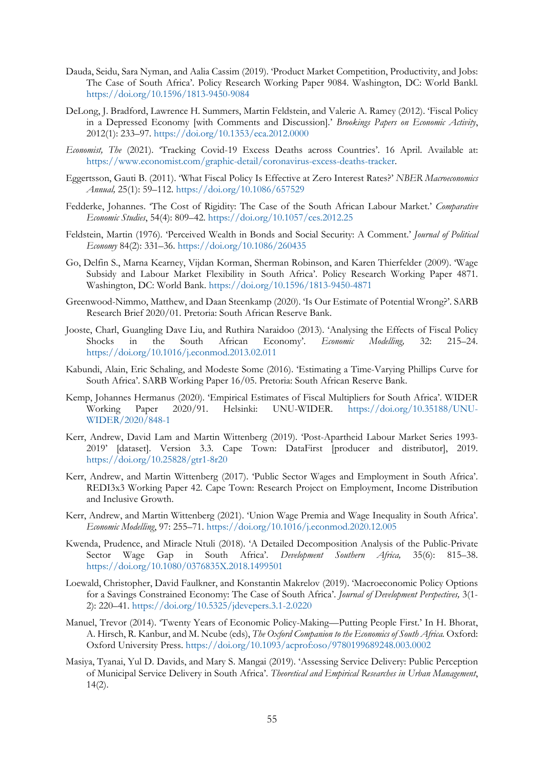Dauda, Seidu, Sara Nyman, and Aalia Cassim (2019). 'Product Market Competition, Productivity, and Jobs: The Case of South Africa'. Policy Research Working Paper 9084. Washington, DC: World Bankl. https://doi.org/10.1596/1813-9450-9084

DeLong, J. Bradford, Lawrence H. Summers, Martin Feldstein, and Valerie A. Ramey (2012). 'Fiscal Policy in a Depressed Economy [with Comments and Discussion].' *Brookings Papers on Economic Activity*, 2012(1): 233–97. https://doi.org/10.1353/eca.2012.0000

*Economist, The* (2021). 'Tracking Covid-19 Excess Deaths across Countries'. 16 April. Available at: https://www.economist.com/graphic-detail/coronavirus-excess-deaths-tracker.

Eggertsson, Gauti B. (2011). 'What Fiscal Policy Is Effective at Zero Interest Rates?' *NBER Macroeconomics Annual,* 25(1): 59–112. https://doi.org/10.1086/657529

Fedderke, Johannes. 'The Cost of Rigidity: The Case of the South African Labour Market.' *Comparative Economic Studies*, 54(4): 809–42. https://doi.org/10.1057/ces.2012.25

Feldstein, Martin (1976). 'Perceived Wealth in Bonds and Social Security: A Comment.' *Journal of Political Economy* 84(2): 331–36. https://doi.org/10.1086/260435

Go, Delfin S., Marna Kearney, Vijdan Korman, Sherman Robinson, and Karen Thierfelder (2009). 'Wage Subsidy and Labour Market Flexibility in South Africa'. Policy Research Working Paper 4871. Washington, DC: World Bank. https://doi.org/10.1596/1813-9450-4871

Greenwood-Nimmo, Matthew, and Daan Steenkamp (2020). 'Is Our Estimate of Potential Wrong?'. SARB Research Brief 2020/01. Pretoria: South African Reserve Bank.

Jooste, Charl, Guangling Dave Liu, and Ruthira Naraidoo (2013). 'Analysing the Effects of Fiscal Policy Shocks in the South African Economy'. *Economic Modelling,* 32: 215–24. https://doi.org/10.1016/j.econmod.2013.02.011

Kabundi, Alain, Eric Schaling, and Modeste Some (2016). 'Estimating a Time-Varying Phillips Curve for South Africa'. SARB Working Paper 16/05. Pretoria: South African Reserve Bank.

Kemp, Johannes Hermanus (2020). 'Empirical Estimates of Fiscal Multipliers for South Africa'. WIDER Working Paper 2020/91. Helsinki: UNU-WIDER. https://doi.org/10.35188/UNU-WIDER/2020/848-1

Kerr, Andrew, David Lam and Martin Wittenberg (2019). 'Post-Apartheid Labour Market Series 1993-2019' [dataset]. Version 3.3. Cape Town: DataFirst [producer and distributor], 2019. https://doi.org/10.25828/gtr1-8r20

Kerr, Andrew, and Martin Wittenberg (2017). 'Public Sector Wages and Employment in South Africa'. REDI3x3 Working Paper 42. Cape Town: Research Project on Employment, Income Distribution and Inclusive Growth.

Kerr, Andrew, and Martin Wittenberg (2021). 'Union Wage Premia and Wage Inequality in South Africa'. *Economic Modelling*, 97: 255–71. https://doi.org/10.1016/j.econmod.2020.12.005

Kwenda, Prudence, and Miracle Ntuli (2018). 'A Detailed Decomposition Analysis of the Public-Private Sector Wage Gap in South Africa'. *Development Southern Africa,* 35(6): 815–38. https://doi.org/10.1080/0376835X.2018.1499501

Loewald, Christopher, David Faulkner, and Konstantin Makrelov (2019). 'Macroeconomic Policy Options for a Savings Constrained Economy: The Case of South Africa'. *Journal of Development Perspectives,* 3(1-2): 220–41. https://doi.org/10.5325/jdevepers.3.1-2.0220

Manuel, Trevor (2014). 'Twenty Years of Economic Policy-Making—Putting People First.' In H. Bhorat, A. Hirsch, R. Kanbur, and M. Ncube (eds), *The Oxford Companion to the Economics of South Africa*. Oxford: Oxford University Press. https://doi.org/10.1093/acprof:oso/9780199689248.003.0002

Masiya, Tyanai, Yul D. Davids, and Mary S. Mangai (2019). 'Assessing Service Delivery: Public Perception of Municipal Service Delivery in South Africa'. *Theoretical and Empirical Researches in Urban Management*, 14(2).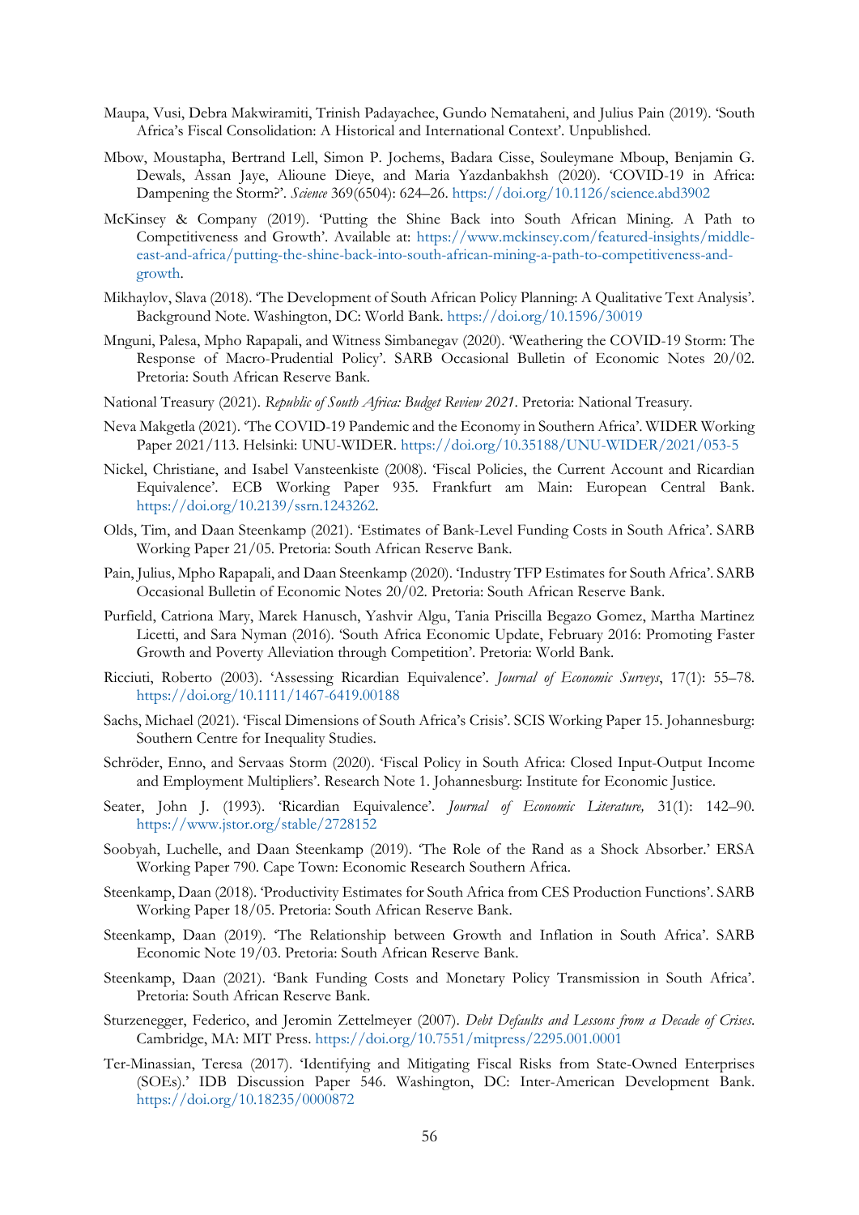Maupa, Vusi, Debra Makwiramiti, Trinish Padayachee, Gundo Nemataheni, and Julius Pain (2019). 'South Africa's Fiscal Consolidation: A Historical and International Context'. Unpublished.

Mbow, Moustapha, Bertrand Lell, Simon P. Jochems, Badara Cisse, Souleymane Mboup, Benjamin G. Dewals, Assan Jaye, Alioune Dieye, and Maria Yazdanbakhsh (2020). 'COVID-19 in Africa: Dampening the Storm?'. *Science* 369(6504): 624–26. https://doi.org/10.1126/science.abd3902

McKinsey & Company (2019). 'Putting the Shine Back into South African Mining. A Path to Competitiveness and Growth'. Available at: https://www.mckinsey.com/featured-insights/middle-east-and-africa/putting-the-shine-back-into-south-african-mining-a-path-to-competitiveness-and-growth.

Mikhaylov, Slava (2018). 'The Development of South African Policy Planning: A Qualitative Text Analysis'. Background Note. Washington, DC: World Bank. https://doi.org/10.1596/30019

Mnguni, Palesa, Mpho Rapapali, and Witness Simbanegav (2020). 'Weathering the COVID-19 Storm: The Response of Macro-Prudential Policy'. SARB Occasional Bulletin of Economic Notes 20/02. Pretoria: South African Reserve Bank.

National Treasury (2021). *Republic of South Africa: Budget Review 2021*. Pretoria: National Treasury.

Neva Makgetla (2021). 'The COVID-19 Pandemic and the Economy in Southern Africa'. WIDER Working Paper 2021/113. Helsinki: UNU-WIDER. https://doi.org/10.35188/UNU-WIDER/2021/053-5

Nickel, Christiane, and Isabel Vansteenkiste (2008). 'Fiscal Policies, the Current Account and Ricardian Equivalence'. ECB Working Paper 935. Frankfurt am Main: European Central Bank. https://doi.org/10.2139/ssrn.1243262.

Olds, Tim, and Daan Steenkamp (2021). 'Estimates of Bank-Level Funding Costs in South Africa'. SARB Working Paper 21/05. Pretoria: South African Reserve Bank.

Pain, Julius, Mpho Rapapali, and Daan Steenkamp (2020). 'Industry TFP Estimates for South Africa'. SARB Occasional Bulletin of Economic Notes 20/02. Pretoria: South African Reserve Bank.

Purfield, Catriona Mary, Marek Hanusch, Yashvir Algu, Tania Priscilla Begazo Gomez, Martha Martinez Licetti, and Sara Nyman (2016). 'South Africa Economic Update, February 2016: Promoting Faster Growth and Poverty Alleviation through Competition'. Pretoria: World Bank.

Ricciuti, Roberto (2003). 'Assessing Ricardian Equivalence'. *Journal of Economic Surveys*, 17(1): 55–78. https://doi.org/10.1111/1467-6419.00188

Sachs, Michael (2021). 'Fiscal Dimensions of South Africa's Crisis'. SCIS Working Paper 15. Johannesburg: Southern Centre for Inequality Studies.

Schröder, Enno, and Servaas Storm (2020). 'Fiscal Policy in South Africa: Closed Input-Output Income and Employment Multipliers'. Research Note 1. Johannesburg: Institute for Economic Justice.

Seater, John J. (1993). 'Ricardian Equivalence'. *Journal of Economic Literature,* 31(1): 142–90. https://www.jstor.org/stable/2728152

Soobyah, Luchelle, and Daan Steenkamp (2019). 'The Role of the Rand as a Shock Absorber.' ERSA Working Paper 790. Cape Town: Economic Research Southern Africa.

Steenkamp, Daan (2018). 'Productivity Estimates for South Africa from CES Production Functions'. SARB Working Paper 18/05. Pretoria: South African Reserve Bank.

Steenkamp, Daan (2019). 'The Relationship between Growth and Inflation in South Africa'. SARB Economic Note 19/03. Pretoria: South African Reserve Bank.

Steenkamp, Daan (2021). 'Bank Funding Costs and Monetary Policy Transmission in South Africa'. Pretoria: South African Reserve Bank.

Sturzenegger, Federico, and Jeromin Zettelmeyer (2007). *Debt Defaults and Lessons from a Decade of Crises*. Cambridge, MA: MIT Press. https://doi.org/10.7551/mitpress/2295.001.0001

Ter-Minassian, Teresa (2017). 'Identifying and Mitigating Fiscal Risks from State-Owned Enterprises (SOEs).' IDB Discussion Paper 546. Washington, DC: Inter-American Development Bank. https://doi.org/10.18235/0000872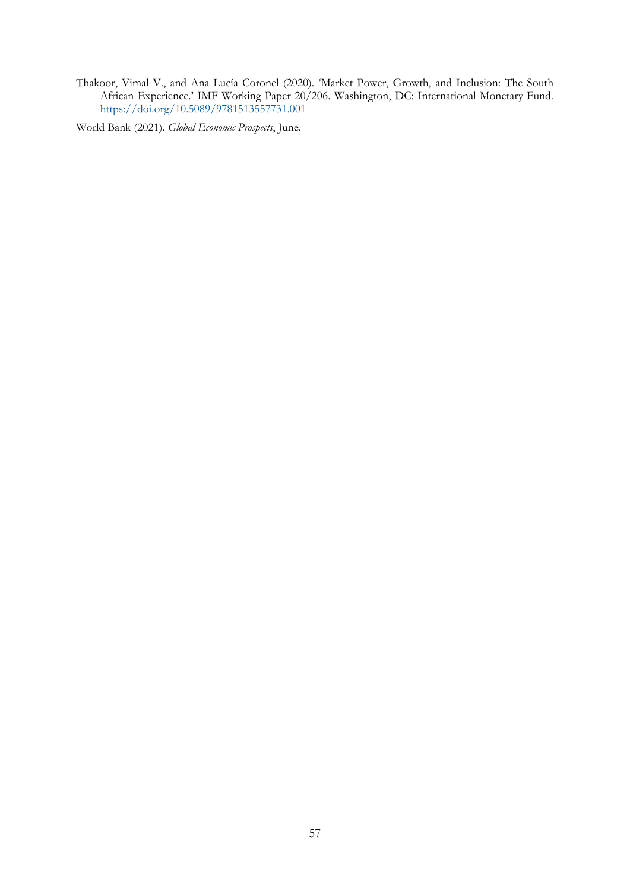Thakoor, Vimal V., and Ana Lucía Coronel (2020). 'Market Power, Growth, and Inclusion: The South African Experience.' IMF Working Paper 20/206. Washington, DC: International Monetary Fund. https://doi.org/10.5089/9781513557731.001

World Bank (2021). *Global Economic Prospects*, June.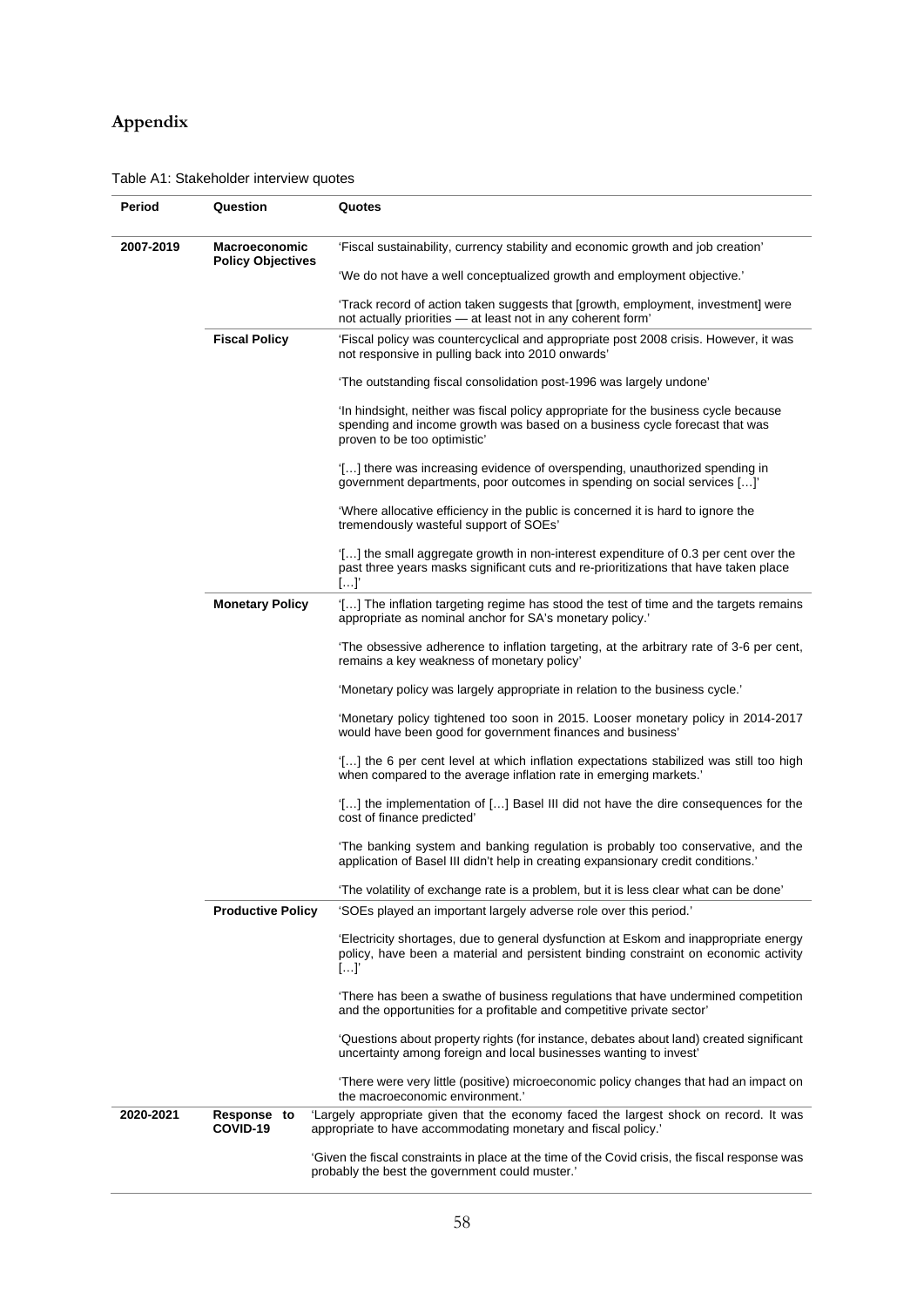## Appendix

Table A1: Stakeholder interview quotes

| Period | Question | Quotes |
|---|---|---|
| 2007-2019 | **Macroeconomic Policy Objectives** | 'Fiscal sustainability, currency stability and economic growth and job creation' |
| | | 'We do not have a well conceptualized growth and employment objective.' |
| | | 'Track record of action taken suggests that [growth, employment, investment] were not actually priorities — at least not in any coherent form' |
| | **Fiscal Policy** | 'Fiscal policy was countercyclical and appropriate post 2008 crisis. However, it was not responsive in pulling back into 2010 onwards' |
| | | 'The outstanding fiscal consolidation post-1996 was largely undone' |
| | | 'In hindsight, neither was fiscal policy appropriate for the business cycle because spending and income growth was based on a business cycle forecast that was proven to be too optimistic' |
| | | '[…] there was increasing evidence of overspending, unauthorized spending in government departments, poor outcomes in spending on social services […]' |
| | | 'Where allocative efficiency in the public is concerned it is hard to ignore the tremendously wasteful support of SOEs' |
| | | '[…] the small aggregate growth in non-interest expenditure of 0.3 per cent over the past three years masks significant cuts and re-prioritizations that have taken place […]' |
| | **Monetary Policy** | '[…] The inflation targeting regime has stood the test of time and the targets remains appropriate as nominal anchor for SA's monetary policy.' |
| | | 'The obsessive adherence to inflation targeting, at the arbitrary rate of 3-6 per cent, remains a key weakness of monetary policy' |
| | | 'Monetary policy was largely appropriate in relation to the business cycle.' |
| | | 'Monetary policy tightened too soon in 2015. Looser monetary policy in 2014-2017 would have been good for government finances and business' |
| | | '[…] the 6 per cent level at which inflation expectations stabilized was still too high when compared to the average inflation rate in emerging markets.' |
| | | '[…] the implementation of […] Basel III did not have the dire consequences for the cost of finance predicted' |
| | | 'The banking system and banking regulation is probably too conservative, and the application of Basel III didn't help in creating expansionary credit conditions.' |
| | | 'The volatility of exchange rate is a problem, but it is less clear what can be done' |
| | **Productive Policy** | 'SOEs played an important largely adverse role over this period.' |
| | | 'Electricity shortages, due to general dysfunction at Eskom and inappropriate energy policy, have been a material and persistent binding constraint on economic activity […]' |
| | | 'There has been a swathe of business regulations that have undermined competition and the opportunities for a profitable and competitive private sector' |
| | | 'Questions about property rights (for instance, debates about land) created significant uncertainty among foreign and local businesses wanting to invest' |
| | | 'There were very little (positive) microeconomic policy changes that had an impact on the macroeconomic environment.' |
| 2020-2021 | **Response to COVID-19** | 'Largely appropriate given that the economy faced the largest shock on record. It was appropriate to have accommodating monetary and fiscal policy.' |
| | | 'Given the fiscal constraints in place at the time of the Covid crisis, the fiscal response was probably the best the government could muster.' |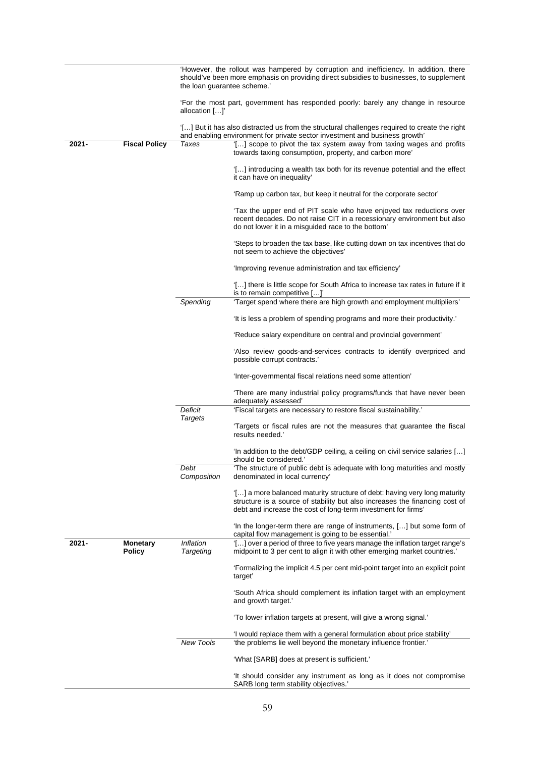| | | | |
|---|---|---|---|
| | | 'However, the rollout was hampered by corruption and inefficiency. In addition, there should've been more emphasis on providing direct subsidies to businesses, to supplement the loan guarantee scheme.'<br><br>'For the most part, government has responded poorly: barely any change in resource allocation […]'<br><br>'[…] But it has also distracted us from the structural challenges required to create the right and enabling environment for private sector investment and business growth' | |
| **2021-** | **Fiscal Policy** | *Taxes* | '[…] scope to pivot the tax system away from taxing wages and profits towards taxing consumption, property, and carbon more'<br><br>'[…] introducing a wealth tax both for its revenue potential and the effect it can have on inequality'<br><br>'Ramp up carbon tax, but keep it neutral for the corporate sector'<br><br>'Tax the upper end of PIT scale who have enjoyed tax reductions over recent decades. Do not raise CIT in a recessionary environment but also do not lower it in a misguided race to the bottom'<br><br>'Steps to broaden the tax base, like cutting down on tax incentives that do not seem to achieve the objectives'<br><br>'Improving revenue administration and tax efficiency'<br><br>'[…] there is little scope for South Africa to increase tax rates in future if it is to remain competitive […]' |
| | | *Spending* | 'Target spend where there are high growth and employment multipliers'<br><br>'It is less a problem of spending programs and more their productivity.'<br><br>'Reduce salary expenditure on central and provincial government'<br><br>'Also review goods-and-services contracts to identify overpriced and possible corrupt contracts.'<br><br>'Inter-governmental fiscal relations need some attention'<br><br>'There are many industrial policy programs/funds that have never been adequately assessed' |
| | | *Deficit Targets* | 'Fiscal targets are necessary to restore fiscal sustainability.'<br><br>'Targets or fiscal rules are not the measures that guarantee the fiscal results needed.'<br><br>'In addition to the debt/GDP ceiling, a ceiling on civil service salaries […] should be considered.' |
| | | *Debt Composition* | 'The structure of public debt is adequate with long maturities and mostly denominated in local currency'<br><br>'[…] a more balanced maturity structure of debt: having very long maturity structure is a source of stability but also increases the financing cost of debt and increase the cost of long-term investment for firms'<br><br>'In the longer-term there are range of instruments, […] but some form of capital flow management is going to be essential.' |
| **2021-** | **Monetary Policy** | *Inflation Targeting* | '[…] over a period of three to five years manage the inflation target range's midpoint to 3 per cent to align it with other emerging market countries.'<br><br>'Formalizing the implicit 4.5 per cent mid-point target into an explicit point target'<br><br>'South Africa should complement its inflation target with an employment and growth target.'<br><br>'To lower inflation targets at present, will give a wrong signal.'<br><br>'I would replace them with a general formulation about price stability' |
| | | *New Tools* | 'the problems lie well beyond the monetary influence frontier.'<br><br>'What [SARB] does at present is sufficient.'<br><br>'It should consider any instrument as long as it does not compromise SARB long term stability objectives.' |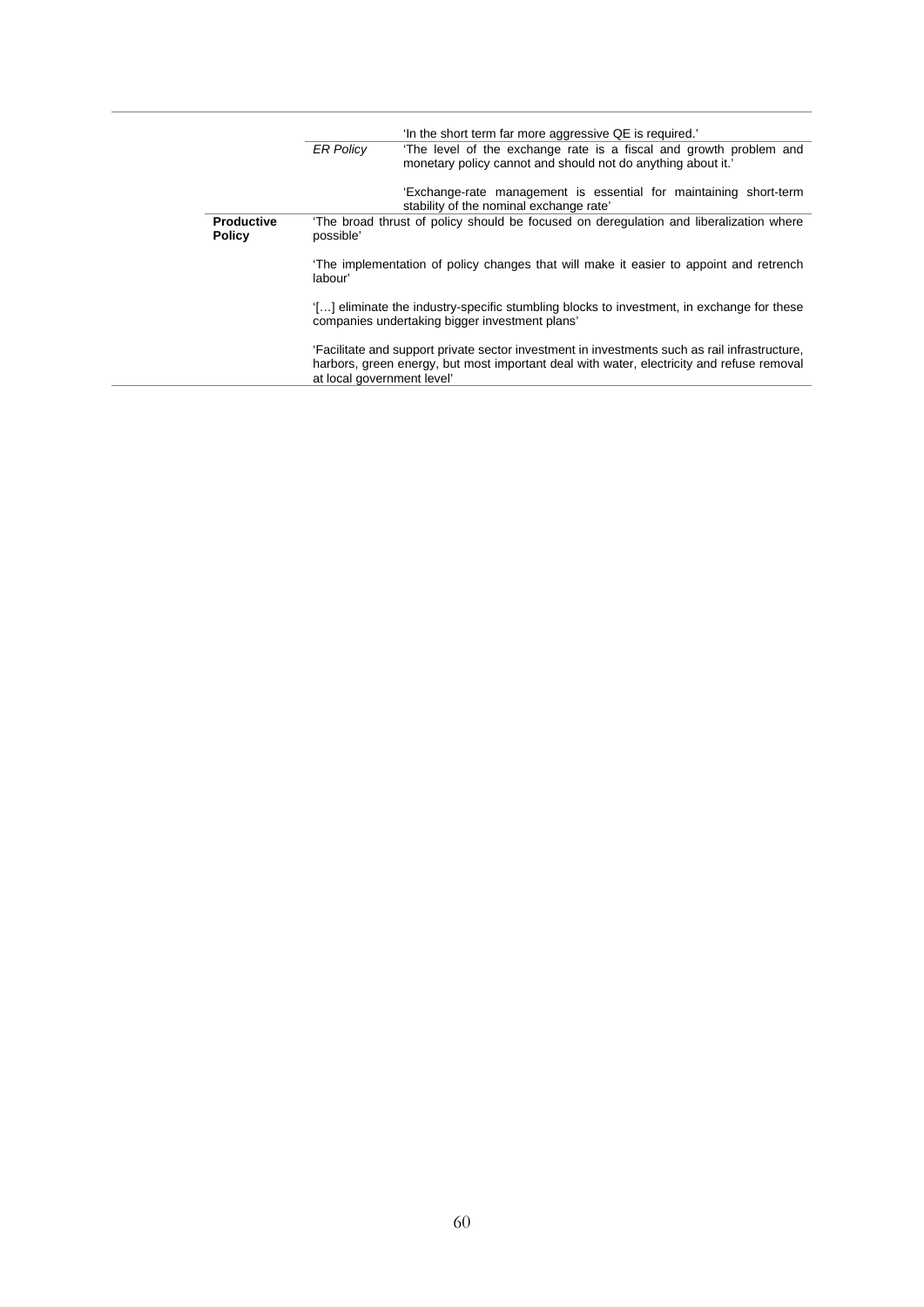| | | |
|---|---|---|
| | | 'In the short term far more aggressive QE is required.' |
| | *ER Policy* | 'The level of the exchange rate is a fiscal and growth problem and monetary policy cannot and should not do anything about it.' |
| | | 'Exchange-rate management is essential for maintaining short-term stability of the nominal exchange rate' |
| **Productive Policy** | 'The broad thrust of policy should be focused on deregulation and liberalization where possible' | |
| | 'The implementation of policy changes that will make it easier to appoint and retrench labour' | |
| | '[…] eliminate the industry-specific stumbling blocks to investment, in exchange for these companies undertaking bigger investment plans' | |
| | 'Facilitate and support private sector investment in investments such as rail infrastructure, harbors, green energy, but most important deal with water, electricity and refuse removal at local government level' | |